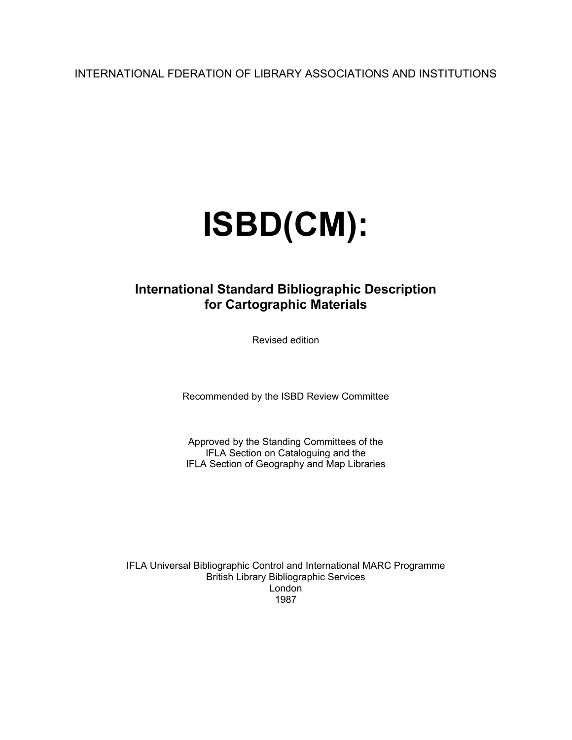INTERNATIONAL FDERATION OF LIBRARY ASSOCIATIONS AND INSTITUTIONS

# ISBD(CM):

## International Standard Bibliographic Description for Cartographic Materials

Revised edition

Recommended by the ISBD Review Committee

Approved by the Standing Committees of the
IFLA Section on Cataloguing and the
IFLA Section of Geography and Map Libraries

IFLA Universal Bibliographic Control and International MARC Programme
British Library Bibliographic Services
London
1987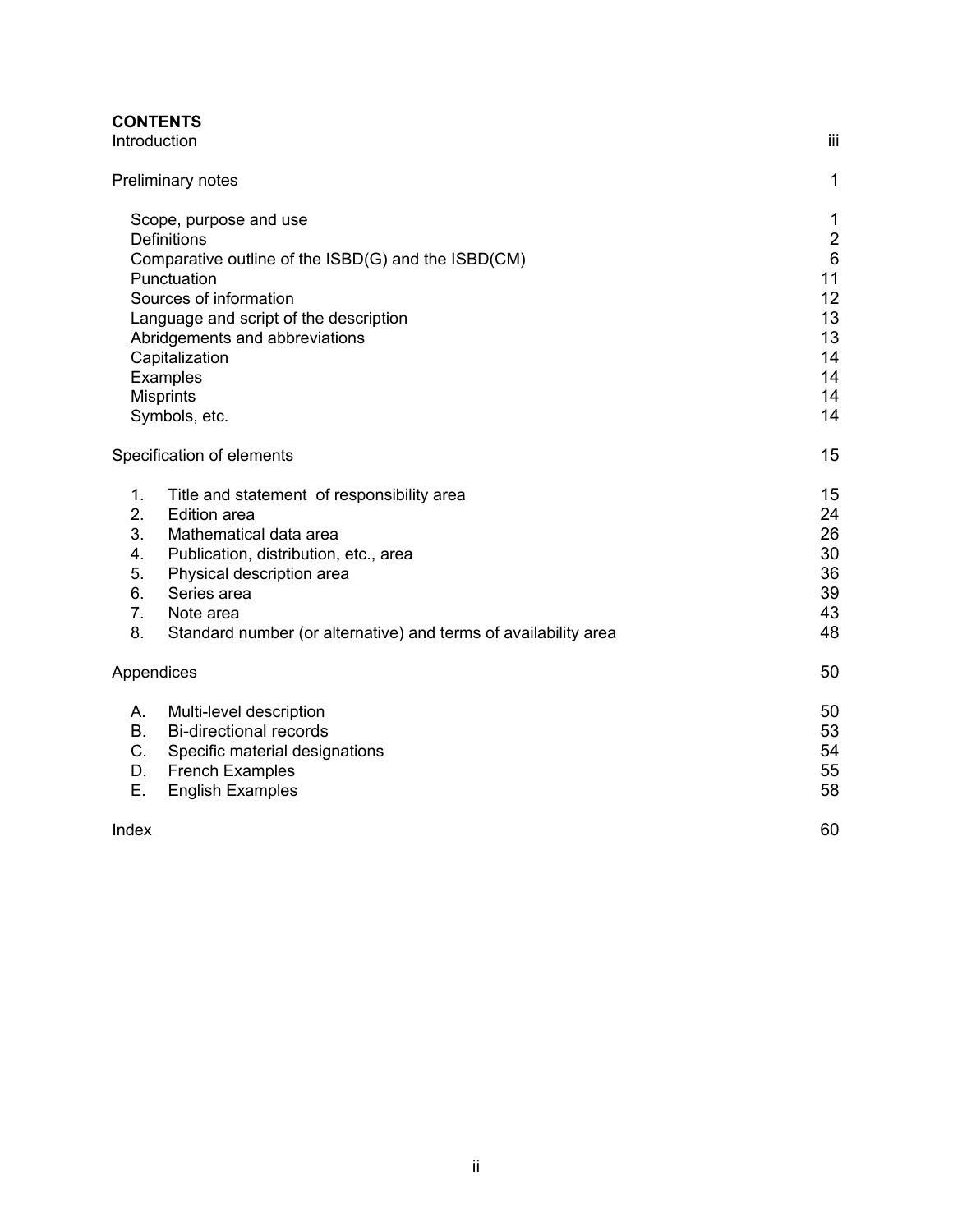**CONTENTS**

| | |
|---|---|
| Introduction | iii |
| Preliminary notes | 1 |
| Scope, purpose and use | 1 |
| Definitions | 2 |
| Comparative outline of the ISBD(G) and the ISBD(CM) | 6 |
| Punctuation | 11 |
| Sources of information | 12 |
| Language and script of the description | 13 |
| Abridgements and abbreviations | 13 |
| Capitalization | 14 |
| Examples | 14 |
| Misprints | 14 |
| Symbols, etc. | 14 |
| Specification of elements | 15 |
| 1. Title and statement of responsibility area | 15 |
| 2. Edition area | 24 |
| 3. Mathematical data area | 26 |
| 4. Publication, distribution, etc., area | 30 |
| 5. Physical description area | 36 |
| 6. Series area | 39 |
| 7. Note area | 43 |
| 8. Standard number (or alternative) and terms of availability area | 48 |
| Appendices | 50 |
| A. Multi-level description | 50 |
| B. Bi-directional records | 53 |
| C. Specific material designations | 54 |
| D. French Examples | 55 |
| E. English Examples | 58 |
| Index | 60 |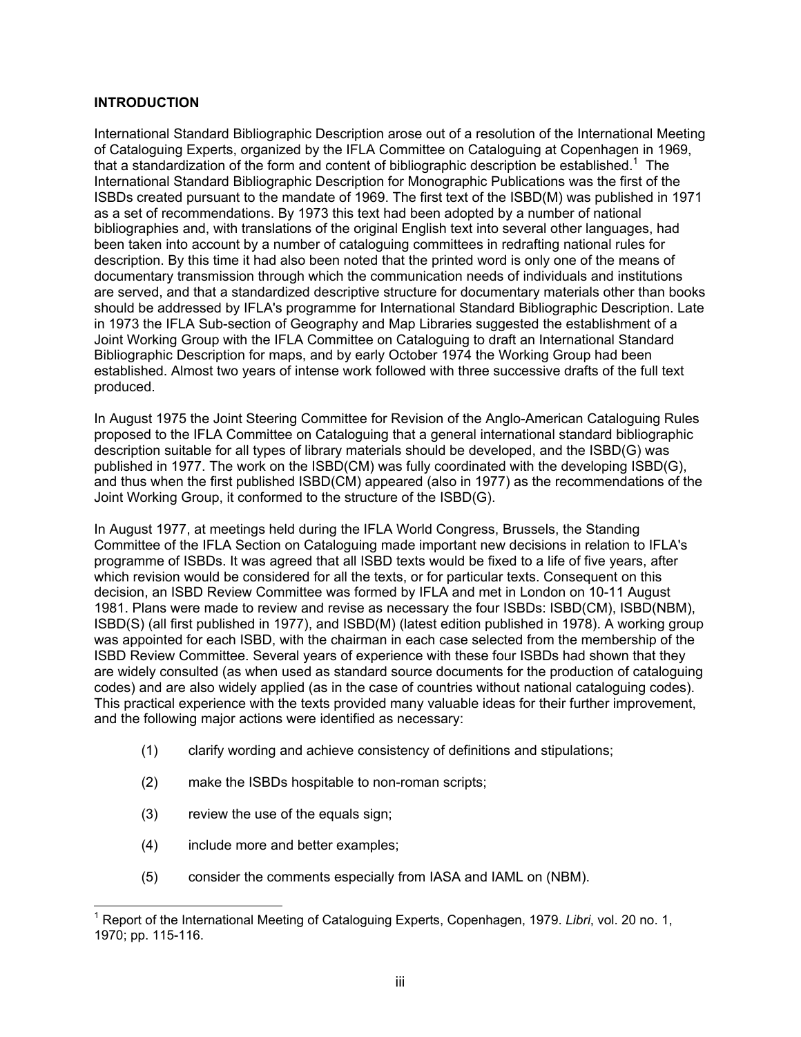## INTRODUCTION

International Standard Bibliographic Description arose out of a resolution of the International Meeting of Cataloguing Experts, organized by the IFLA Committee on Cataloguing at Copenhagen in 1969, that a standardization of the form and content of bibliographic description be established.[1] The International Standard Bibliographic Description for Monographic Publications was the first of the ISBDs created pursuant to the mandate of 1969. The first text of the ISBD(M) was published in 1971 as a set of recommendations. By 1973 this text had been adopted by a number of national bibliographies and, with translations of the original English text into several other languages, had been taken into account by a number of cataloguing committees in redrafting national rules for description. By this time it had also been noted that the printed word is only one of the means of documentary transmission through which the communication needs of individuals and institutions are served, and that a standardized descriptive structure for documentary materials other than books should be addressed by IFLA's programme for International Standard Bibliographic Description. Late in 1973 the IFLA Sub-section of Geography and Map Libraries suggested the establishment of a Joint Working Group with the IFLA Committee on Cataloguing to draft an International Standard Bibliographic Description for maps, and by early October 1974 the Working Group had been established. Almost two years of intense work followed with three successive drafts of the full text produced.

In August 1975 the Joint Steering Committee for Revision of the Anglo-American Cataloguing Rules proposed to the IFLA Committee on Cataloguing that a general international standard bibliographic description suitable for all types of library materials should be developed, and the ISBD(G) was published in 1977. The work on the ISBD(CM) was fully coordinated with the developing ISBD(G), and thus when the first published ISBD(CM) appeared (also in 1977) as the recommendations of the Joint Working Group, it conformed to the structure of the ISBD(G).

In August 1977, at meetings held during the IFLA World Congress, Brussels, the Standing Committee of the IFLA Section on Cataloguing made important new decisions in relation to IFLA's programme of ISBDs. It was agreed that all ISBD texts would be fixed to a life of five years, after which revision would be considered for all the texts, or for particular texts. Consequent on this decision, an ISBD Review Committee was formed by IFLA and met in London on 10-11 August 1981. Plans were made to review and revise as necessary the four ISBDs: ISBD(CM), ISBD(NBM), ISBD(S) (all first published in 1977), and ISBD(M) (latest edition published in 1978). A working group was appointed for each ISBD, with the chairman in each case selected from the membership of the ISBD Review Committee. Several years of experience with these four ISBDs had shown that they are widely consulted (as when used as standard source documents for the production of cataloguing codes) and are also widely applied (as in the case of countries without national cataloguing codes). This practical experience with the texts provided many valuable ideas for their further improvement, and the following major actions were identified as necessary:

(1) clarify wording and achieve consistency of definitions and stipulations;

(2) make the ISBDs hospitable to non-roman scripts;

(3) review the use of the equals sign;

(4) include more and better examples;

(5) consider the comments especially from IASA and IAML on (NBM).

---

[1] Report of the International Meeting of Cataloguing Experts, Copenhagen, 1979. *Libri*, vol. 20 no. 1, 1970; pp. 115-116.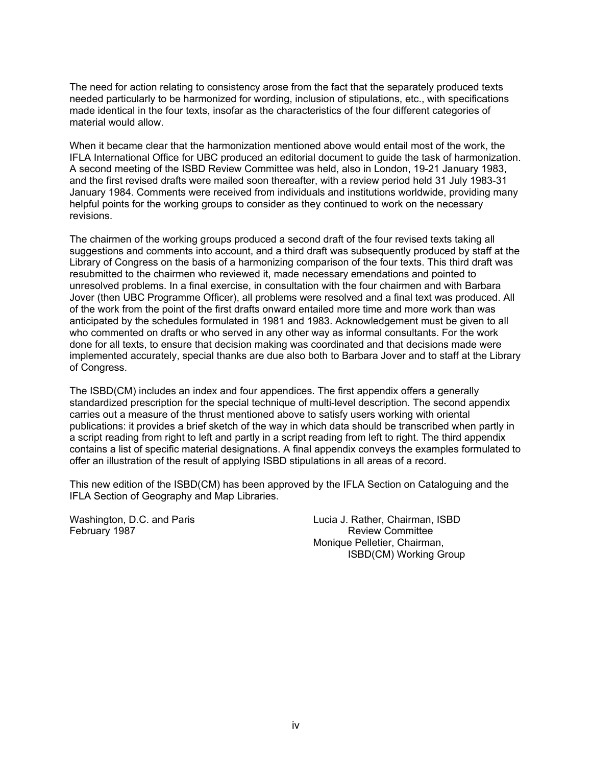The need for action relating to consistency arose from the fact that the separately produced texts needed particularly to be harmonized for wording, inclusion of stipulations, etc., with specifications made identical in the four texts, insofar as the characteristics of the four different categories of material would allow.

When it became clear that the harmonization mentioned above would entail most of the work, the IFLA International Office for UBC produced an editorial document to guide the task of harmonization. A second meeting of the ISBD Review Committee was held, also in London, 19-21 January 1983, and the first revised drafts were mailed soon thereafter, with a review period held 31 July 1983-31 January 1984. Comments were received from individuals and institutions worldwide, providing many helpful points for the working groups to consider as they continued to work on the necessary revisions.

The chairmen of the working groups produced a second draft of the four revised texts taking all suggestions and comments into account, and a third draft was subsequently produced by staff at the Library of Congress on the basis of a harmonizing comparison of the four texts. This third draft was resubmitted to the chairmen who reviewed it, made necessary emendations and pointed to unresolved problems. In a final exercise, in consultation with the four chairmen and with Barbara Jover (then UBC Programme Officer), all problems were resolved and a final text was produced. All of the work from the point of the first drafts onward entailed more time and more work than was anticipated by the schedules formulated in 1981 and 1983. Acknowledgement must be given to all who commented on drafts or who served in any other way as informal consultants. For the work done for all texts, to ensure that decision making was coordinated and that decisions made were implemented accurately, special thanks are due also both to Barbara Jover and to staff at the Library of Congress.

The ISBD(CM) includes an index and four appendices. The first appendix offers a generally standardized prescription for the special technique of multi-level description. The second appendix carries out a measure of the thrust mentioned above to satisfy users working with oriental publications: it provides a brief sketch of the way in which data should be transcribed when partly in a script reading from right to left and partly in a script reading from left to right. The third appendix contains a list of specific material designations. A final appendix conveys the examples formulated to offer an illustration of the result of applying ISBD stipulations in all areas of a record.

This new edition of the ISBD(CM) has been approved by the IFLA Section on Cataloguing and the IFLA Section of Geography and Map Libraries.

Washington, D.C. and Paris
February 1987

Lucia J. Rather, Chairman, ISBD Review Committee
Monique Pelletier, Chairman, ISBD(CM) Working Group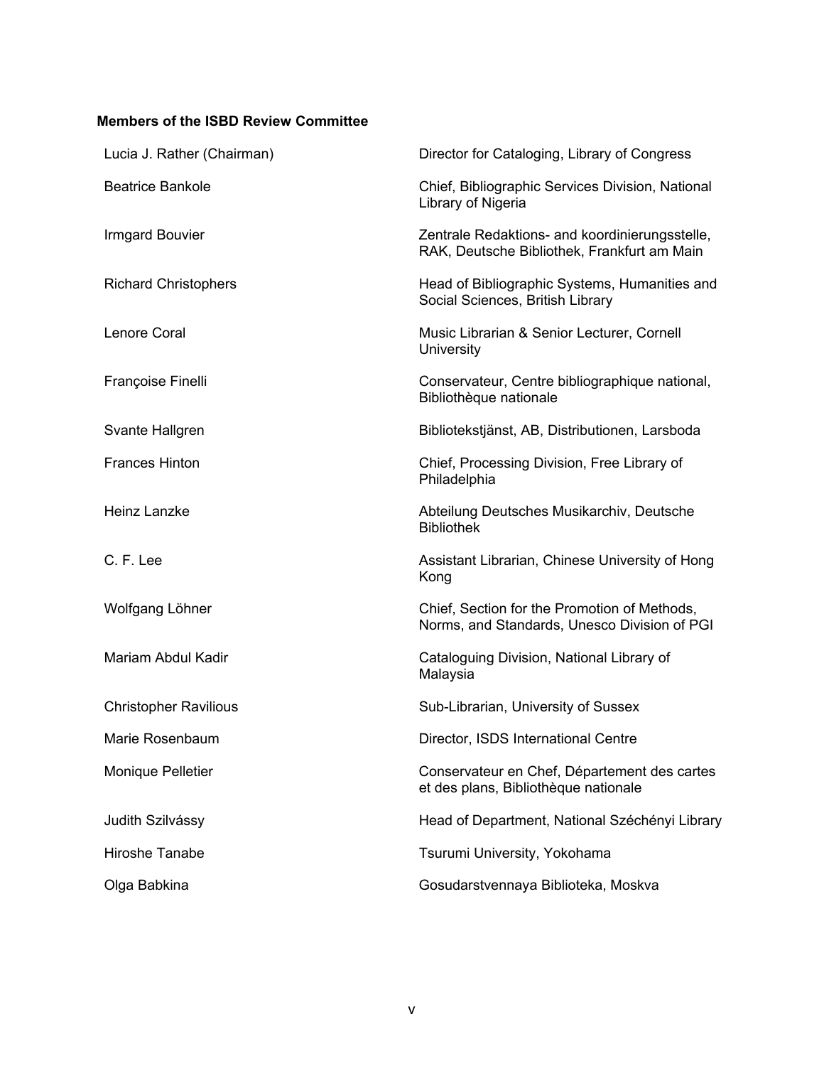**Members of the ISBD Review Committee**

| | |
|---|---|
| Lucia J. Rather (Chairman) | Director for Cataloging, Library of Congress |
| Beatrice Bankole | Chief, Bibliographic Services Division, National Library of Nigeria |
| Irmgard Bouvier | Zentrale Redaktions- and koordinierungsstelle, RAK, Deutsche Bibliothek, Frankfurt am Main |
| Richard Christophers | Head of Bibliographic Systems, Humanities and Social Sciences, British Library |
| Lenore Coral | Music Librarian & Senior Lecturer, Cornell University |
| Françoise Finelli | Conservateur, Centre bibliographique national, Bibliothèque nationale |
| Svante Hallgren | Bibliotekstjänst, AB, Distributionen, Larsboda |
| Frances Hinton | Chief, Processing Division, Free Library of Philadelphia |
| Heinz Lanzke | Abteilung Deutsches Musikarchiv, Deutsche Bibliothek |
| C. F. Lee | Assistant Librarian, Chinese University of Hong Kong |
| Wolfgang Löhner | Chief, Section for the Promotion of Methods, Norms, and Standards, Unesco Division of PGI |
| Mariam Abdul Kadir | Cataloguing Division, National Library of Malaysia |
| Christopher Ravilious | Sub-Librarian, University of Sussex |
| Marie Rosenbaum | Director, ISDS International Centre |
| Monique Pelletier | Conservateur en Chef, Département des cartes et des plans, Bibliothèque nationale |
| Judith Szilvássy | Head of Department, National Széchényi Library |
| Hiroshe Tanabe | Tsurumi University, Yokohama |
| Olga Babkina | Gosudarstvennaya Biblioteka, Moskva |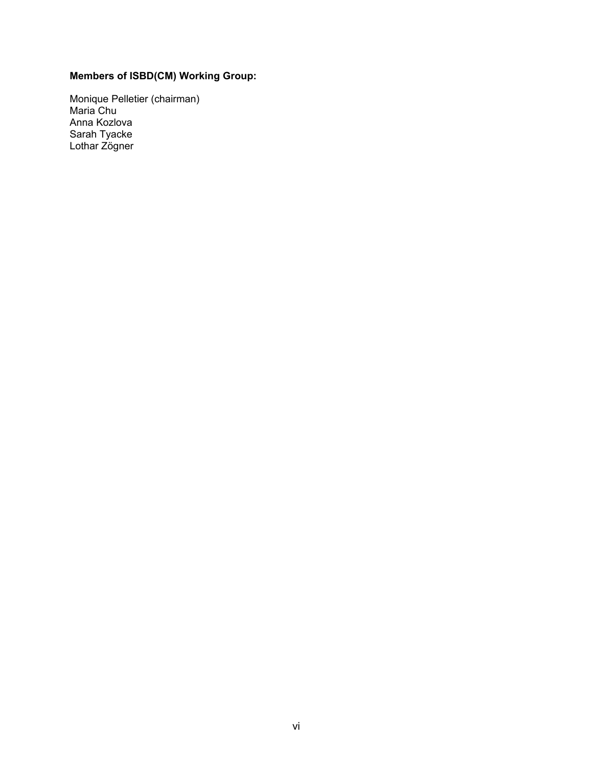**Members of ISBD(CM) Working Group:**

Monique Pelletier (chairman)
Maria Chu
Anna Kozlova
Sarah Tyacke
Lothar Zögner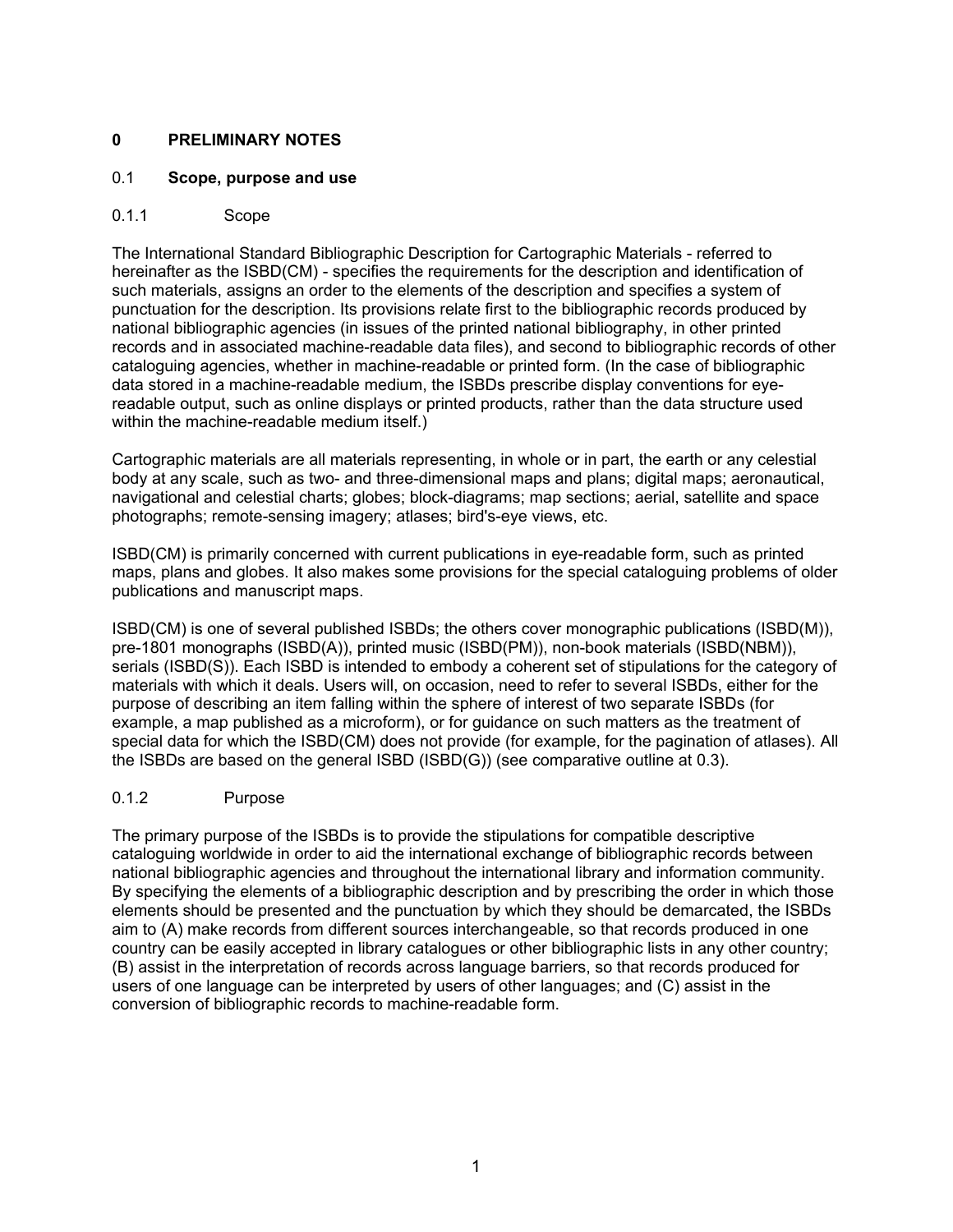# 0 PRELIMINARY NOTES

## 0.1 Scope, purpose and use

### 0.1.1 Scope

The International Standard Bibliographic Description for Cartographic Materials - referred to hereinafter as the ISBD(CM) - specifies the requirements for the description and identification of such materials, assigns an order to the elements of the description and specifies a system of punctuation for the description. Its provisions relate first to the bibliographic records produced by national bibliographic agencies (in issues of the printed national bibliography, in other printed records and in associated machine-readable data files), and second to bibliographic records of other cataloguing agencies, whether in machine-readable or printed form. (In the case of bibliographic data stored in a machine-readable medium, the ISBDs prescribe display conventions for eye-readable output, such as online displays or printed products, rather than the data structure used within the machine-readable medium itself.)

Cartographic materials are all materials representing, in whole or in part, the earth or any celestial body at any scale, such as two- and three-dimensional maps and plans; digital maps; aeronautical, navigational and celestial charts; globes; block-diagrams; map sections; aerial, satellite and space photographs; remote-sensing imagery; atlases; bird's-eye views, etc.

ISBD(CM) is primarily concerned with current publications in eye-readable form, such as printed maps, plans and globes. It also makes some provisions for the special cataloguing problems of older publications and manuscript maps.

ISBD(CM) is one of several published ISBDs; the others cover monographic publications (ISBD(M)), pre-1801 monographs (ISBD(A)), printed music (ISBD(PM)), non-book materials (ISBD(NBM)), serials (ISBD(S)). Each ISBD is intended to embody a coherent set of stipulations for the category of materials with which it deals. Users will, on occasion, need to refer to several ISBDs, either for the purpose of describing an item falling within the sphere of interest of two separate ISBDs (for example, a map published as a microform), or for guidance on such matters as the treatment of special data for which the ISBD(CM) does not provide (for example, for the pagination of atlases). All the ISBDs are based on the general ISBD (ISBD(G)) (see comparative outline at 0.3).

### 0.1.2 Purpose

The primary purpose of the ISBDs is to provide the stipulations for compatible descriptive cataloguing worldwide in order to aid the international exchange of bibliographic records between national bibliographic agencies and throughout the international library and information community. By specifying the elements of a bibliographic description and by prescribing the order in which those elements should be presented and the punctuation by which they should be demarcated, the ISBDs aim to (A) make records from different sources interchangeable, so that records produced in one country can be easily accepted in library catalogues or other bibliographic lists in any other country; (B) assist in the interpretation of records across language barriers, so that records produced for users of one language can be interpreted by users of other languages; and (C) assist in the conversion of bibliographic records to machine-readable form.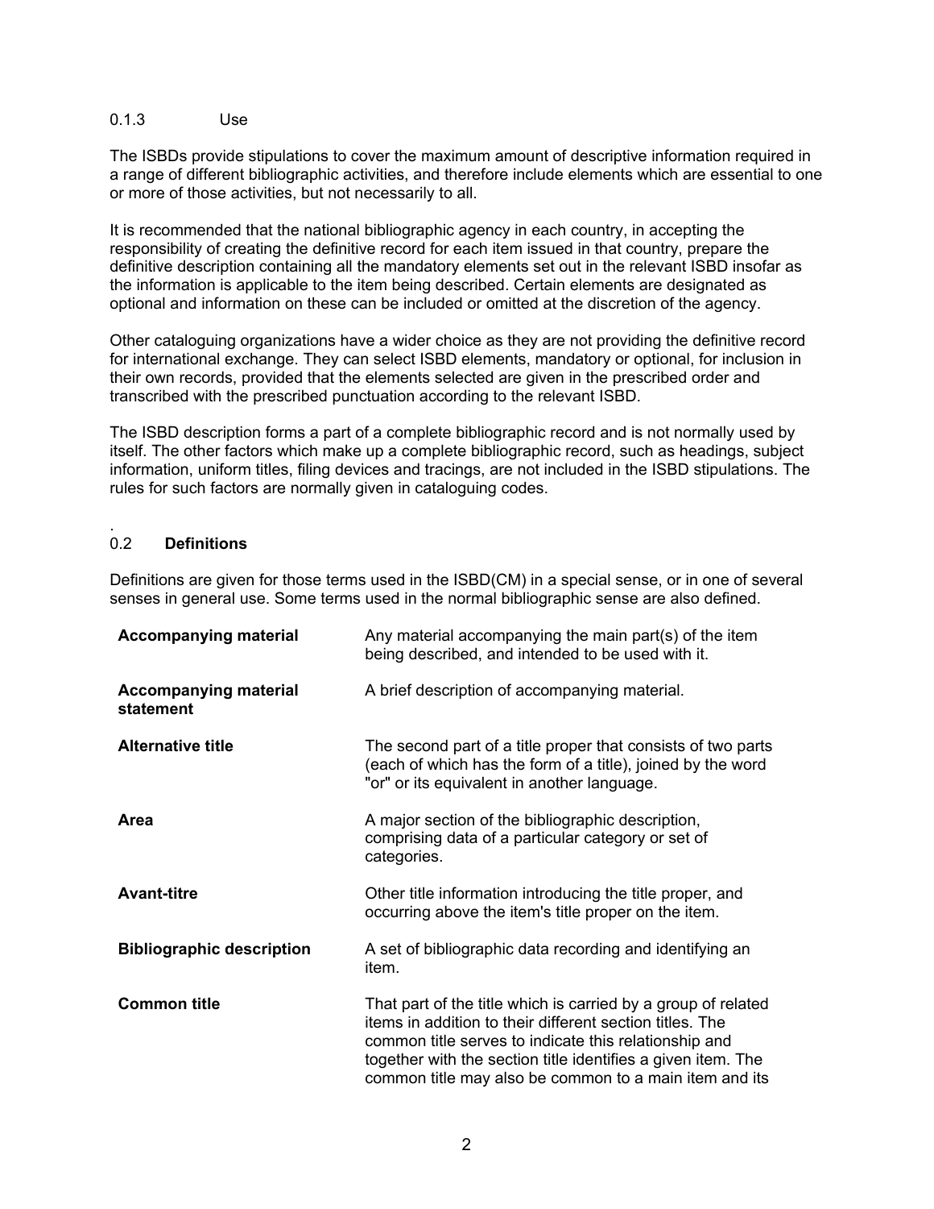### 0.1.3 Use

The ISBDs provide stipulations to cover the maximum amount of descriptive information required in a range of different bibliographic activities, and therefore include elements which are essential to one or more of those activities, but not necessarily to all.

It is recommended that the national bibliographic agency in each country, in accepting the responsibility of creating the definitive record for each item issued in that country, prepare the definitive description containing all the mandatory elements set out in the relevant ISBD insofar as the information is applicable to the item being described. Certain elements are designated as optional and information on these can be included or omitted at the discretion of the agency.

Other cataloguing organizations have a wider choice as they are not providing the definitive record for international exchange. They can select ISBD elements, mandatory or optional, for inclusion in their own records, provided that the elements selected are given in the prescribed order and transcribed with the prescribed punctuation according to the relevant ISBD.

The ISBD description forms a part of a complete bibliographic record and is not normally used by itself. The other factors which make up a complete bibliographic record, such as headings, subject information, uniform titles, filing devices and tracings, are not included in the ISBD stipulations. The rules for such factors are normally given in cataloguing codes.

## 0.2 Definitions

Definitions are given for those terms used in the ISBD(CM) in a special sense, or in one of several senses in general use. Some terms used in the normal bibliographic sense are also defined.

**Accompanying material** — Any material accompanying the main part(s) of the item being described, and intended to be used with it.

**Accompanying material statement** — A brief description of accompanying material.

**Alternative title** — The second part of a title proper that consists of two parts (each of which has the form of a title), joined by the word "or" or its equivalent in another language.

**Area** — A major section of the bibliographic description, comprising data of a particular category or set of categories.

**Avant-titre** — Other title information introducing the title proper, and occurring above the item's title proper on the item.

**Bibliographic description** — A set of bibliographic data recording and identifying an item.

**Common title** — That part of the title which is carried by a group of related items in addition to their different section titles. The common title serves to indicate this relationship and together with the section title identifies a given item. The common title may also be common to a main item and its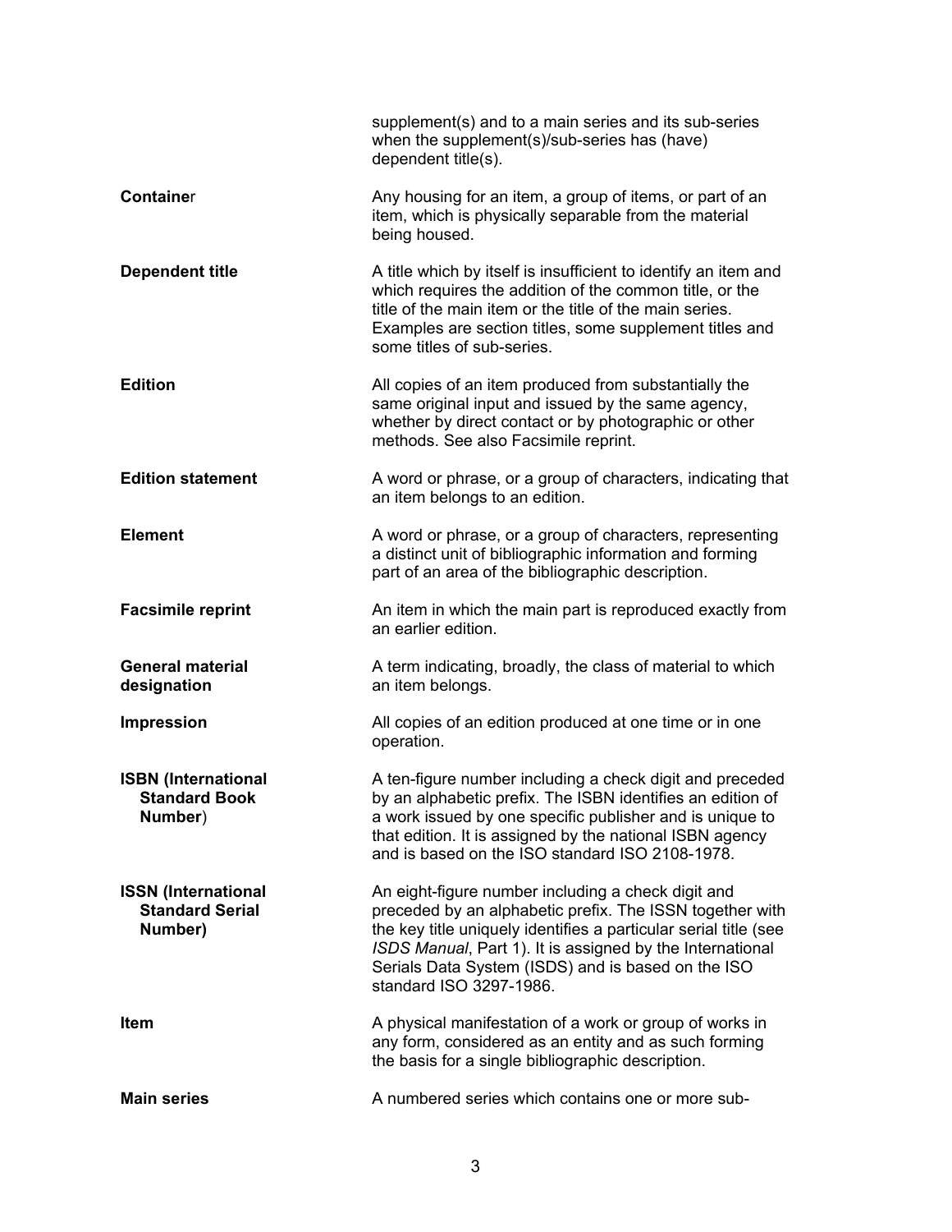supplement(s) and to a main series and its sub-series when the supplement(s)/sub-series has (have) dependent title(s).

**Container**
Any housing for an item, a group of items, or part of an item, which is physically separable from the material being housed.

**Dependent title**
A title which by itself is insufficient to identify an item and which requires the addition of the common title, or the title of the main item or the title of the main series. Examples are section titles, some supplement titles and some titles of sub-series.

**Edition**
All copies of an item produced from substantially the same original input and issued by the same agency, whether by direct contact or by photographic or other methods. See also Facsimile reprint.

**Edition statement**
A word or phrase, or a group of characters, indicating that an item belongs to an edition.

**Element**
A word or phrase, or a group of characters, representing a distinct unit of bibliographic information and forming part of an area of the bibliographic description.

**Facsimile reprint**
An item in which the main part is reproduced exactly from an earlier edition.

**General material designation**
A term indicating, broadly, the class of material to which an item belongs.

**Impression**
All copies of an edition produced at one time or in one operation.

**ISBN (International Standard Book Number)**
A ten-figure number including a check digit and preceded by an alphabetic prefix. The ISBN identifies an edition of a work issued by one specific publisher and is unique to that edition. It is assigned by the national ISBN agency and is based on the ISO standard ISO 2108-1978.

**ISSN (International Standard Serial Number)**
An eight-figure number including a check digit and preceded by an alphabetic prefix. The ISSN together with the key title uniquely identifies a particular serial title (see *ISDS Manual*, Part 1). It is assigned by the International Serials Data System (ISDS) and is based on the ISO standard ISO 3297-1986.

**Item**
A physical manifestation of a work or group of works in any form, considered as an entity and as such forming the basis for a single bibliographic description.

**Main series**
A numbered series which contains one or more sub-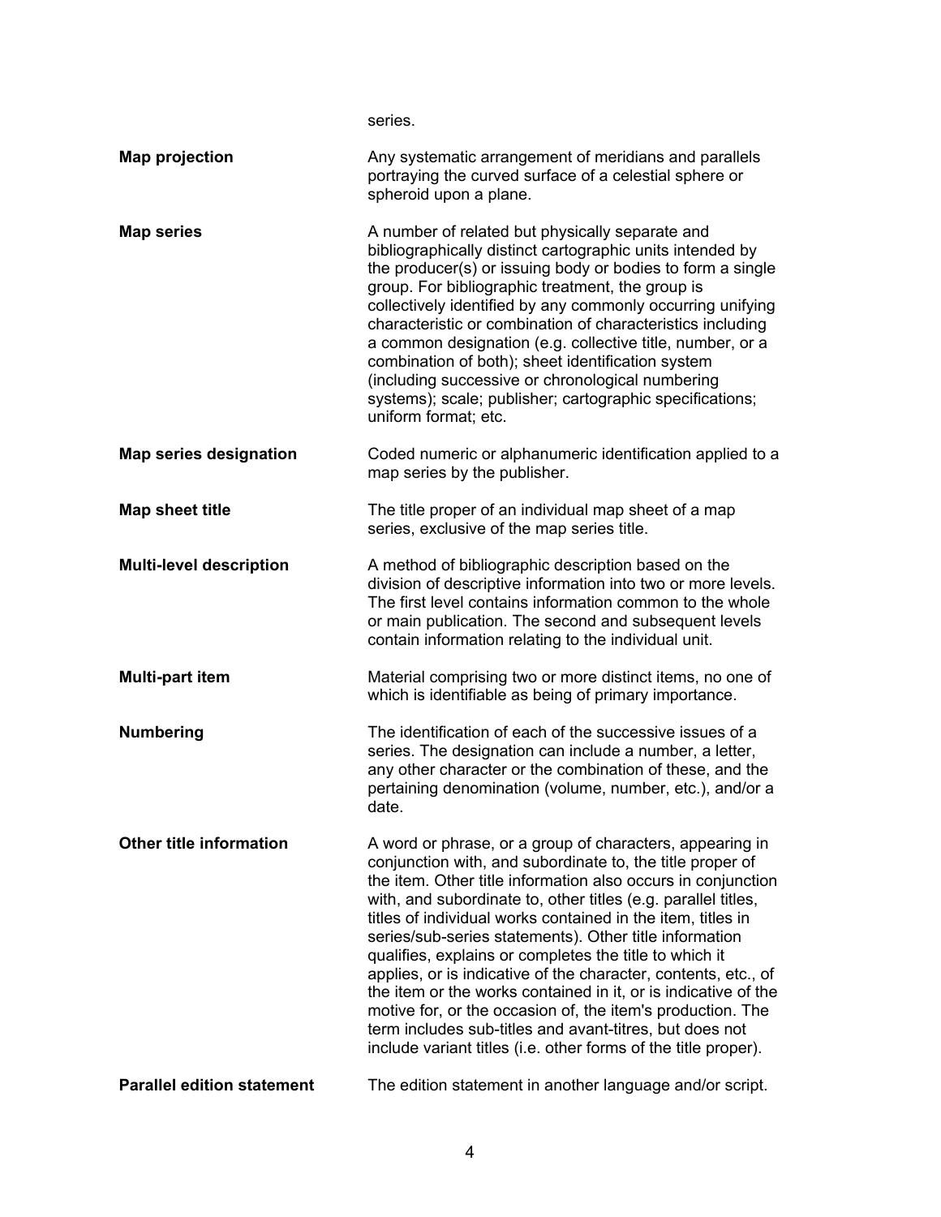series.

| | |
|---|---|
| **Map projection** | Any systematic arrangement of meridians and parallels portraying the curved surface of a celestial sphere or spheroid upon a plane. |
| **Map series** | A number of related but physically separate and bibliographically distinct cartographic units intended by the producer(s) or issuing body or bodies to form a single group. For bibliographic treatment, the group is collectively identified by any commonly occurring unifying characteristic or combination of characteristics including a common designation (e.g. collective title, number, or a combination of both); sheet identification system (including successive or chronological numbering systems); scale; publisher; cartographic specifications; uniform format; etc. |
| **Map series designation** | Coded numeric or alphanumeric identification applied to a map series by the publisher. |
| **Map sheet title** | The title proper of an individual map sheet of a map series, exclusive of the map series title. |
| **Multi-level description** | A method of bibliographic description based on the division of descriptive information into two or more levels. The first level contains information common to the whole or main publication. The second and subsequent levels contain information relating to the individual unit. |
| **Multi-part item** | Material comprising two or more distinct items, no one of which is identifiable as being of primary importance. |
| **Numbering** | The identification of each of the successive issues of a series. The designation can include a number, a letter, any other character or the combination of these, and the pertaining denomination (volume, number, etc.), and/or a date. |
| **Other title information** | A word or phrase, or a group of characters, appearing in conjunction with, and subordinate to, the title proper of the item. Other title information also occurs in conjunction with, and subordinate to, other titles (e.g. parallel titles, titles of individual works contained in the item, titles in series/sub-series statements). Other title information qualifies, explains or completes the title to which it applies, or is indicative of the character, contents, etc., of the item or the works contained in it, or is indicative of the motive for, or the occasion of, the item's production. The term includes sub-titles and avant-titres, but does not include variant titles (i.e. other forms of the title proper). |
| **Parallel edition statement** | The edition statement in another language and/or script. |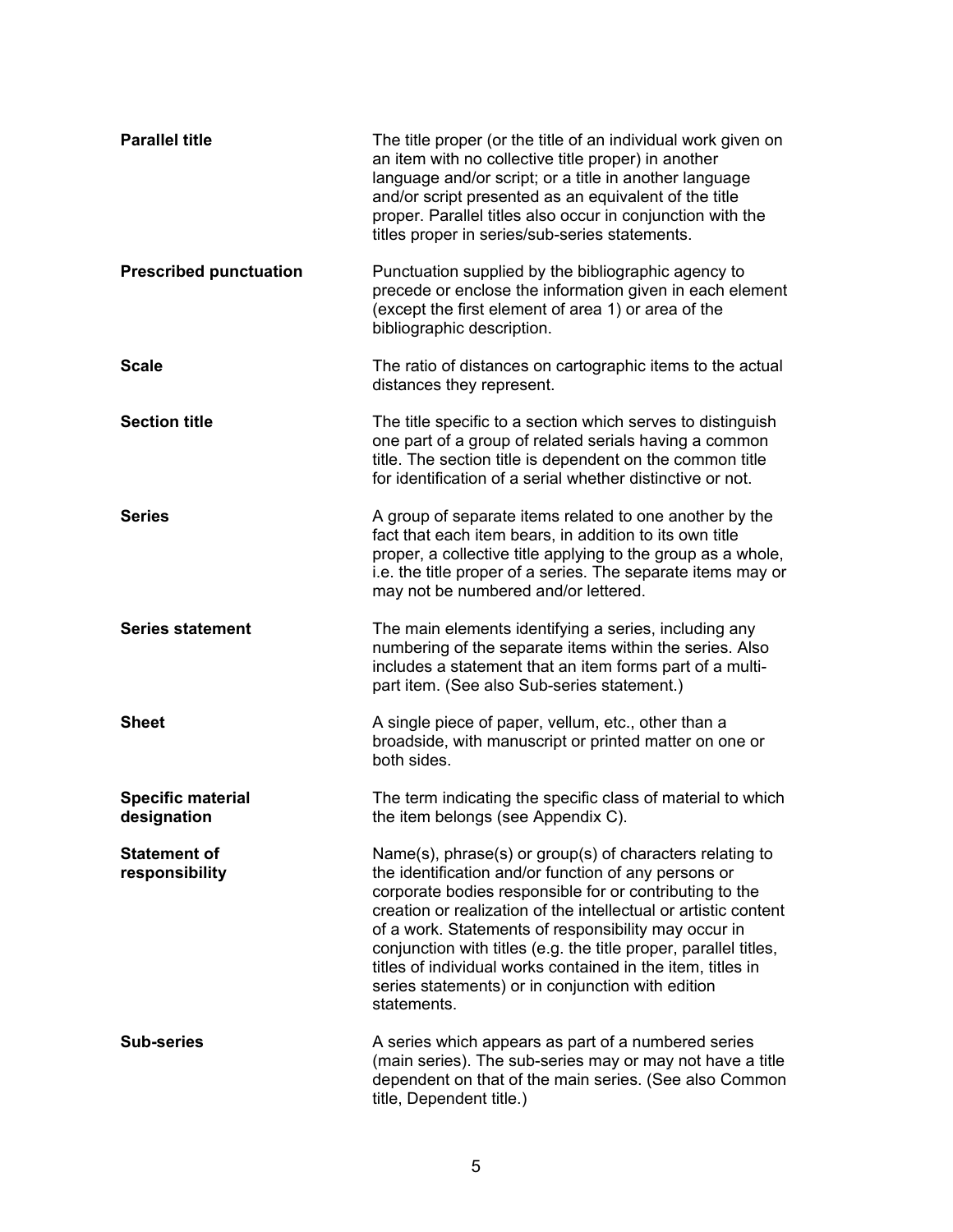**Parallel title** — The title proper (or the title of an individual work given on an item with no collective title proper) in another language and/or script; or a title in another language and/or script presented as an equivalent of the title proper. Parallel titles also occur in conjunction with the titles proper in series/sub-series statements.

**Prescribed punctuation** — Punctuation supplied by the bibliographic agency to precede or enclose the information given in each element (except the first element of area 1) or area of the bibliographic description.

**Scale** — The ratio of distances on cartographic items to the actual distances they represent.

**Section title** — The title specific to a section which serves to distinguish one part of a group of related serials having a common title. The section title is dependent on the common title for identification of a serial whether distinctive or not.

**Series** — A group of separate items related to one another by the fact that each item bears, in addition to its own title proper, a collective title applying to the group as a whole, i.e. the title proper of a series. The separate items may or may not be numbered and/or lettered.

**Series statement** — The main elements identifying a series, including any numbering of the separate items within the series. Also includes a statement that an item forms part of a multi-part item. (See also Sub-series statement.)

**Sheet** — A single piece of paper, vellum, etc., other than a broadside, with manuscript or printed matter on one or both sides.

**Specific material designation** — The term indicating the specific class of material to which the item belongs (see Appendix C).

**Statement of responsibility** — Name(s), phrase(s) or group(s) of characters relating to the identification and/or function of any persons or corporate bodies responsible for or contributing to the creation or realization of the intellectual or artistic content of a work. Statements of responsibility may occur in conjunction with titles (e.g. the title proper, parallel titles, titles of individual works contained in the item, titles in series statements) or in conjunction with edition statements.

**Sub-series** — A series which appears as part of a numbered series (main series). The sub-series may or may not have a title dependent on that of the main series. (See also Common title, Dependent title.)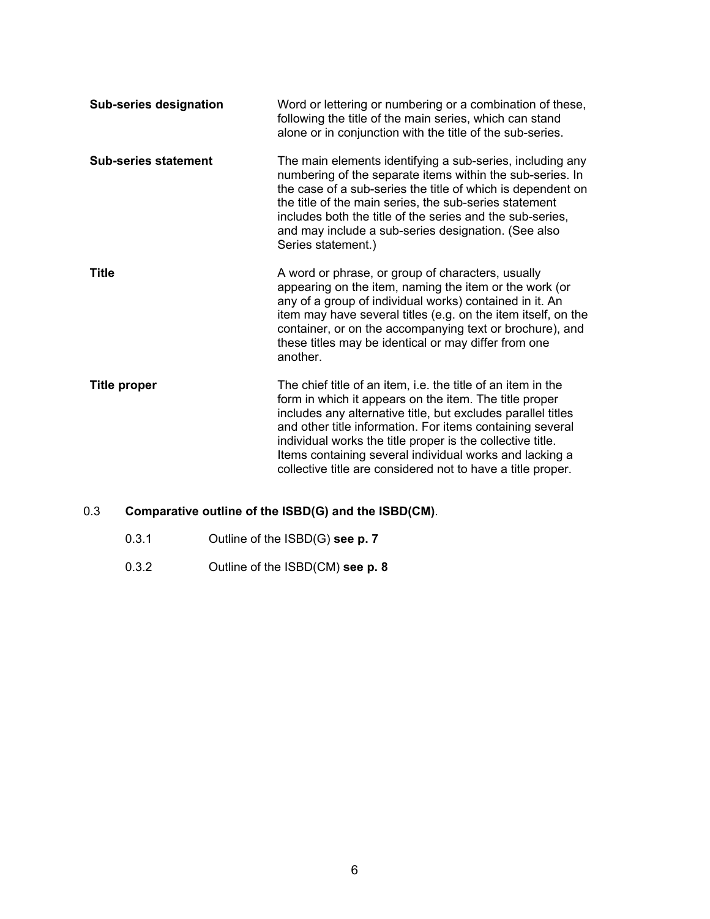**Sub-series designation** Word or lettering or numbering or a combination of these, following the title of the main series, which can stand alone or in conjunction with the title of the sub-series.

**Sub-series statement** The main elements identifying a sub-series, including any numbering of the separate items within the sub-series. In the case of a sub-series the title of which is dependent on the title of the main series, the sub-series statement includes both the title of the series and the sub-series, and may include a sub-series designation. (See also Series statement.)

**Title** A word or phrase, or group of characters, usually appearing on the item, naming the item or the work (or any of a group of individual works) contained in it. An item may have several titles (e.g. on the item itself, on the container, or on the accompanying text or brochure), and these titles may be identical or may differ from one another.

**Title proper** The chief title of an item, i.e. the title of an item in the form in which it appears on the item. The title proper includes any alternative title, but excludes parallel titles and other title information. For items containing several individual works the title proper is the collective title. Items containing several individual works and lacking a collective title are considered not to have a title proper.

0.3 **Comparative outline of the ISBD(G) and the ISBD(CM)**.

0.3.1 Outline of the ISBD(G) **see p. 7**

0.3.2 Outline of the ISBD(CM) **see p. 8**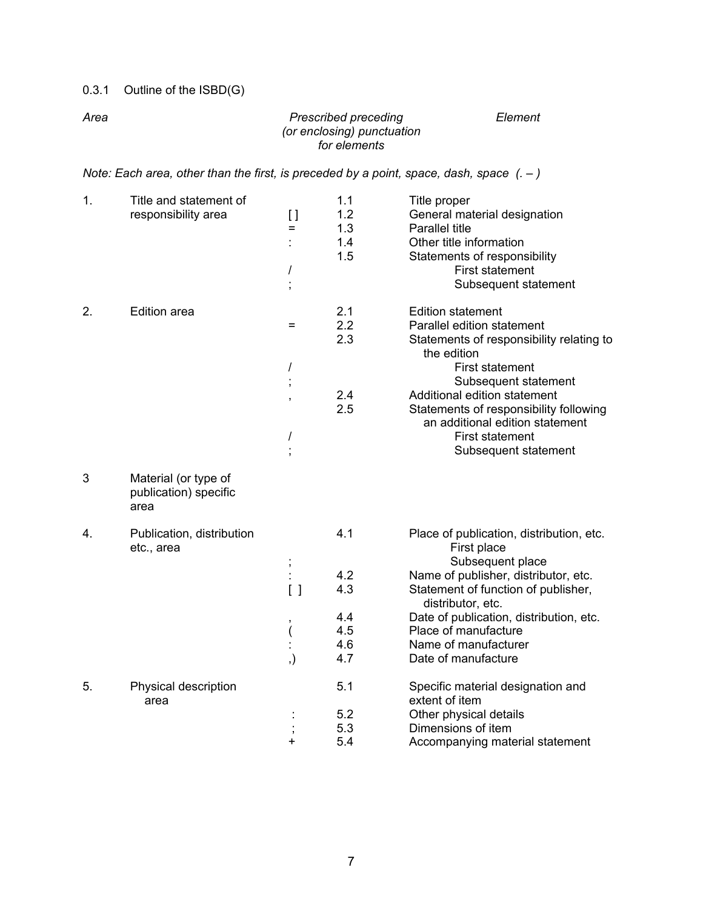0.3.1 Outline of the ISBD(G)

| *Area* | *Prescribed preceding (or enclosing) punctuation for elements* | | *Element* |
|---|---|---|---|

*Note: Each area, other than the first, is preceded by a point, space, dash, space (. – )*

| Area | Punctuation | No. | Element |
|---|---|---|---|
| 1. Title and statement of responsibility area | | 1.1 | Title proper |
| | [ ] | 1.2 | General material designation |
| | = | 1.3 | Parallel title |
| | : | 1.4 | Other title information |
| | | 1.5 | Statements of responsibility |
| | / | | First statement |
| | ; | | Subsequent statement |
| 2. Edition area | | 2.1 | Edition statement |
| | = | 2.2 | Parallel edition statement |
| | | 2.3 | Statements of responsibility relating to the edition |
| | / | | First statement |
| | ; | | Subsequent statement |
| | , | 2.4 | Additional edition statement |
| | | 2.5 | Statements of responsibility following an additional edition statement |
| | / | | First statement |
| | ; | | Subsequent statement |
| 3 Material (or type of publication) specific area | | | |
| 4. Publication, distribution etc., area | | 4.1 | Place of publication, distribution, etc. |
| | | | First place |
| | ; | | Subsequent place |
| | : | 4.2 | Name of publisher, distributor, etc. |
| | [ ] | 4.3 | Statement of function of publisher, distributor, etc. |
| | , | 4.4 | Date of publication, distribution, etc. |
| | ( | 4.5 | Place of manufacture |
| | : | 4.6 | Name of manufacturer |
| | ,) | 4.7 | Date of manufacture |
| 5. Physical description area | | 5.1 | Specific material designation and extent of item |
| | : | 5.2 | Other physical details |
| | ; | 5.3 | Dimensions of item |
| | + | 5.4 | Accompanying material statement |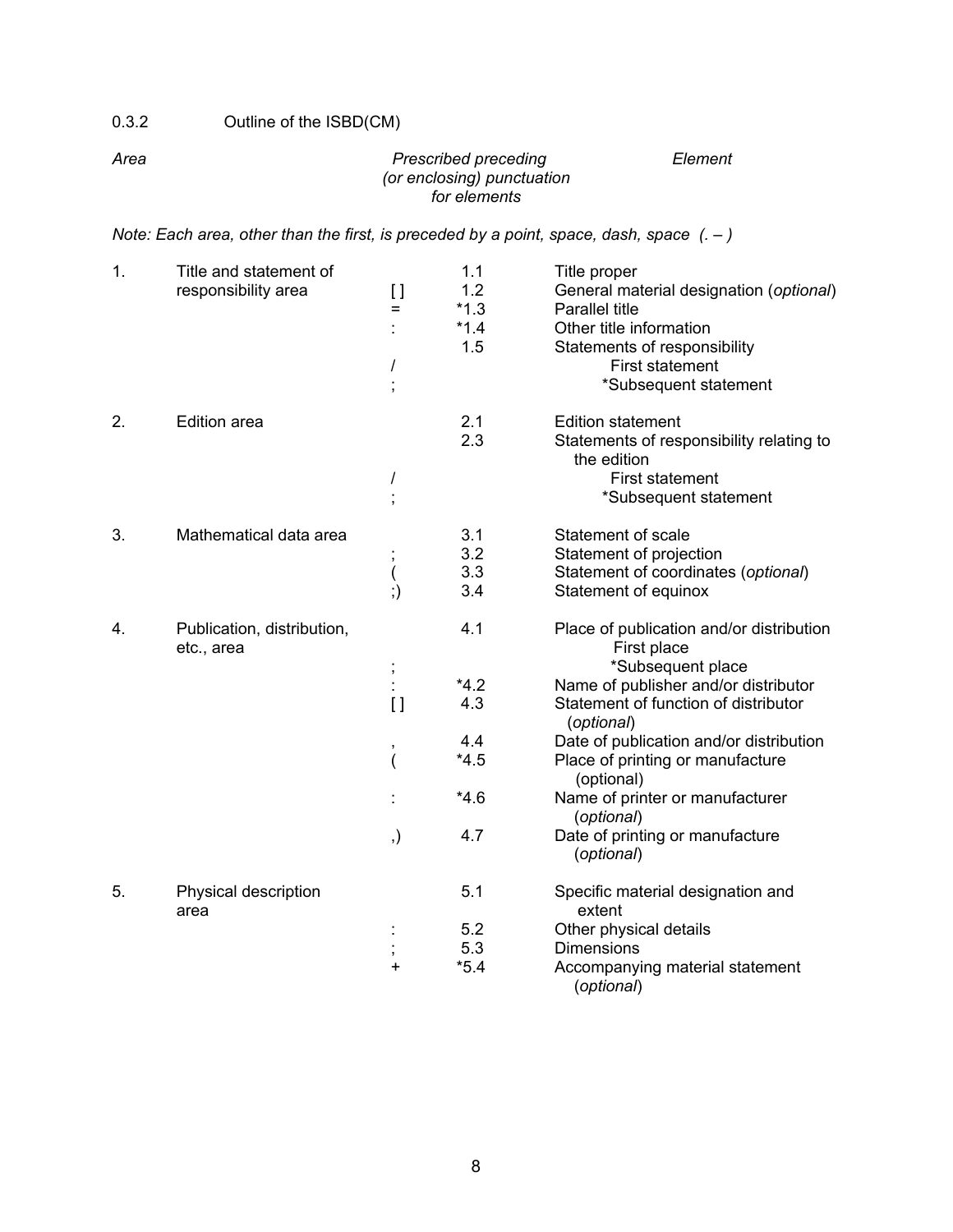### 0.3.2 Outline of the ISBD(CM)

| *Area* | *Prescribed preceding (or enclosing) punctuation for elements* | | *Element* |
|---|---|---|---|

*Note: Each area, other than the first, is preceded by a point, space, dash, space (. – )*

| Area | Punctuation | No. | Element |
|---|---|---|---|
| 1. Title and statement of responsibility area | | 1.1 | Title proper |
| | [ ] | 1.2 | General material designation (*optional*) |
| | = | *1.3 | Parallel title |
| | : | *1.4 | Other title information |
| | | 1.5 | Statements of responsibility |
| | / | | First statement |
| | ; | | *Subsequent statement |
| 2. Edition area | | 2.1 | Edition statement |
| | | 2.3 | Statements of responsibility relating to the edition |
| | / | | First statement |
| | ; | | *Subsequent statement |
| 3. Mathematical data area | | 3.1 | Statement of scale |
| | ; | 3.2 | Statement of projection |
| | ( | 3.3 | Statement of coordinates (*optional*) |
| | ;) | 3.4 | Statement of equinox |
| 4. Publication, distribution, etc., area | | 4.1 | Place of publication and/or distribution |
| | | | First place |
| | ; | | *Subsequent place |
| | : | *4.2 | Name of publisher and/or distributor |
| | [ ] | 4.3 | Statement of function of distributor (*optional*) |
| | , | 4.4 | Date of publication and/or distribution |
| | ( | *4.5 | Place of printing or manufacture (optional) |
| | : | *4.6 | Name of printer or manufacturer (*optional*) |
| | ,) | 4.7 | Date of printing or manufacture (*optional*) |
| 5. Physical description area | | 5.1 | Specific material designation and extent |
| | : | 5.2 | Other physical details |
| | ; | 5.3 | Dimensions |
| | + | *5.4 | Accompanying material statement (*optional*) |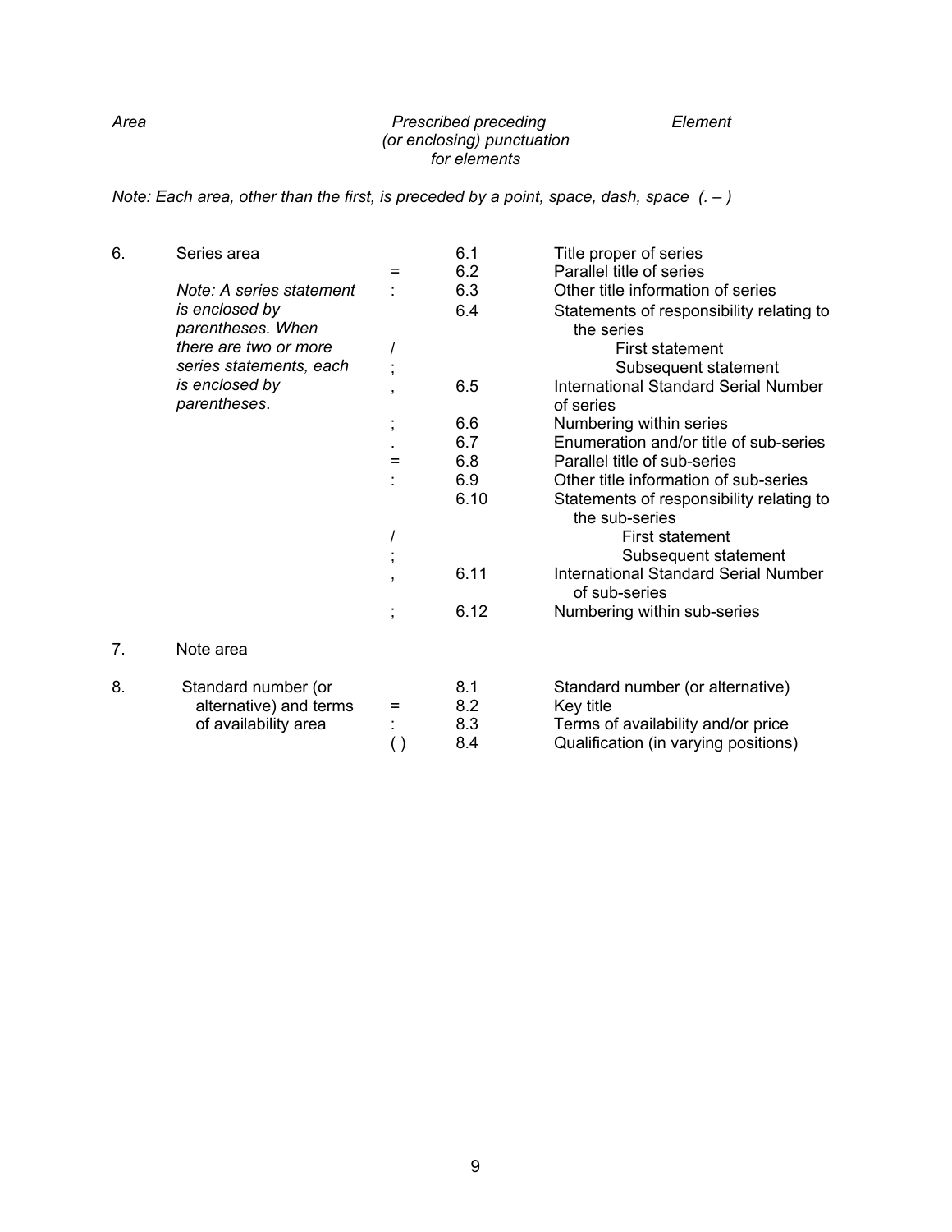| *Area* | | *Prescribed preceding (or enclosing) punctuation for elements* | | *Element* |
|---|---|---|---|---|

*Note: Each area, other than the first, is preceded by a point, space, dash, space (. – )*

| | Area | Punctuation | | Element |
|---|---|---|---|---|
| 6. | Series area | | 6.1 | Title proper of series |
| | | = | 6.2 | Parallel title of series |
| | *Note: A series statement is enclosed by parentheses. When there are two or more series statements, each is enclosed by parentheses.* | : | 6.3 | Other title information of series |
| | | | 6.4 | Statements of responsibility relating to the series |
| | | / | | First statement |
| | | ; | | Subsequent statement |
| | | , | 6.5 | International Standard Serial Number of series |
| | | ; | 6.6 | Numbering within series |
| | | . | 6.7 | Enumeration and/or title of sub-series |
| | | = | 6.8 | Parallel title of sub-series |
| | | : | 6.9 | Other title information of sub-series |
| | | | 6.10 | Statements of responsibility relating to the sub-series |
| | | / | | First statement |
| | | ; | | Subsequent statement |
| | | , | 6.11 | International Standard Serial Number of sub-series |
| | | ; | 6.12 | Numbering within sub-series |
| 7. | Note area | | | |
| 8. | Standard number (or alternative) and terms of availability area | | 8.1 | Standard number (or alternative) |
| | | = | 8.2 | Key title |
| | | : | 8.3 | Terms of availability and/or price |
| | | ( ) | 8.4 | Qualification (in varying positions) |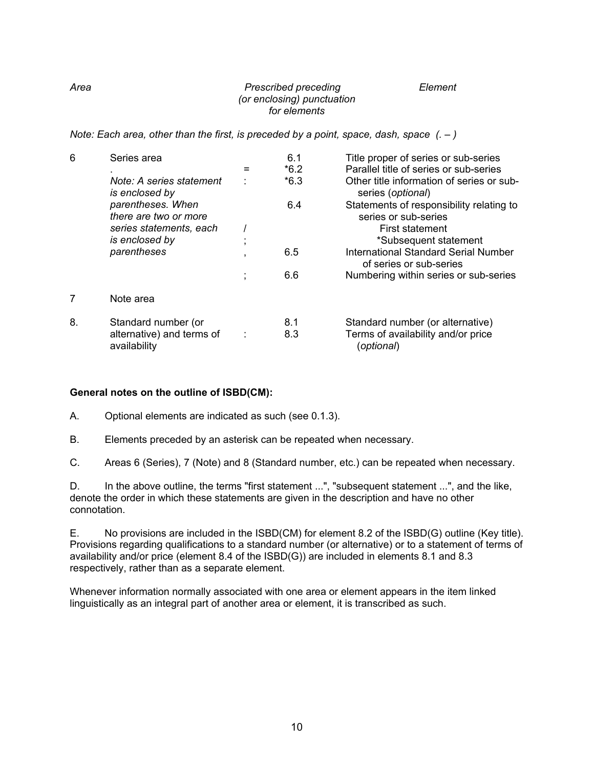| *Area* | | *Prescribed preceding (or enclosing) punctuation for elements* | | *Element* |
|---|---|---|---|---|

*Note: Each area, other than the first, is preceded by a point, space, dash, space (. – )*

| | | | | |
|---|---|---|---|---|
| 6 | Series area | | 6.1 | Title proper of series or sub-series |
| | . | = | *6.2 | Parallel title of series or sub-series |
| | *Note: A series statement is enclosed by* | : | *6.3 | Other title information of series or sub-series (*optional*) |
| | *parentheses. When there are two or more* | | 6.4 | Statements of responsibility relating to series or sub-series |
| | *series statements, each* | / | | First statement |
| | *is enclosed by* | ; | | *Subsequent statement |
| | *parentheses* | , | 6.5 | International Standard Serial Number of series or sub-series |
| | | ; | 6.6 | Numbering within series or sub-series |
| 7 | Note area | | | |
| 8. | Standard number (or alternative) and terms of availability | | 8.1 | Standard number (or alternative) |
| | | : | 8.3 | Terms of availability and/or price (*optional*) |

**General notes on the outline of ISBD(CM):**

A. Optional elements are indicated as such (see 0.1.3).

B. Elements preceded by an asterisk can be repeated when necessary.

C. Areas 6 (Series), 7 (Note) and 8 (Standard number, etc.) can be repeated when necessary.

D. In the above outline, the terms "first statement ...", "subsequent statement ...", and the like, denote the order in which these statements are given in the description and have no other connotation.

E. No provisions are included in the ISBD(CM) for element 8.2 of the ISBD(G) outline (Key title). Provisions regarding qualifications to a standard number (or alternative) or to a statement of terms of availability and/or price (element 8.4 of the ISBD(G)) are included in elements 8.1 and 8.3 respectively, rather than as a separate element.

Whenever information normally associated with one area or element appears in the item linked linguistically as an integral part of another area or element, it is transcribed as such.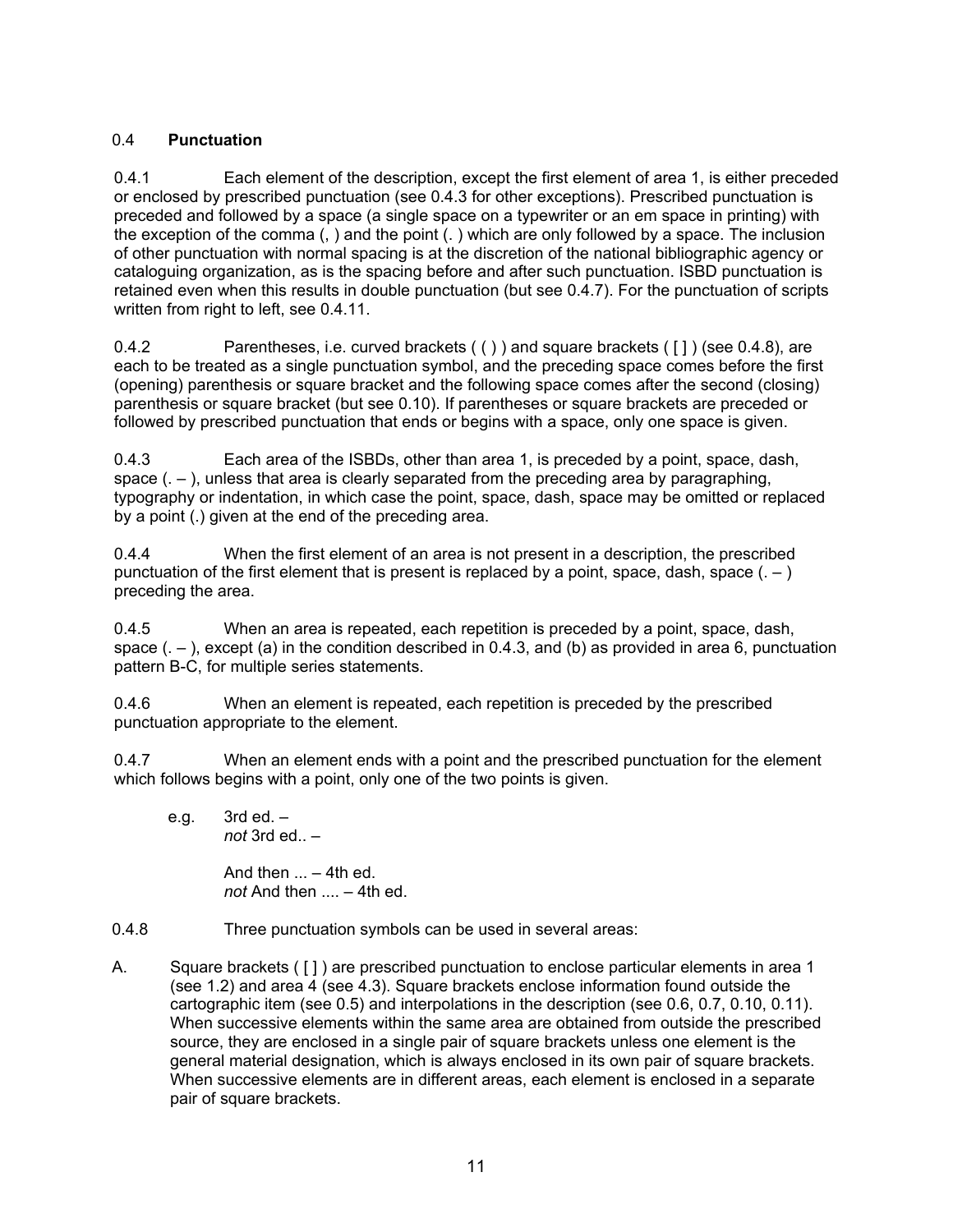## 0.4 **Punctuation**

0.4.1 Each element of the description, except the first element of area 1, is either preceded or enclosed by prescribed punctuation (see 0.4.3 for other exceptions). Prescribed punctuation is preceded and followed by a space (a single space on a typewriter or an em space in printing) with the exception of the comma (, ) and the point (. ) which are only followed by a space. The inclusion of other punctuation with normal spacing is at the discretion of the national bibliographic agency or cataloguing organization, as is the spacing before and after such punctuation. ISBD punctuation is retained even when this results in double punctuation (but see 0.4.7). For the punctuation of scripts written from right to left, see 0.4.11.

0.4.2 Parentheses, i.e. curved brackets ( ( ) ) and square brackets ( [ ] ) (see 0.4.8), are each to be treated as a single punctuation symbol, and the preceding space comes before the first (opening) parenthesis or square bracket and the following space comes after the second (closing) parenthesis or square bracket (but see 0.10). If parentheses or square brackets are preceded or followed by prescribed punctuation that ends or begins with a space, only one space is given.

0.4.3 Each area of the ISBDs, other than area 1, is preceded by a point, space, dash, space (. – ), unless that area is clearly separated from the preceding area by paragraphing, typography or indentation, in which case the point, space, dash, space may be omitted or replaced by a point (.) given at the end of the preceding area.

0.4.4 When the first element of an area is not present in a description, the prescribed punctuation of the first element that is present is replaced by a point, space, dash, space (. – ) preceding the area.

0.4.5 When an area is repeated, each repetition is preceded by a point, space, dash, space (. – ), except (a) in the condition described in 0.4.3, and (b) as provided in area 6, punctuation pattern B-C, for multiple series statements.

0.4.6 When an element is repeated, each repetition is preceded by the prescribed punctuation appropriate to the element.

0.4.7 When an element ends with a point and the prescribed punctuation for the element which follows begins with a point, only one of the two points is given.

e.g. 3rd ed. –
*not* 3rd ed.. –

And then ... – 4th ed.
*not* And then .... – 4th ed.

0.4.8 Three punctuation symbols can be used in several areas:

A. Square brackets ( [ ] ) are prescribed punctuation to enclose particular elements in area 1 (see 1.2) and area 4 (see 4.3). Square brackets enclose information found outside the cartographic item (see 0.5) and interpolations in the description (see 0.6, 0.7, 0.10, 0.11). When successive elements within the same area are obtained from outside the prescribed source, they are enclosed in a single pair of square brackets unless one element is the general material designation, which is always enclosed in its own pair of square brackets. When successive elements are in different areas, each element is enclosed in a separate pair of square brackets.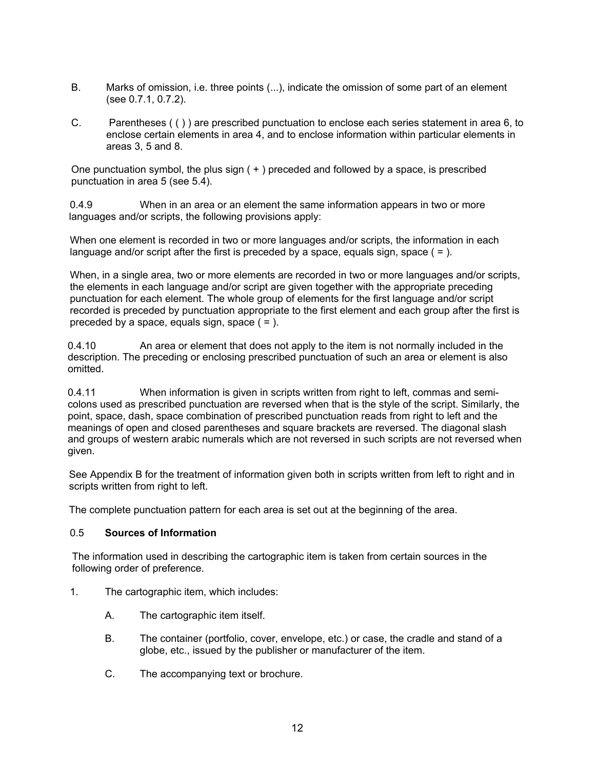B. Marks of omission, i.e. three points (...), indicate the omission of some part of an element (see 0.7.1, 0.7.2).

C. Parentheses ( ( ) ) are prescribed punctuation to enclose each series statement in area 6, to enclose certain elements in area 4, and to enclose information within particular elements in areas 3, 5 and 8.

One punctuation symbol, the plus sign ( + ) preceded and followed by a space, is prescribed punctuation in area 5 (see 5.4).

0.4.9 When in an area or an element the same information appears in two or more languages and/or scripts, the following provisions apply:

When one element is recorded in two or more languages and/or scripts, the information in each language and/or script after the first is preceded by a space, equals sign, space ( = ).

When, in a single area, two or more elements are recorded in two or more languages and/or scripts, the elements in each language and/or script are given together with the appropriate preceding punctuation for each element. The whole group of elements for the first language and/or script recorded is preceded by punctuation appropriate to the first element and each group after the first is preceded by a space, equals sign, space ( = ).

0.4.10 An area or element that does not apply to the item is not normally included in the description. The preceding or enclosing prescribed punctuation of such an area or element is also omitted.

0.4.11 When information is given in scripts written from right to left, commas and semi-colons used as prescribed punctuation are reversed when that is the style of the script. Similarly, the point, space, dash, space combination of prescribed punctuation reads from right to left and the meanings of open and closed parentheses and square brackets are reversed. The diagonal slash and groups of western arabic numerals which are not reversed in such scripts are not reversed when given.

See Appendix B for the treatment of information given both in scripts written from left to right and in scripts written from right to left.

The complete punctuation pattern for each area is set out at the beginning of the area.

0.5 **Sources of Information**

The information used in describing the cartographic item is taken from certain sources in the following order of preference.

1. The cartographic item, which includes:

   A. The cartographic item itself.

   B. The container (portfolio, cover, envelope, etc.) or case, the cradle and stand of a globe, etc., issued by the publisher or manufacturer of the item.

   C. The accompanying text or brochure.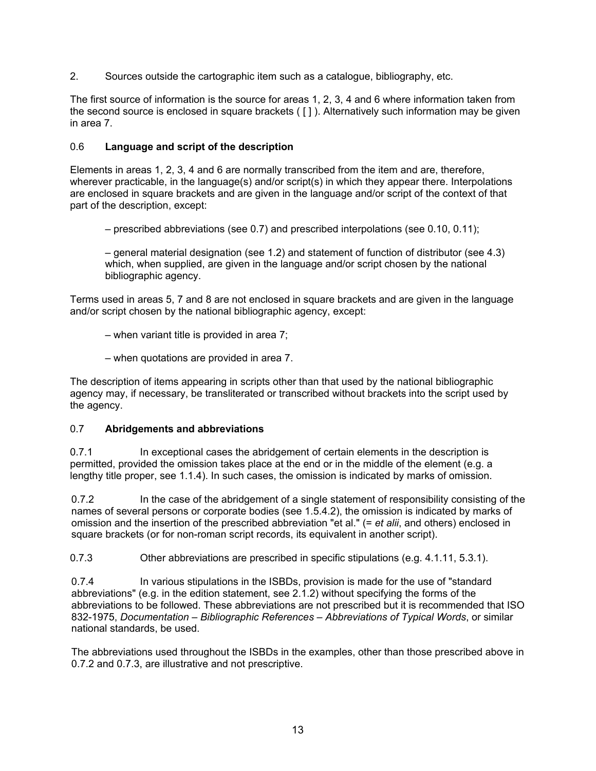2. Sources outside the cartographic item such as a catalogue, bibliography, etc.

The first source of information is the source for areas 1, 2, 3, 4 and 6 where information taken from the second source is enclosed in square brackets ( [ ] ). Alternatively such information may be given in area 7.

### 0.6 **Language and script of the description**

Elements in areas 1, 2, 3, 4 and 6 are normally transcribed from the item and are, therefore, wherever practicable, in the language(s) and/or script(s) in which they appear there. Interpolations are enclosed in square brackets and are given in the language and/or script of the context of that part of the description, except:

– prescribed abbreviations (see 0.7) and prescribed interpolations (see 0.10, 0.11);

– general material designation (see 1.2) and statement of function of distributor (see 4.3) which, when supplied, are given in the language and/or script chosen by the national bibliographic agency.

Terms used in areas 5, 7 and 8 are not enclosed in square brackets and are given in the language and/or script chosen by the national bibliographic agency, except:

– when variant title is provided in area 7;

– when quotations are provided in area 7.

The description of items appearing in scripts other than that used by the national bibliographic agency may, if necessary, be transliterated or transcribed without brackets into the script used by the agency.

### 0.7 **Abridgements and abbreviations**

0.7.1 In exceptional cases the abridgement of certain elements in the description is permitted, provided the omission takes place at the end or in the middle of the element (e.g. a lengthy title proper, see 1.1.4). In such cases, the omission is indicated by marks of omission.

0.7.2 In the case of the abridgement of a single statement of responsibility consisting of the names of several persons or corporate bodies (see 1.5.4.2), the omission is indicated by marks of omission and the insertion of the prescribed abbreviation "et al." (= *et alii*, and others) enclosed in square brackets (or for non-roman script records, its equivalent in another script).

0.7.3 Other abbreviations are prescribed in specific stipulations (e.g. 4.1.11, 5.3.1).

0.7.4 In various stipulations in the ISBDs, provision is made for the use of "standard abbreviations" (e.g. in the edition statement, see 2.1.2) without specifying the forms of the abbreviations to be followed. These abbreviations are not prescribed but it is recommended that ISO 832-1975, *Documentation – Bibliographic References – Abbreviations of Typical Words*, or similar national standards, be used.

The abbreviations used throughout the ISBDs in the examples, other than those prescribed above in 0.7.2 and 0.7.3, are illustrative and not prescriptive.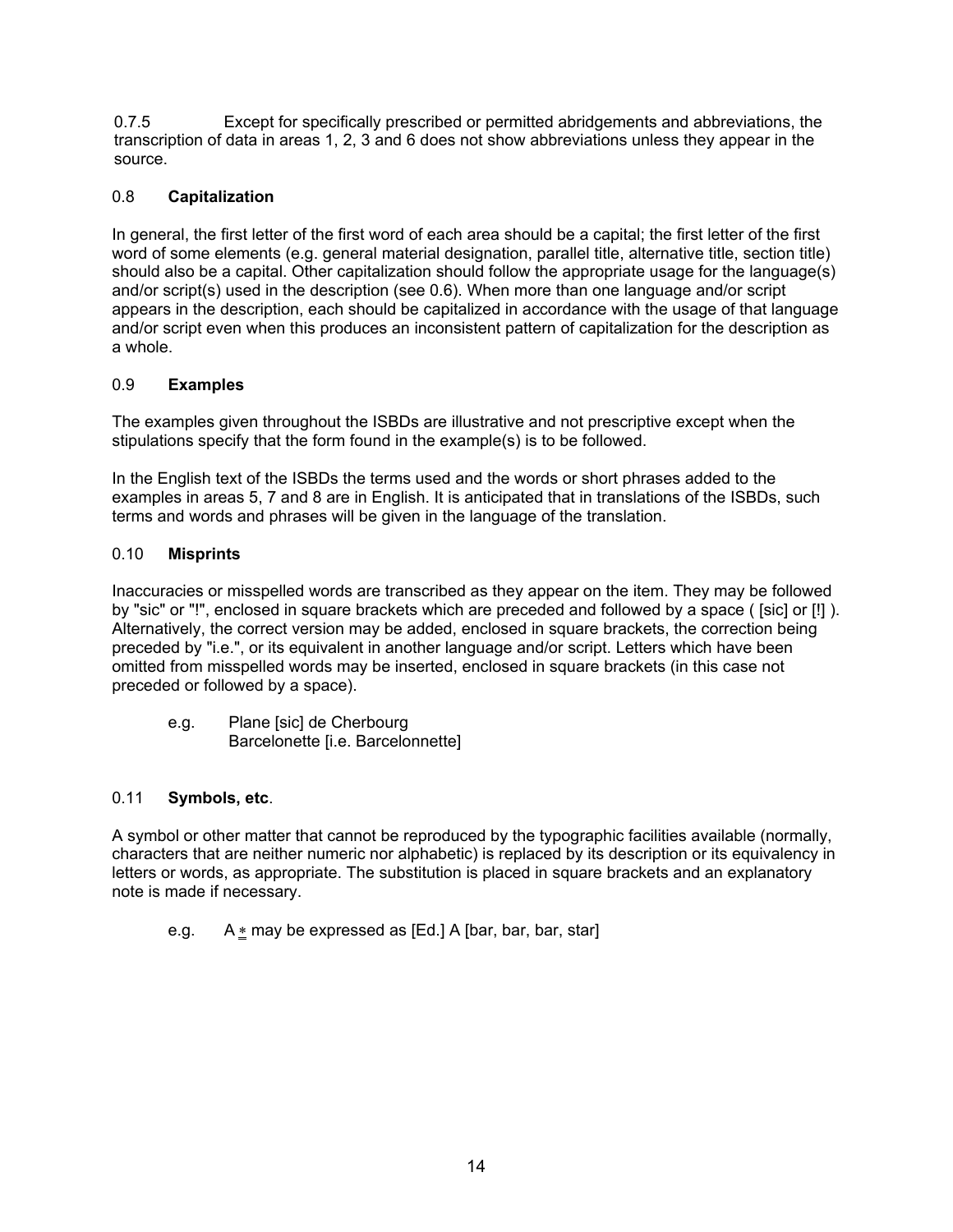0.7.5 Except for specifically prescribed or permitted abridgements and abbreviations, the transcription of data in areas 1, 2, 3 and 6 does not show abbreviations unless they appear in the source.

## 0.8 **Capitalization**

In general, the first letter of the first word of each area should be a capital; the first letter of the first word of some elements (e.g. general material designation, parallel title, alternative title, section title) should also be a capital. Other capitalization should follow the appropriate usage for the language(s) and/or script(s) used in the description (see 0.6). When more than one language and/or script appears in the description, each should be capitalized in accordance with the usage of that language and/or script even when this produces an inconsistent pattern of capitalization for the description as a whole.

## 0.9 **Examples**

The examples given throughout the ISBDs are illustrative and not prescriptive except when the stipulations specify that the form found in the example(s) is to be followed.

In the English text of the ISBDs the terms used and the words or short phrases added to the examples in areas 5, 7 and 8 are in English. It is anticipated that in translations of the ISBDs, such terms and words and phrases will be given in the language of the translation.

## 0.10 **Misprints**

Inaccuracies or misspelled words are transcribed as they appear on the item. They may be followed by "sic" or "!", enclosed in square brackets which are preceded and followed by a space ( [sic] or [!] ). Alternatively, the correct version may be added, enclosed in square brackets, the correction being preceded by "i.e.", or its equivalent in another language and/or script. Letters which have been omitted from misspelled words may be inserted, enclosed in square brackets (in this case not preceded or followed by a space).

e.g. Plane [sic] de Cherbourg
Barcelonette [i.e. Barcelonnette]

## 0.11 **Symbols, etc**.

A symbol or other matter that cannot be reproduced by the typographic facilities available (normally, characters that are neither numeric nor alphabetic) is replaced by its description or its equivalency in letters or words, as appropriate. The substitution is placed in square brackets and an explanatory note is made if necessary.

e.g. A $\underline{\underline{*}}$ may be expressed as [Ed.] A [bar, bar, bar, star]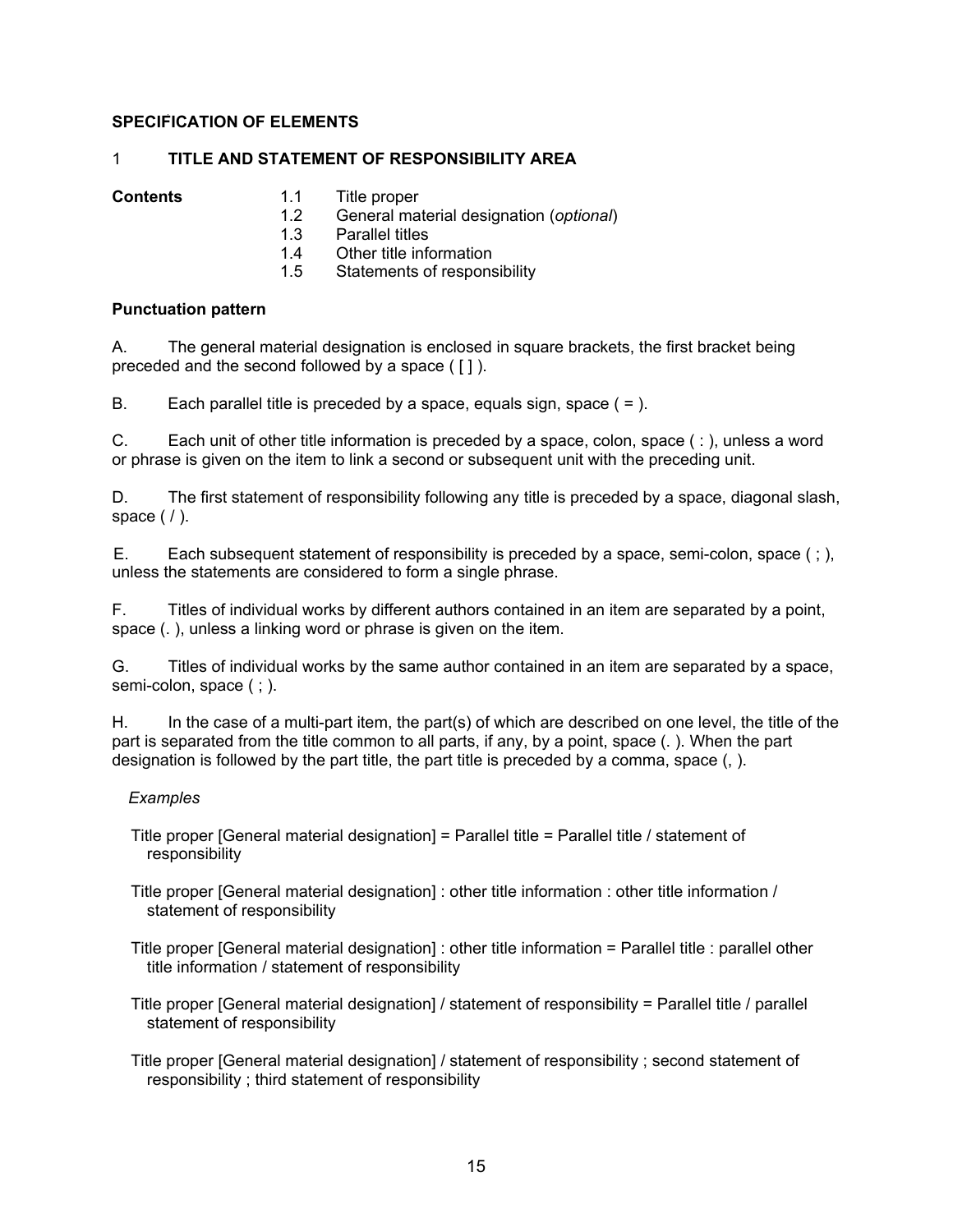## SPECIFICATION OF ELEMENTS

### 1 TITLE AND STATEMENT OF RESPONSIBILITY AREA

**Contents**

- 1.1 Title proper
- 1.2 General material designation (*optional*)
- 1.3 Parallel titles
- 1.4 Other title information
- 1.5 Statements of responsibility

**Punctuation pattern**

A. The general material designation is enclosed in square brackets, the first bracket being preceded and the second followed by a space ( [ ] ).

B. Each parallel title is preceded by a space, equals sign, space ( = ).

C. Each unit of other title information is preceded by a space, colon, space ( : ), unless a word or phrase is given on the item to link a second or subsequent unit with the preceding unit.

D. The first statement of responsibility following any title is preceded by a space, diagonal slash, space ( / ).

E. Each subsequent statement of responsibility is preceded by a space, semi-colon, space ( ; ), unless the statements are considered to form a single phrase.

F. Titles of individual works by different authors contained in an item are separated by a point, space (. ), unless a linking word or phrase is given on the item.

G. Titles of individual works by the same author contained in an item are separated by a space, semi-colon, space ( ; ).

H. In the case of a multi-part item, the part(s) of which are described on one level, the title of the part is separated from the title common to all parts, if any, by a point, space (. ). When the part designation is followed by the part title, the part title is preceded by a comma, space (, ).

*Examples*

Title proper [General material designation] = Parallel title = Parallel title / statement of responsibility

Title proper [General material designation] : other title information : other title information / statement of responsibility

Title proper [General material designation] : other title information = Parallel title : parallel other title information / statement of responsibility

Title proper [General material designation] / statement of responsibility = Parallel title / parallel statement of responsibility

Title proper [General material designation] / statement of responsibility ; second statement of responsibility ; third statement of responsibility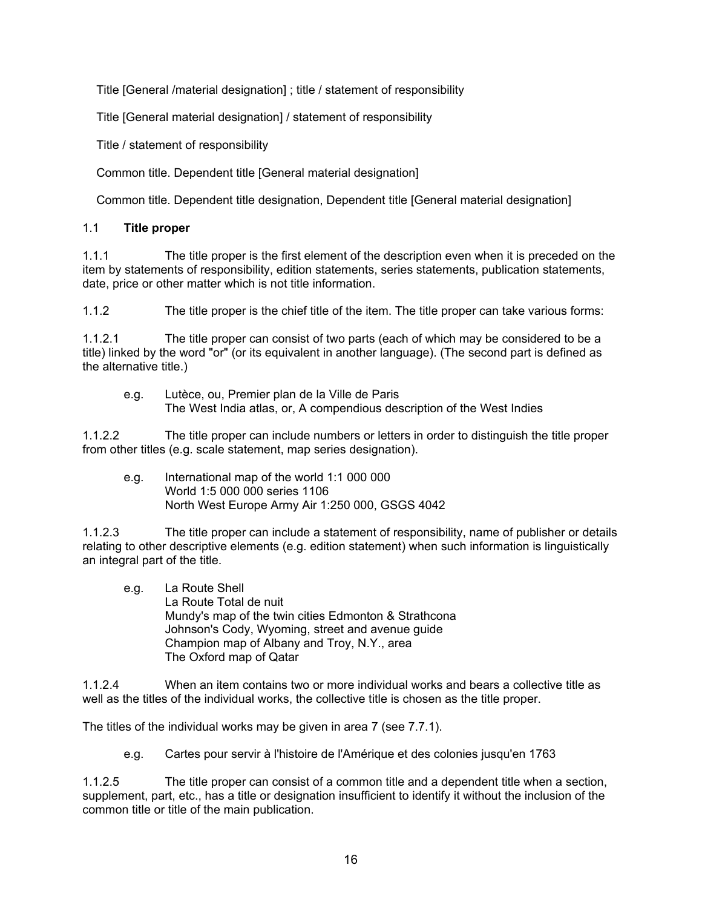Title [General /material designation] ; title / statement of responsibility

Title [General material designation] / statement of responsibility

Title / statement of responsibility

Common title. Dependent title [General material designation]

Common title. Dependent title designation, Dependent title [General material designation]

### 1.1 **Title proper**

1.1.1 The title proper is the first element of the description even when it is preceded on the item by statements of responsibility, edition statements, series statements, publication statements, date, price or other matter which is not title information.

1.1.2 The title proper is the chief title of the item. The title proper can take various forms:

1.1.2.1 The title proper can consist of two parts (each of which may be considered to be a title) linked by the word "or" (or its equivalent in another language). (The second part is defined as the alternative title.)

e.g. Lutèce, ou, Premier plan de la Ville de Paris
The West India atlas, or, A compendious description of the West Indies

1.1.2.2 The title proper can include numbers or letters in order to distinguish the title proper from other titles (e.g. scale statement, map series designation).

e.g. International map of the world 1:1 000 000
World 1:5 000 000 series 1106
North West Europe Army Air 1:250 000, GSGS 4042

1.1.2.3 The title proper can include a statement of responsibility, name of publisher or details relating to other descriptive elements (e.g. edition statement) when such information is linguistically an integral part of the title.

e.g. La Route Shell
La Route Total de nuit
Mundy's map of the twin cities Edmonton & Strathcona
Johnson's Cody, Wyoming, street and avenue guide
Champion map of Albany and Troy, N.Y., area
The Oxford map of Qatar

1.1.2.4 When an item contains two or more individual works and bears a collective title as well as the titles of the individual works, the collective title is chosen as the title proper.

The titles of the individual works may be given in area 7 (see 7.7.1).

e.g. Cartes pour servir à l'histoire de l'Amérique et des colonies jusqu'en 1763

1.1.2.5 The title proper can consist of a common title and a dependent title when a section, supplement, part, etc., has a title or designation insufficient to identify it without the inclusion of the common title or title of the main publication.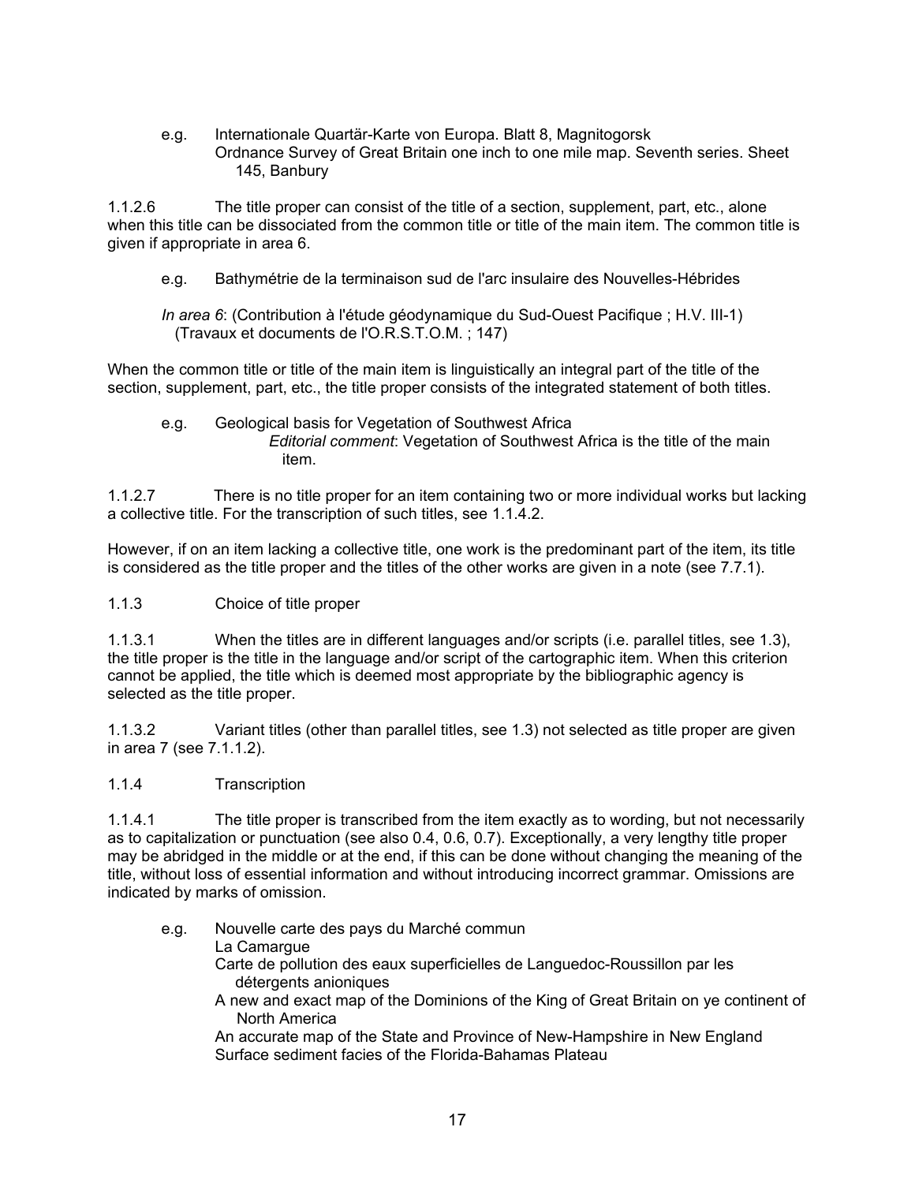e.g. Internationale Quartär-Karte von Europa. Blatt 8, Magnitogorsk
Ordnance Survey of Great Britain one inch to one mile map. Seventh series. Sheet 145, Banbury

1.1.2.6 The title proper can consist of the title of a section, supplement, part, etc., alone when this title can be dissociated from the common title or title of the main item. The common title is given if appropriate in area 6.

e.g. Bathymétrie de la terminaison sud de l'arc insulaire des Nouvelles-Hébrides

*In area 6*: (Contribution à l'étude géodynamique du Sud-Ouest Pacifique ; H.V. III-1) (Travaux et documents de l'O.R.S.T.O.M. ; 147)

When the common title or title of the main item is linguistically an integral part of the title of the section, supplement, part, etc., the title proper consists of the integrated statement of both titles.

e.g. Geological basis for Vegetation of Southwest Africa
*Editorial comment*: Vegetation of Southwest Africa is the title of the main item.

1.1.2.7 There is no title proper for an item containing two or more individual works but lacking a collective title. For the transcription of such titles, see 1.1.4.2.

However, if on an item lacking a collective title, one work is the predominant part of the item, its title is considered as the title proper and the titles of the other works are given in a note (see 7.7.1).

1.1.3 Choice of title proper

1.1.3.1 When the titles are in different languages and/or scripts (i.e. parallel titles, see 1.3), the title proper is the title in the language and/or script of the cartographic item. When this criterion cannot be applied, the title which is deemed most appropriate by the bibliographic agency is selected as the title proper.

1.1.3.2 Variant titles (other than parallel titles, see 1.3) not selected as title proper are given in area 7 (see 7.1.1.2).

1.1.4 Transcription

1.1.4.1 The title proper is transcribed from the item exactly as to wording, but not necessarily as to capitalization or punctuation (see also 0.4, 0.6, 0.7). Exceptionally, a very lengthy title proper may be abridged in the middle or at the end, if this can be done without changing the meaning of the title, without loss of essential information and without introducing incorrect grammar. Omissions are indicated by marks of omission.

e.g. Nouvelle carte des pays du Marché commun
La Camargue
Carte de pollution des eaux superficielles de Languedoc-Roussillon par les détergents anioniques
A new and exact map of the Dominions of the King of Great Britain on ye continent of North America
An accurate map of the State and Province of New-Hampshire in New England
Surface sediment facies of the Florida-Bahamas Plateau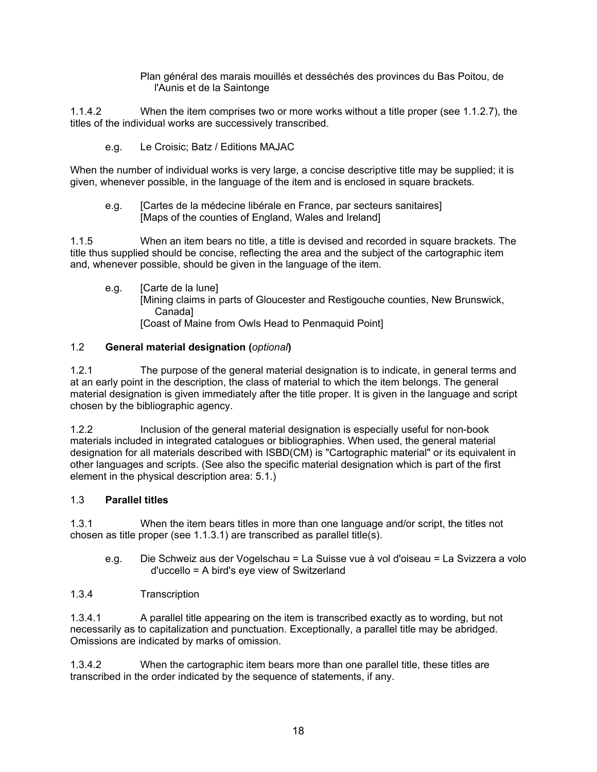Plan général des marais mouillés et desséchés des provinces du Bas Poitou, de l'Aunis et de la Saintonge

1.1.4.2 When the item comprises two or more works without a title proper (see 1.1.2.7), the titles of the individual works are successively transcribed.

e.g. Le Croisic; Batz / Editions MAJAC

When the number of individual works is very large, a concise descriptive title may be supplied; it is given, whenever possible, in the language of the item and is enclosed in square brackets.

e.g. [Cartes de la médecine libérale en France, par secteurs sanitaires]
[Maps of the counties of England, Wales and Ireland]

1.1.5 When an item bears no title, a title is devised and recorded in square brackets. The title thus supplied should be concise, reflecting the area and the subject of the cartographic item and, whenever possible, should be given in the language of the item.

e.g. [Carte de la lune]
[Mining claims in parts of Gloucester and Restigouche counties, New Brunswick, Canada]
[Coast of Maine from Owls Head to Penmaquid Point]

1.2 **General material designation (*optional*)**

1.2.1 The purpose of the general material designation is to indicate, in general terms and at an early point in the description, the class of material to which the item belongs. The general material designation is given immediately after the title proper. It is given in the language and script chosen by the bibliographic agency.

1.2.2 Inclusion of the general material designation is especially useful for non-book materials included in integrated catalogues or bibliographies. When used, the general material designation for all materials described with ISBD(CM) is "Cartographic material" or its equivalent in other languages and scripts. (See also the specific material designation which is part of the first element in the physical description area: 5.1.)

1.3 **Parallel titles**

1.3.1 When the item bears titles in more than one language and/or script, the titles not chosen as title proper (see 1.1.3.1) are transcribed as parallel title(s).

e.g. Die Schweiz aus der Vogelschau = La Suisse vue à vol d'oiseau = La Svizzera a volo d'uccello = A bird's eye view of Switzerland

1.3.4 Transcription

1.3.4.1 A parallel title appearing on the item is transcribed exactly as to wording, but not necessarily as to capitalization and punctuation. Exceptionally, a parallel title may be abridged. Omissions are indicated by marks of omission.

1.3.4.2 When the cartographic item bears more than one parallel title, these titles are transcribed in the order indicated by the sequence of statements, if any.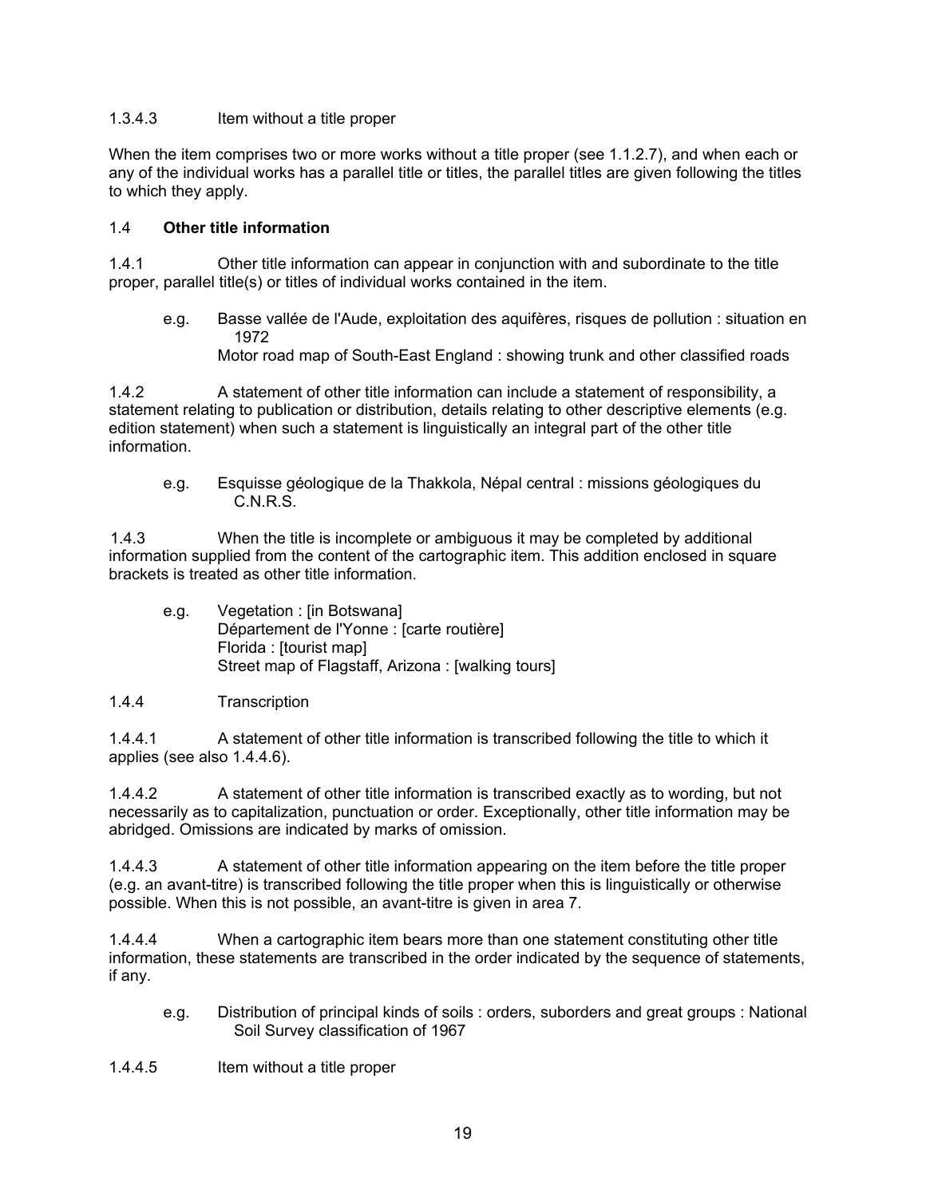1.3.4.3 Item without a title proper

When the item comprises two or more works without a title proper (see 1.1.2.7), and when each or any of the individual works has a parallel title or titles, the parallel titles are given following the titles to which they apply.

## 1.4 **Other title information**

1.4.1 Other title information can appear in conjunction with and subordinate to the title proper, parallel title(s) or titles of individual works contained in the item.

e.g. Basse vallée de l'Aude, exploitation des aquifères, risques de pollution : situation en 1972
Motor road map of South-East England : showing trunk and other classified roads

1.4.2 A statement of other title information can include a statement of responsibility, a statement relating to publication or distribution, details relating to other descriptive elements (e.g. edition statement) when such a statement is linguistically an integral part of the other title information.

e.g. Esquisse géologique de la Thakkola, Népal central : missions géologiques du C.N.R.S.

1.4.3 When the title is incomplete or ambiguous it may be completed by additional information supplied from the content of the cartographic item. This addition enclosed in square brackets is treated as other title information.

e.g. Vegetation : [in Botswana]
Département de l'Yonne : [carte routière]
Florida : [tourist map]
Street map of Flagstaff, Arizona : [walking tours]

1.4.4 Transcription

1.4.4.1 A statement of other title information is transcribed following the title to which it applies (see also 1.4.4.6).

1.4.4.2 A statement of other title information is transcribed exactly as to wording, but not necessarily as to capitalization, punctuation or order. Exceptionally, other title information may be abridged. Omissions are indicated by marks of omission.

1.4.4.3 A statement of other title information appearing on the item before the title proper (e.g. an avant-titre) is transcribed following the title proper when this is linguistically or otherwise possible. When this is not possible, an avant-titre is given in area 7.

1.4.4.4 When a cartographic item bears more than one statement constituting other title information, these statements are transcribed in the order indicated by the sequence of statements, if any.

e.g. Distribution of principal kinds of soils : orders, suborders and great groups : National Soil Survey classification of 1967

1.4.4.5 Item without a title proper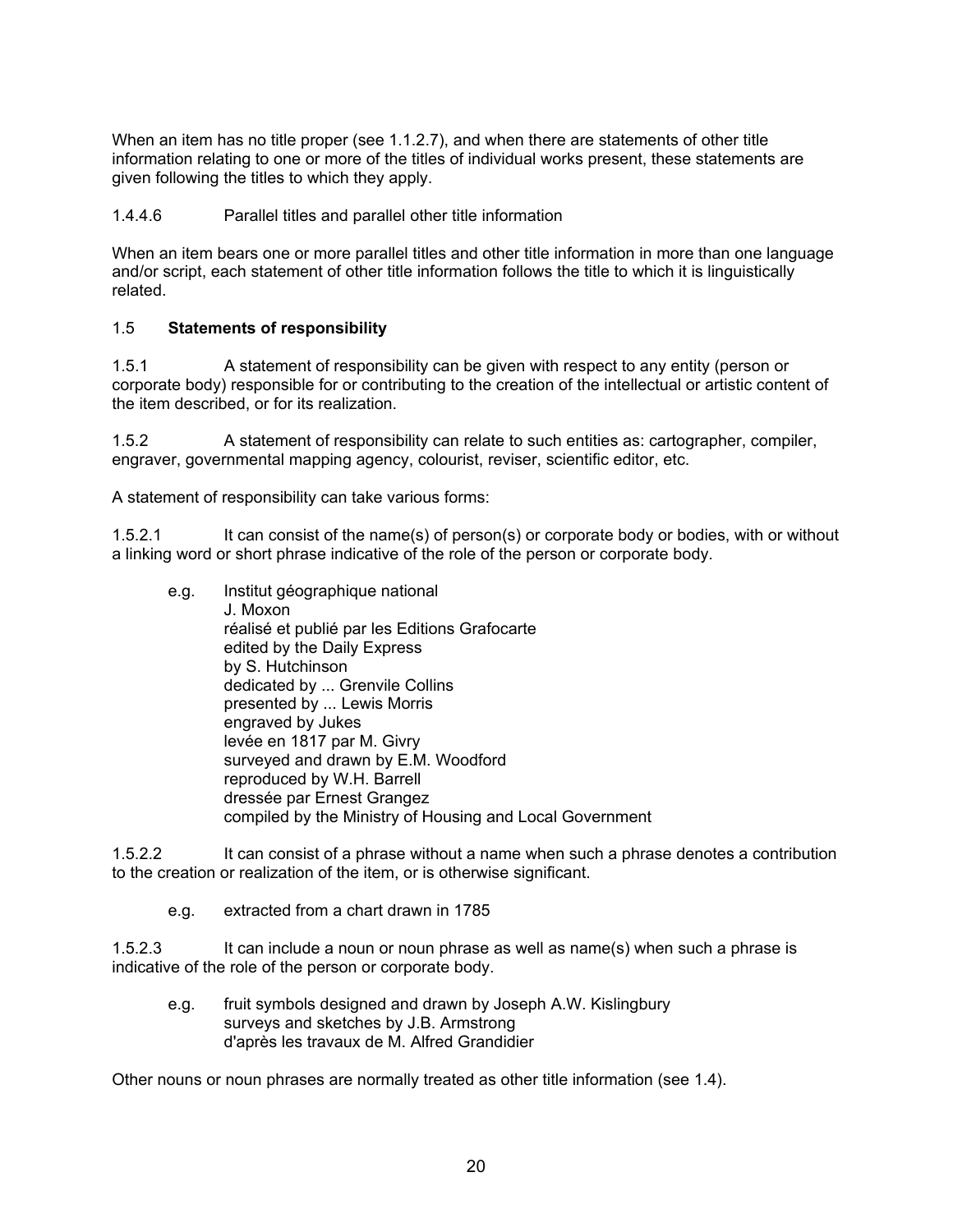When an item has no title proper (see 1.1.2.7), and when there are statements of other title information relating to one or more of the titles of individual works present, these statements are given following the titles to which they apply.

1.4.4.6 Parallel titles and parallel other title information

When an item bears one or more parallel titles and other title information in more than one language and/or script, each statement of other title information follows the title to which it is linguistically related.

## 1.5 **Statements of responsibility**

1.5.1 A statement of responsibility can be given with respect to any entity (person or corporate body) responsible for or contributing to the creation of the intellectual or artistic content of the item described, or for its realization.

1.5.2 A statement of responsibility can relate to such entities as: cartographer, compiler, engraver, governmental mapping agency, colourist, reviser, scientific editor, etc.

A statement of responsibility can take various forms:

1.5.2.1 It can consist of the name(s) of person(s) or corporate body or bodies, with or without a linking word or short phrase indicative of the role of the person or corporate body.

e.g. Institut géographique national  
J. Moxon  
réalisé et publié par les Editions Grafocarte  
edited by the Daily Express  
by S. Hutchinson  
dedicated by ... Grenvile Collins  
presented by ... Lewis Morris  
engraved by Jukes  
levée en 1817 par M. Givry  
surveyed and drawn by E.M. Woodford  
reproduced by W.H. Barrell  
dressée par Ernest Grangez  
compiled by the Ministry of Housing and Local Government

1.5.2.2 It can consist of a phrase without a name when such a phrase denotes a contribution to the creation or realization of the item, or is otherwise significant.

e.g. extracted from a chart drawn in 1785

1.5.2.3 It can include a noun or noun phrase as well as name(s) when such a phrase is indicative of the role of the person or corporate body.

e.g. fruit symbols designed and drawn by Joseph A.W. Kislingbury  
surveys and sketches by J.B. Armstrong  
d'après les travaux de M. Alfred Grandidier

Other nouns or noun phrases are normally treated as other title information (see 1.4).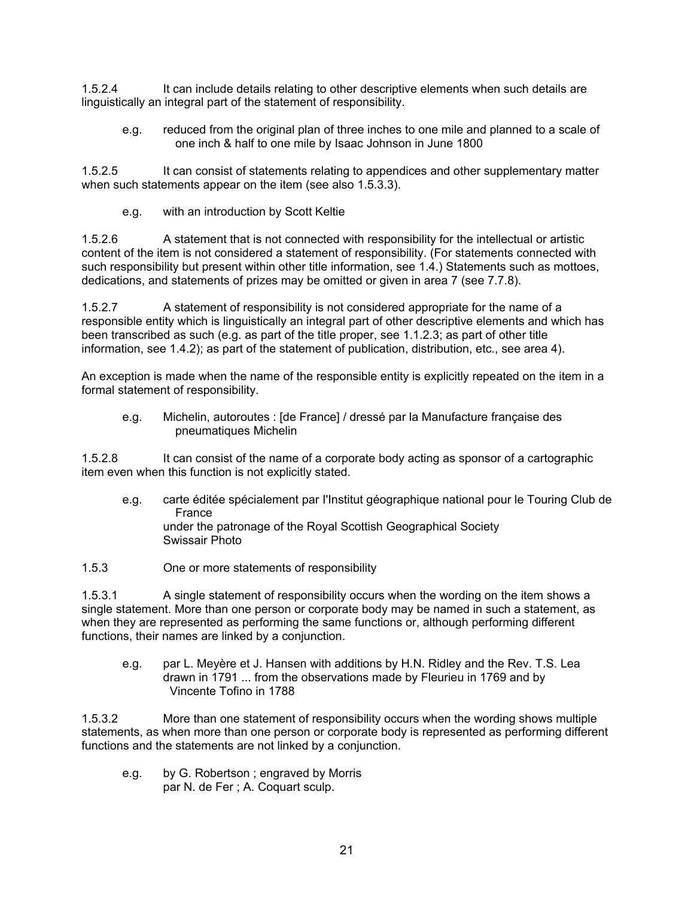1.5.2.4 It can include details relating to other descriptive elements when such details are linguistically an integral part of the statement of responsibility.

> e.g. reduced from the original plan of three inches to one mile and planned to a scale of one inch & half to one mile by Isaac Johnson in June 1800

1.5.2.5 It can consist of statements relating to appendices and other supplementary matter when such statements appear on the item (see also 1.5.3.3).

> e.g. with an introduction by Scott Keltie

1.5.2.6 A statement that is not connected with responsibility for the intellectual or artistic content of the item is not considered a statement of responsibility. (For statements connected with such responsibility but present within other title information, see 1.4.) Statements such as mottoes, dedications, and statements of prizes may be omitted or given in area 7 (see 7.7.8).

1.5.2.7 A statement of responsibility is not considered appropriate for the name of a responsible entity which is linguistically an integral part of other descriptive elements and which has been transcribed as such (e.g. as part of the title proper, see 1.1.2.3; as part of other title information, see 1.4.2); as part of the statement of publication, distribution, etc., see area 4).

An exception is made when the name of the responsible entity is explicitly repeated on the item in a formal statement of responsibility.

> e.g. Michelin, autoroutes : [de France] / dressé par la Manufacture française des pneumatiques Michelin

1.5.2.8 It can consist of the name of a corporate body acting as sponsor of a cartographic item even when this function is not explicitly stated.

> e.g. carte éditée spécialement par l'Institut géographique national pour le Touring Club de France
> under the patronage of the Royal Scottish Geographical Society
> Swissair Photo

1.5.3 One or more statements of responsibility

1.5.3.1 A single statement of responsibility occurs when the wording on the item shows a single statement. More than one person or corporate body may be named in such a statement, as when they are represented as performing the same functions or, although performing different functions, their names are linked by a conjunction.

> e.g. par L. Meyère et J. Hansen with additions by H.N. Ridley and the Rev. T.S. Lea
> drawn in 1791 ... from the observations made by Fleurieu in 1769 and by Vincente Tofino in 1788

1.5.3.2 More than one statement of responsibility occurs when the wording shows multiple statements, as when more than one person or corporate body is represented as performing different functions and the statements are not linked by a conjunction.

> e.g. by G. Robertson ; engraved by Morris
> par N. de Fer ; A. Coquart sculp.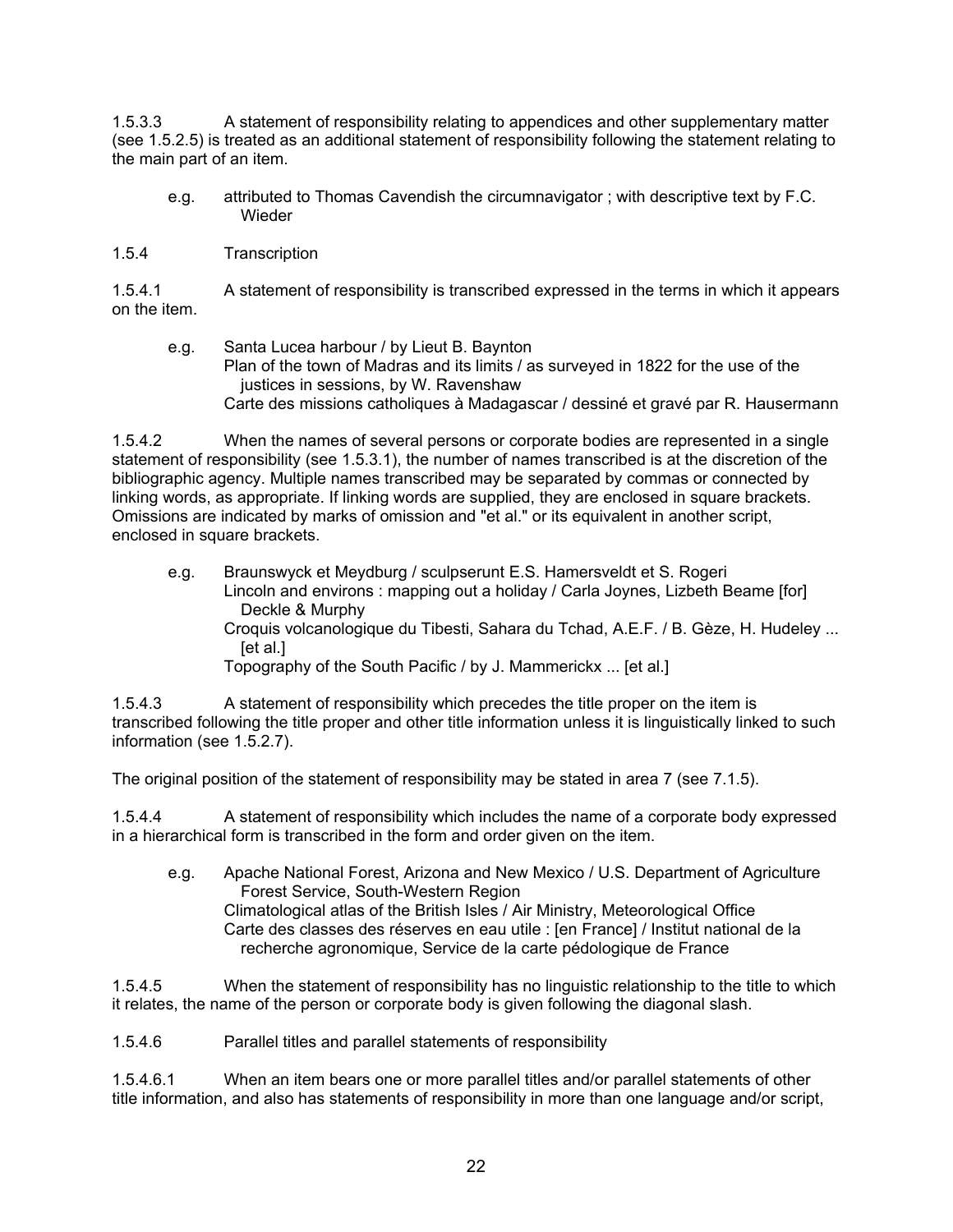1.5.3.3 A statement of responsibility relating to appendices and other supplementary matter (see 1.5.2.5) is treated as an additional statement of responsibility following the statement relating to the main part of an item.

> e.g. attributed to Thomas Cavendish the circumnavigator ; with descriptive text by F.C. Wieder

1.5.4 Transcription

1.5.4.1 A statement of responsibility is transcribed expressed in the terms in which it appears on the item.

> e.g. Santa Lucea harbour / by Lieut B. Baynton
> Plan of the town of Madras and its limits / as surveyed in 1822 for the use of the justices in sessions, by W. Ravenshaw
> Carte des missions catholiques à Madagascar / dessiné et gravé par R. Hausermann

1.5.4.2 When the names of several persons or corporate bodies are represented in a single statement of responsibility (see 1.5.3.1), the number of names transcribed is at the discretion of the bibliographic agency. Multiple names transcribed may be separated by commas or connected by linking words, as appropriate. If linking words are supplied, they are enclosed in square brackets. Omissions are indicated by marks of omission and "et al." or its equivalent in another script, enclosed in square brackets.

> e.g. Braunswyck et Meydburg / sculpserunt E.S. Hamersveldt et S. Rogeri
> Lincoln and environs : mapping out a holiday / Carla Joynes, Lizbeth Beame [for] Deckle & Murphy
> Croquis volcanologique du Tibesti, Sahara du Tchad, A.E.F. / B. Gèze, H. Hudeley ... [et al.]
> Topography of the South Pacific / by J. Mammerickx ... [et al.]

1.5.4.3 A statement of responsibility which precedes the title proper on the item is transcribed following the title proper and other title information unless it is linguistically linked to such information (see 1.5.2.7).

The original position of the statement of responsibility may be stated in area 7 (see 7.1.5).

1.5.4.4 A statement of responsibility which includes the name of a corporate body expressed in a hierarchical form is transcribed in the form and order given on the item.

> e.g. Apache National Forest, Arizona and New Mexico / U.S. Department of Agriculture Forest Service, South-Western Region
> Climatological atlas of the British Isles / Air Ministry, Meteorological Office
> Carte des classes des réserves en eau utile : [en France] / Institut national de la recherche agronomique, Service de la carte pédologique de France

1.5.4.5 When the statement of responsibility has no linguistic relationship to the title to which it relates, the name of the person or corporate body is given following the diagonal slash.

1.5.4.6 Parallel titles and parallel statements of responsibility

1.5.4.6.1 When an item bears one or more parallel titles and/or parallel statements of other title information, and also has statements of responsibility in more than one language and/or script,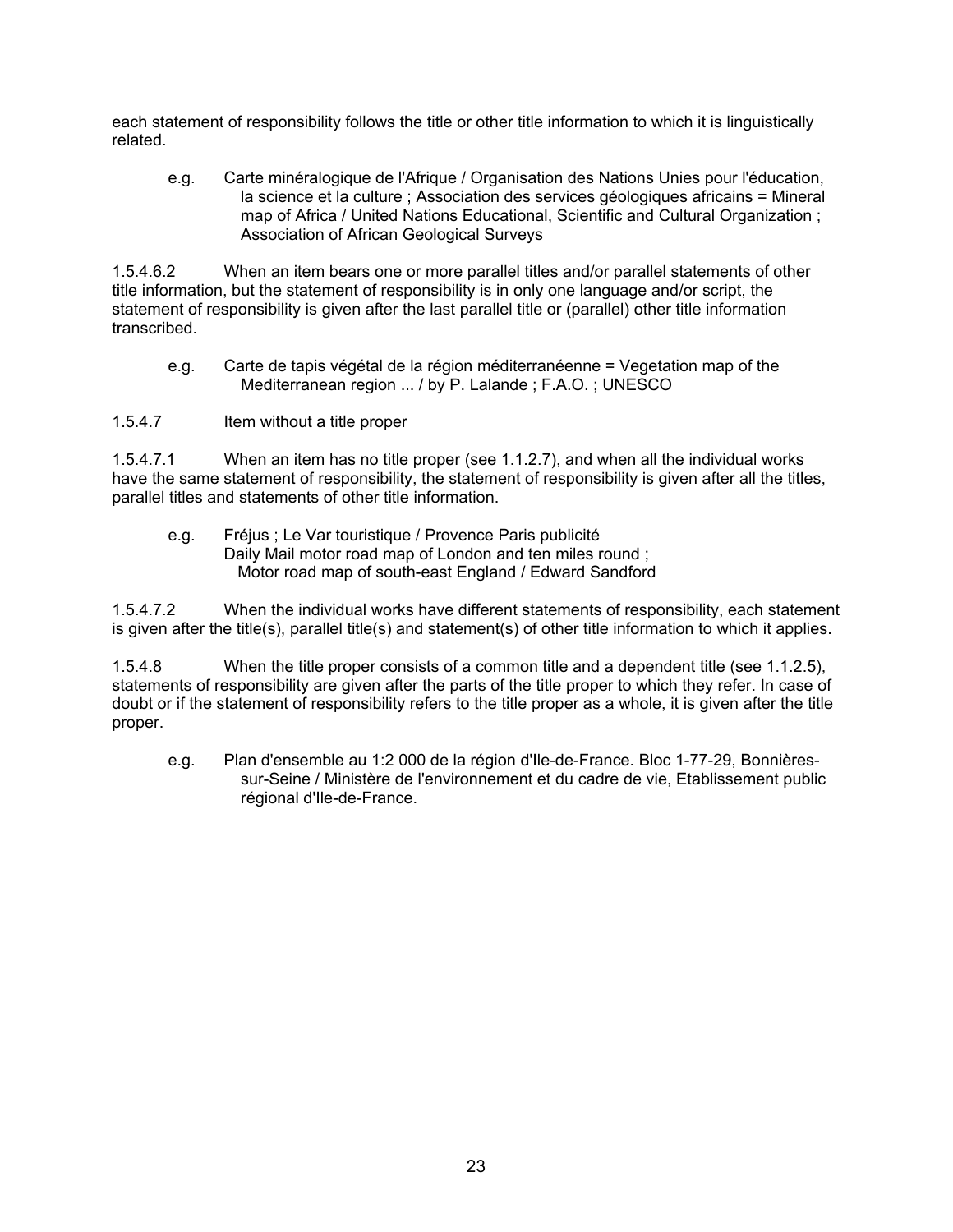each statement of responsibility follows the title or other title information to which it is linguistically related.

e.g. Carte minéralogique de l'Afrique / Organisation des Nations Unies pour l'éducation, la science et la culture ; Association des services géologiques africains = Mineral map of Africa / United Nations Educational, Scientific and Cultural Organization ; Association of African Geological Surveys

1.5.4.6.2 When an item bears one or more parallel titles and/or parallel statements of other title information, but the statement of responsibility is in only one language and/or script, the statement of responsibility is given after the last parallel title or (parallel) other title information transcribed.

e.g. Carte de tapis végétal de la région méditerranéenne = Vegetation map of the Mediterranean region ... / by P. Lalande ; F.A.O. ; UNESCO

1.5.4.7 Item without a title proper

1.5.4.7.1 When an item has no title proper (see 1.1.2.7), and when all the individual works have the same statement of responsibility, the statement of responsibility is given after all the titles, parallel titles and statements of other title information.

e.g. Fréjus ; Le Var touristique / Provence Paris publicité
Daily Mail motor road map of London and ten miles round ; Motor road map of south-east England / Edward Sandford

1.5.4.7.2 When the individual works have different statements of responsibility, each statement is given after the title(s), parallel title(s) and statement(s) of other title information to which it applies.

1.5.4.8 When the title proper consists of a common title and a dependent title (see 1.1.2.5), statements of responsibility are given after the parts of the title proper to which they refer. In case of doubt or if the statement of responsibility refers to the title proper as a whole, it is given after the title proper.

e.g. Plan d'ensemble au 1:2 000 de la région d'Ile-de-France. Bloc 1-77-29, Bonnières-sur-Seine / Ministère de l'environnement et du cadre de vie, Etablissement public régional d'Ile-de-France.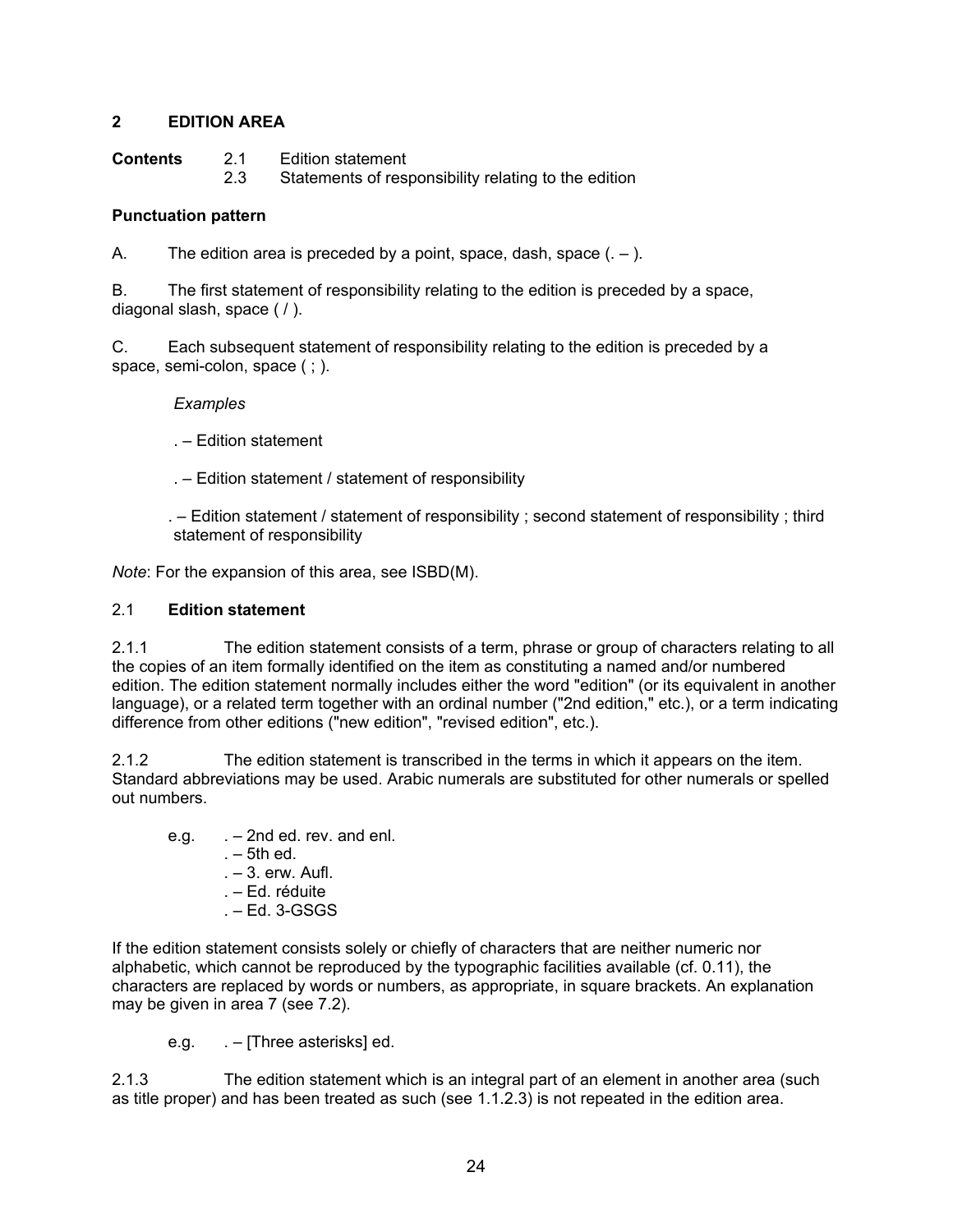## 2 EDITION AREA

**Contents** 2.1 Edition statement
2.3 Statements of responsibility relating to the edition

**Punctuation pattern**

A. The edition area is preceded by a point, space, dash, space (. – ).

B. The first statement of responsibility relating to the edition is preceded by a space, diagonal slash, space ( / ).

C. Each subsequent statement of responsibility relating to the edition is preceded by a space, semi-colon, space ( ; ).

*Examples*

. – Edition statement

. – Edition statement / statement of responsibility

. – Edition statement / statement of responsibility ; second statement of responsibility ; third statement of responsibility

*Note*: For the expansion of this area, see ISBD(M).

### 2.1 **Edition statement**

2.1.1 The edition statement consists of a term, phrase or group of characters relating to all the copies of an item formally identified on the item as constituting a named and/or numbered edition. The edition statement normally includes either the word "edition" (or its equivalent in another language), or a related term together with an ordinal number ("2nd edition," etc.), or a term indicating difference from other editions ("new edition", "revised edition", etc.).

2.1.2 The edition statement is transcribed in the terms in which it appears on the item. Standard abbreviations may be used. Arabic numerals are substituted for other numerals or spelled out numbers.

e.g. . – 2nd ed. rev. and enl.
. – 5th ed.
. – 3. erw. Aufl.
. – Ed. réduite
. – Ed. 3-GSGS

If the edition statement consists solely or chiefly of characters that are neither numeric nor alphabetic, which cannot be reproduced by the typographic facilities available (cf. 0.11), the characters are replaced by words or numbers, as appropriate, in square brackets. An explanation may be given in area 7 (see 7.2).

e.g. . – [Three asterisks] ed.

2.1.3 The edition statement which is an integral part of an element in another area (such as title proper) and has been treated as such (see 1.1.2.3) is not repeated in the edition area.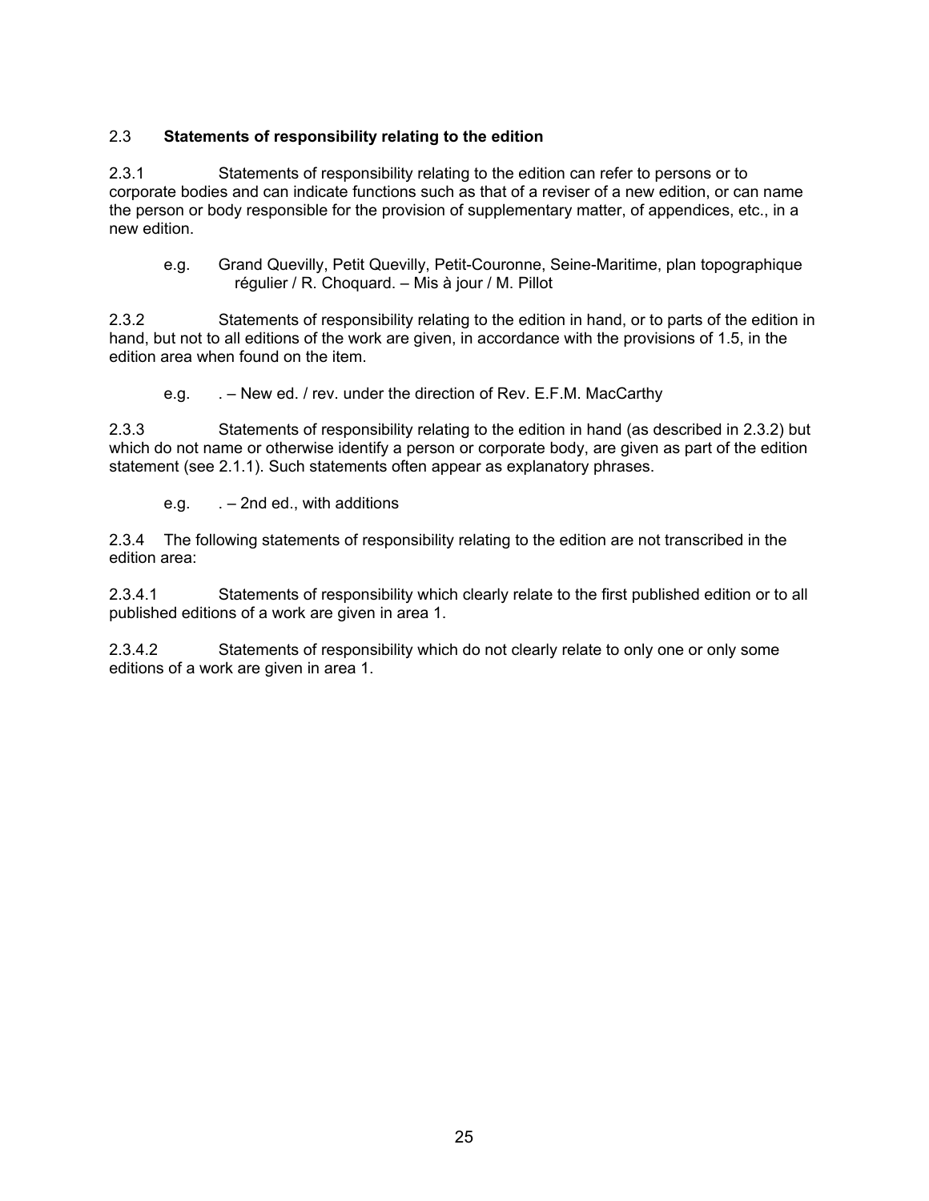## 2.3 **Statements of responsibility relating to the edition**

2.3.1 Statements of responsibility relating to the edition can refer to persons or to corporate bodies and can indicate functions such as that of a reviser of a new edition, or can name the person or body responsible for the provision of supplementary matter, of appendices, etc., in a new edition.

> e.g. Grand Quevilly, Petit Quevilly, Petit-Couronne, Seine-Maritime, plan topographique régulier / R. Choquard. – Mis à jour / M. Pillot

2.3.2 Statements of responsibility relating to the edition in hand, or to parts of the edition in hand, but not to all editions of the work are given, in accordance with the provisions of 1.5, in the edition area when found on the item.

> e.g. . – New ed. / rev. under the direction of Rev. E.F.M. MacCarthy

2.3.3 Statements of responsibility relating to the edition in hand (as described in 2.3.2) but which do not name or otherwise identify a person or corporate body, are given as part of the edition statement (see 2.1.1). Such statements often appear as explanatory phrases.

> e.g. . – 2nd ed., with additions

2.3.4 The following statements of responsibility relating to the edition are not transcribed in the edition area:

2.3.4.1 Statements of responsibility which clearly relate to the first published edition or to all published editions of a work are given in area 1.

2.3.4.2 Statements of responsibility which do not clearly relate to only one or only some editions of a work are given in area 1.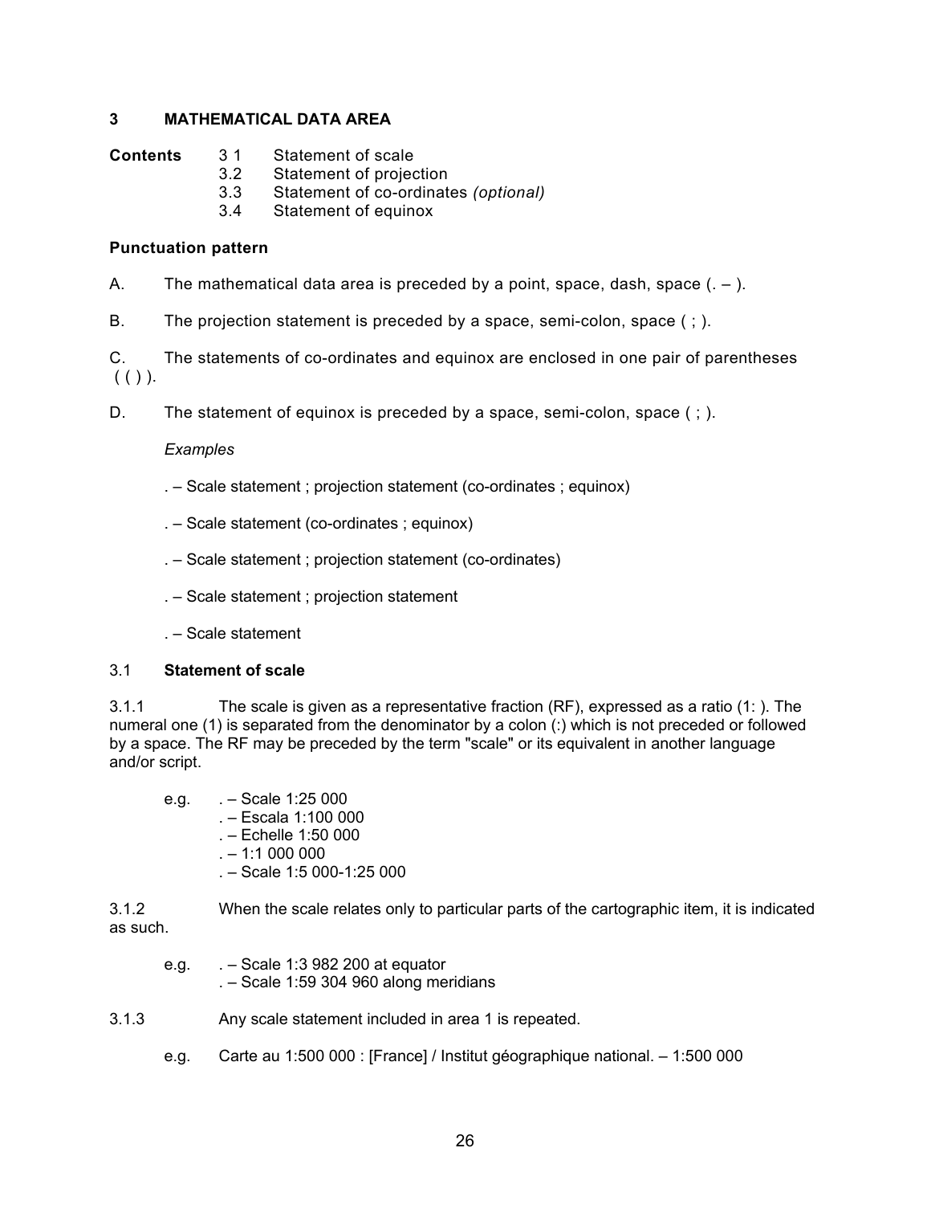## 3 MATHEMATICAL DATA AREA

**Contents**

- 3 1 Statement of scale
- 3.2 Statement of projection
- 3.3 Statement of co-ordinates *(optional)*
- 3.4 Statement of equinox

### Punctuation pattern

A. The mathematical data area is preceded by a point, space, dash, space (. – ).

B. The projection statement is preceded by a space, semi-colon, space ( ; ).

C. The statements of co-ordinates and equinox are enclosed in one pair of parentheses ( ( ) ).

D. The statement of equinox is preceded by a space, semi-colon, space ( ; ).

*Examples*

. – Scale statement ; projection statement (co-ordinates ; equinox)

. – Scale statement (co-ordinates ; equinox)

. – Scale statement ; projection statement (co-ordinates)

. – Scale statement ; projection statement

. – Scale statement

### 3.1 **Statement of scale**

3.1.1 The scale is given as a representative fraction (RF), expressed as a ratio (1: ). The numeral one (1) is separated from the denominator by a colon (:) which is not preceded or followed by a space. The RF may be preceded by the term "scale" or its equivalent in another language and/or script.

e.g.
. – Scale 1:25 000
. – Escala 1:100 000
. – Echelle 1:50 000
. – 1:1 000 000
. – Scale 1:5 000-1:25 000

3.1.2 When the scale relates only to particular parts of the cartographic item, it is indicated as such.

e.g.
. – Scale 1:3 982 200 at equator
. – Scale 1:59 304 960 along meridians

3.1.3 Any scale statement included in area 1 is repeated.

e.g. Carte au 1:500 000 : [France] / Institut géographique national. – 1:500 000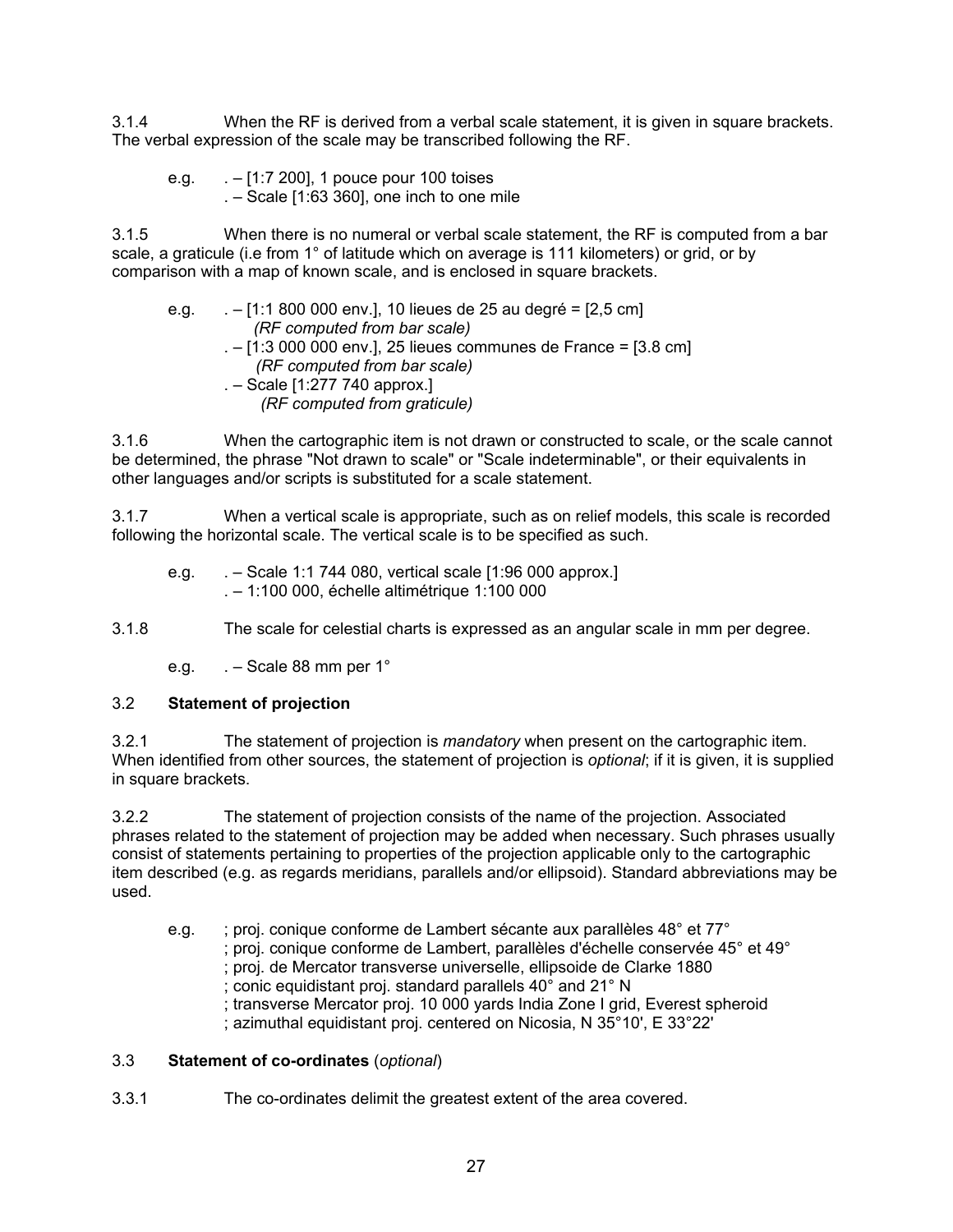3.1.4 When the RF is derived from a verbal scale statement, it is given in square brackets. The verbal expression of the scale may be transcribed following the RF.

e.g. . – [1:7 200], 1 pouce pour 100 toises
. – Scale [1:63 360], one inch to one mile

3.1.5 When there is no numeral or verbal scale statement, the RF is computed from a bar scale, a graticule (i.e from 1° of latitude which on average is 111 kilometers) or grid, or by comparison with a map of known scale, and is enclosed in square brackets.

e.g. . – [1:1 800 000 env.], 10 lieues de 25 au degré = [2,5 cm]
*(RF computed from bar scale)*
. – [1:3 000 000 env.], 25 lieues communes de France = [3.8 cm]
*(RF computed from bar scale)*
. – Scale [1:277 740 approx.]
*(RF computed from graticule)*

3.1.6 When the cartographic item is not drawn or constructed to scale, or the scale cannot be determined, the phrase "Not drawn to scale" or "Scale indeterminable", or their equivalents in other languages and/or scripts is substituted for a scale statement.

3.1.7 When a vertical scale is appropriate, such as on relief models, this scale is recorded following the horizontal scale. The vertical scale is to be specified as such.

e.g. . – Scale 1:1 744 080, vertical scale [1:96 000 approx.]
. – 1:100 000, échelle altimétrique 1:100 000

3.1.8 The scale for celestial charts is expressed as an angular scale in mm per degree.

e.g. . – Scale 88 mm per 1°

### 3.2 **Statement of projection**

3.2.1 The statement of projection is *mandatory* when present on the cartographic item. When identified from other sources, the statement of projection is *optional*; if it is given, it is supplied in square brackets.

3.2.2 The statement of projection consists of the name of the projection. Associated phrases related to the statement of projection may be added when necessary. Such phrases usually consist of statements pertaining to properties of the projection applicable only to the cartographic item described (e.g. as regards meridians, parallels and/or ellipsoid). Standard abbreviations may be used.

e.g. ; proj. conique conforme de Lambert sécante aux parallèles 48° et 77°
; proj. conique conforme de Lambert, parallèles d'échelle conservée 45° et 49°
; proj. de Mercator transverse universelle, ellipsoide de Clarke 1880
; conic equidistant proj. standard parallels 40° and 21° N
; transverse Mercator proj. 10 000 yards India Zone I grid, Everest spheroid
; azimuthal equidistant proj. centered on Nicosia, N 35°10', E 33°22'

### 3.3 **Statement of co-ordinates** (*optional*)

3.3.1 The co-ordinates delimit the greatest extent of the area covered.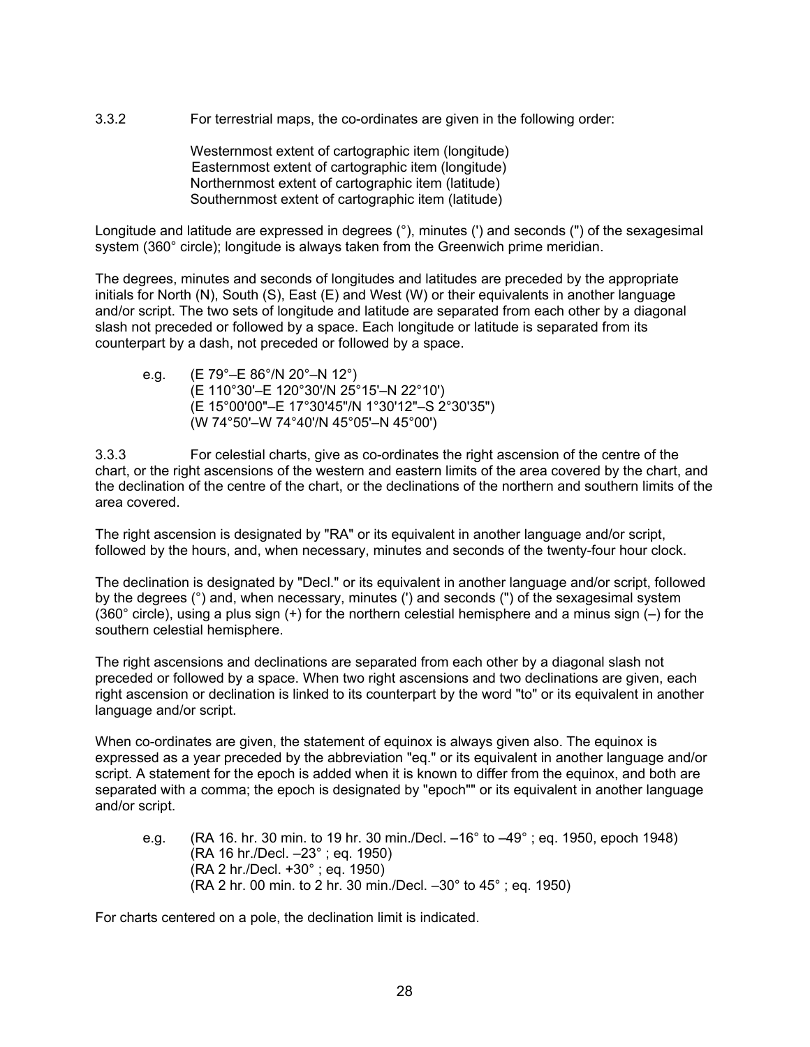3.3.2 For terrestrial maps, the co-ordinates are given in the following order:

Westernmost extent of cartographic item (longitude)
Easternmost extent of cartographic item (longitude)
Northernmost extent of cartographic item (latitude)
Southernmost extent of cartographic item (latitude)

Longitude and latitude are expressed in degrees (°), minutes (') and seconds (") of the sexagesimal system (360° circle); longitude is always taken from the Greenwich prime meridian.

The degrees, minutes and seconds of longitudes and latitudes are preceded by the appropriate initials for North (N), South (S), East (E) and West (W) or their equivalents in another language and/or script. The two sets of longitude and latitude are separated from each other by a diagonal slash not preceded or followed by a space. Each longitude or latitude is separated from its counterpart by a dash, not preceded or followed by a space.

e.g. (E 79°–E 86°/N 20°–N 12°)
(E 110°30'–E 120°30'/N 25°15'–N 22°10')
(E 15°00'00"–E 17°30'45"/N 1°30'12"–S 2°30'35")
(W 74°50'–W 74°40'/N 45°05'–N 45°00')

3.3.3 For celestial charts, give as co-ordinates the right ascension of the centre of the chart, or the right ascensions of the western and eastern limits of the area covered by the chart, and the declination of the centre of the chart, or the declinations of the northern and southern limits of the area covered.

The right ascension is designated by "RA" or its equivalent in another language and/or script, followed by the hours, and, when necessary, minutes and seconds of the twenty-four hour clock.

The declination is designated by "Decl." or its equivalent in another language and/or script, followed by the degrees (°) and, when necessary, minutes (') and seconds (") of the sexagesimal system (360° circle), using a plus sign (+) for the northern celestial hemisphere and a minus sign (–) for the southern celestial hemisphere.

The right ascensions and declinations are separated from each other by a diagonal slash not preceded or followed by a space. When two right ascensions and two declinations are given, each right ascension or declination is linked to its counterpart by the word "to" or its equivalent in another language and/or script.

When co-ordinates are given, the statement of equinox is always given also. The equinox is expressed as a year preceded by the abbreviation "eq." or its equivalent in another language and/or script. A statement for the epoch is added when it is known to differ from the equinox, and both are separated with a comma; the epoch is designated by "epoch"" or its equivalent in another language and/or script.

e.g. (RA 16. hr. 30 min. to 19 hr. 30 min./Decl. –16° to –49° ; eq. 1950, epoch 1948)
(RA 16 hr./Decl. –23° ; eq. 1950)
(RA 2 hr./Decl. +30° ; eq. 1950)
(RA 2 hr. 00 min. to 2 hr. 30 min./Decl. –30° to 45° ; eq. 1950)

For charts centered on a pole, the declination limit is indicated.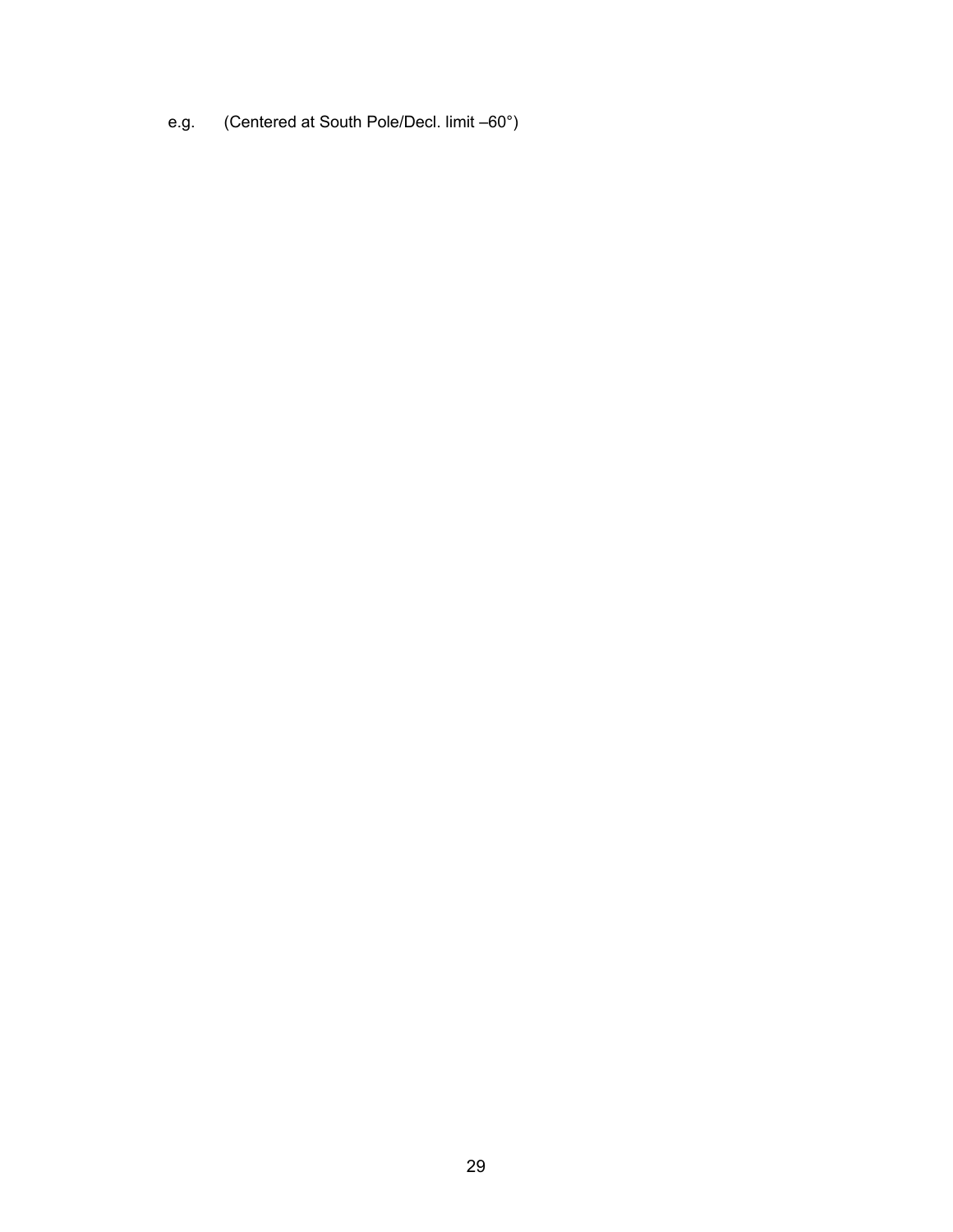e.g. (Centered at South Pole/Decl. limit –60°)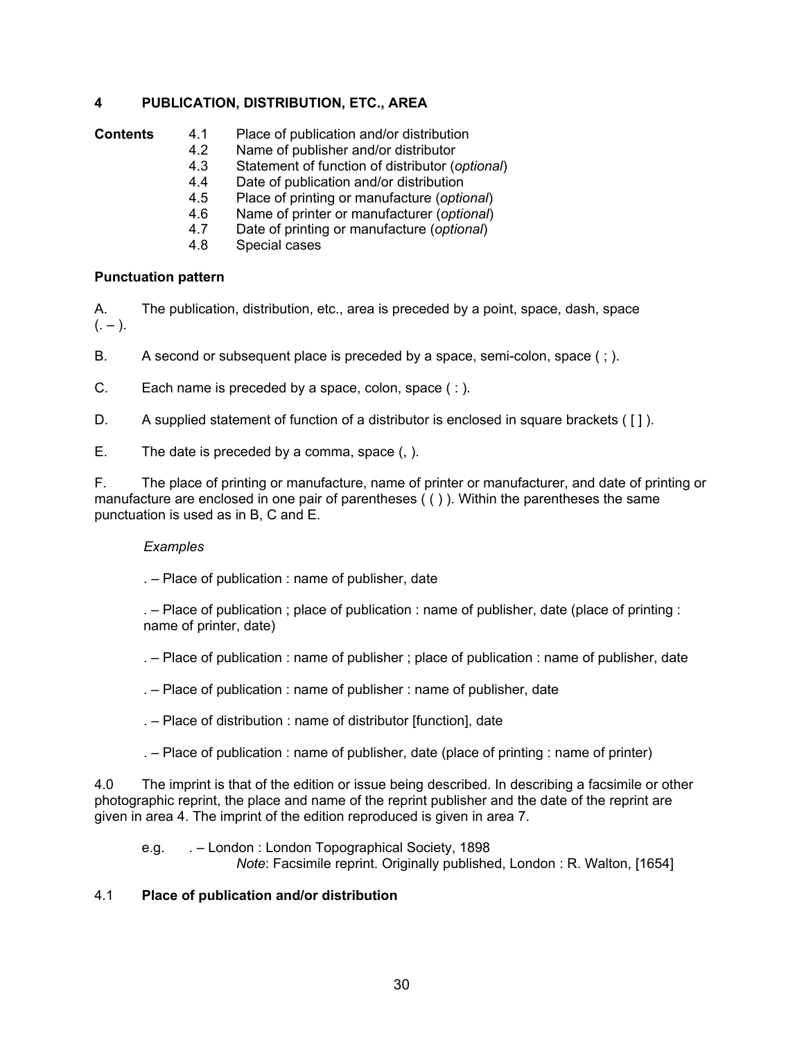## 4 PUBLICATION, DISTRIBUTION, ETC., AREA

**Contents**

- 4.1 Place of publication and/or distribution
- 4.2 Name of publisher and/or distributor
- 4.3 Statement of function of distributor (*optional*)
- 4.4 Date of publication and/or distribution
- 4.5 Place of printing or manufacture (*optional*)
- 4.6 Name of printer or manufacturer (*optional*)
- 4.7 Date of printing or manufacture (*optional*)
- 4.8 Special cases

### Punctuation pattern

A. The publication, distribution, etc., area is preceded by a point, space, dash, space (. – ).

B. A second or subsequent place is preceded by a space, semi-colon, space ( ; ).

C. Each name is preceded by a space, colon, space ( : ).

D. A supplied statement of function of a distributor is enclosed in square brackets ( [ ] ).

E. The date is preceded by a comma, space (, ).

F. The place of printing or manufacture, name of printer or manufacturer, and date of printing or manufacture are enclosed in one pair of parentheses ( ( ) ). Within the parentheses the same punctuation is used as in B, C and E.

*Examples*

. – Place of publication : name of publisher, date

. – Place of publication ; place of publication : name of publisher, date (place of printing : name of printer, date)

. – Place of publication : name of publisher ; place of publication : name of publisher, date

. – Place of publication : name of publisher : name of publisher, date

. – Place of distribution : name of distributor [function], date

. – Place of publication : name of publisher, date (place of printing : name of printer)

4.0 The imprint is that of the edition or issue being described. In describing a facsimile or other photographic reprint, the place and name of the reprint publisher and the date of the reprint are given in area 4. The imprint of the edition reproduced is given in area 7.

e.g. . – London : London Topographical Society, 1898
*Note*: Facsimile reprint. Originally published, London : R. Walton, [1654]

4.1 **Place of publication and/or distribution**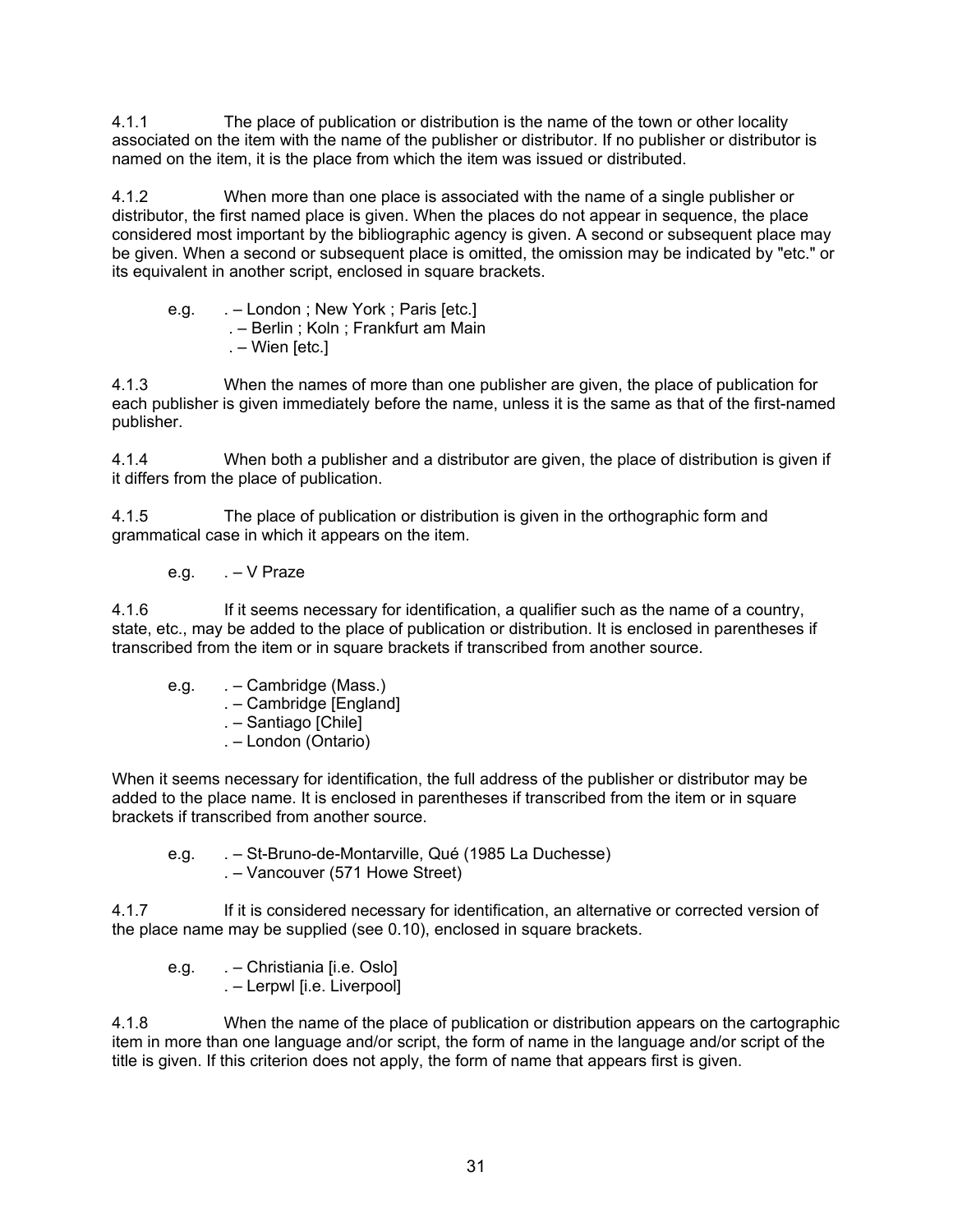4.1.1 The place of publication or distribution is the name of the town or other locality associated on the item with the name of the publisher or distributor. If no publisher or distributor is named on the item, it is the place from which the item was issued or distributed.

4.1.2 When more than one place is associated with the name of a single publisher or distributor, the first named place is given. When the places do not appear in sequence, the place considered most important by the bibliographic agency is given. A second or subsequent place may be given. When a second or subsequent place is omitted, the omission may be indicated by "etc." or its equivalent in another script, enclosed in square brackets.

e.g. . – London ; New York ; Paris [etc.]
. – Berlin ; Koln ; Frankfurt am Main
. – Wien [etc.]

4.1.3 When the names of more than one publisher are given, the place of publication for each publisher is given immediately before the name, unless it is the same as that of the first-named publisher.

4.1.4 When both a publisher and a distributor are given, the place of distribution is given if it differs from the place of publication.

4.1.5 The place of publication or distribution is given in the orthographic form and grammatical case in which it appears on the item.

e.g. . – V Praze

4.1.6 If it seems necessary for identification, a qualifier such as the name of a country, state, etc., may be added to the place of publication or distribution. It is enclosed in parentheses if transcribed from the item or in square brackets if transcribed from another source.

e.g. . – Cambridge (Mass.)
. – Cambridge [England]
. – Santiago [Chile]
. – London (Ontario)

When it seems necessary for identification, the full address of the publisher or distributor may be added to the place name. It is enclosed in parentheses if transcribed from the item or in square brackets if transcribed from another source.

e.g. . – St-Bruno-de-Montarville, Qué (1985 La Duchesse)
. – Vancouver (571 Howe Street)

4.1.7 If it is considered necessary for identification, an alternative or corrected version of the place name may be supplied (see 0.10), enclosed in square brackets.

e.g. . – Christiania [i.e. Oslo]
. – Lerpwl [i.e. Liverpool]

4.1.8 When the name of the place of publication or distribution appears on the cartographic item in more than one language and/or script, the form of name in the language and/or script of the title is given. If this criterion does not apply, the form of name that appears first is given.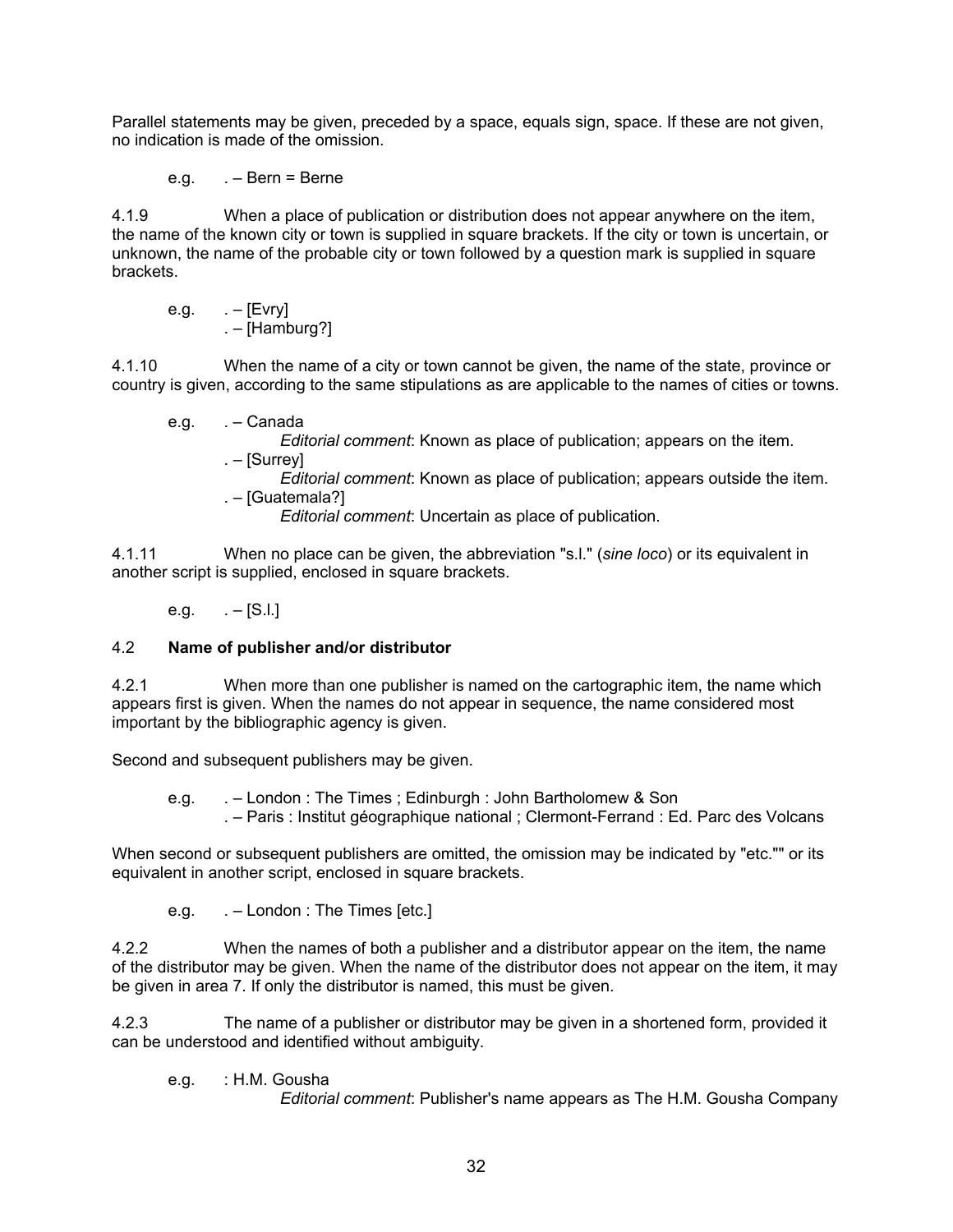Parallel statements may be given, preceded by a space, equals sign, space. If these are not given, no indication is made of the omission.

e.g. . – Bern = Berne

4.1.9 When a place of publication or distribution does not appear anywhere on the item, the name of the known city or town is supplied in square brackets. If the city or town is uncertain, or unknown, the name of the probable city or town followed by a question mark is supplied in square brackets.

e.g. . – [Evry]
. – [Hamburg?]

4.1.10 When the name of a city or town cannot be given, the name of the state, province or country is given, according to the same stipulations as are applicable to the names of cities or towns.

e.g. . – Canada
*Editorial comment*: Known as place of publication; appears on the item.
. – [Surrey]
*Editorial comment*: Known as place of publication; appears outside the item.
. – [Guatemala?]
*Editorial comment*: Uncertain as place of publication.

4.1.11 When no place can be given, the abbreviation "s.l." (*sine loco*) or its equivalent in another script is supplied, enclosed in square brackets.

e.g. . – [S.l.]

4.2 **Name of publisher and/or distributor**

4.2.1 When more than one publisher is named on the cartographic item, the name which appears first is given. When the names do not appear in sequence, the name considered most important by the bibliographic agency is given.

Second and subsequent publishers may be given.

e.g. . – London : The Times ; Edinburgh : John Bartholomew & Son
. – Paris : Institut géographique national ; Clermont-Ferrand : Ed. Parc des Volcans

When second or subsequent publishers are omitted, the omission may be indicated by "etc."" or its equivalent in another script, enclosed in square brackets.

e.g. . – London : The Times [etc.]

4.2.2 When the names of both a publisher and a distributor appear on the item, the name of the distributor may be given. When the name of the distributor does not appear on the item, it may be given in area 7. If only the distributor is named, this must be given.

4.2.3 The name of a publisher or distributor may be given in a shortened form, provided it can be understood and identified without ambiguity.

e.g. : H.M. Gousha
*Editorial comment*: Publisher's name appears as The H.M. Gousha Company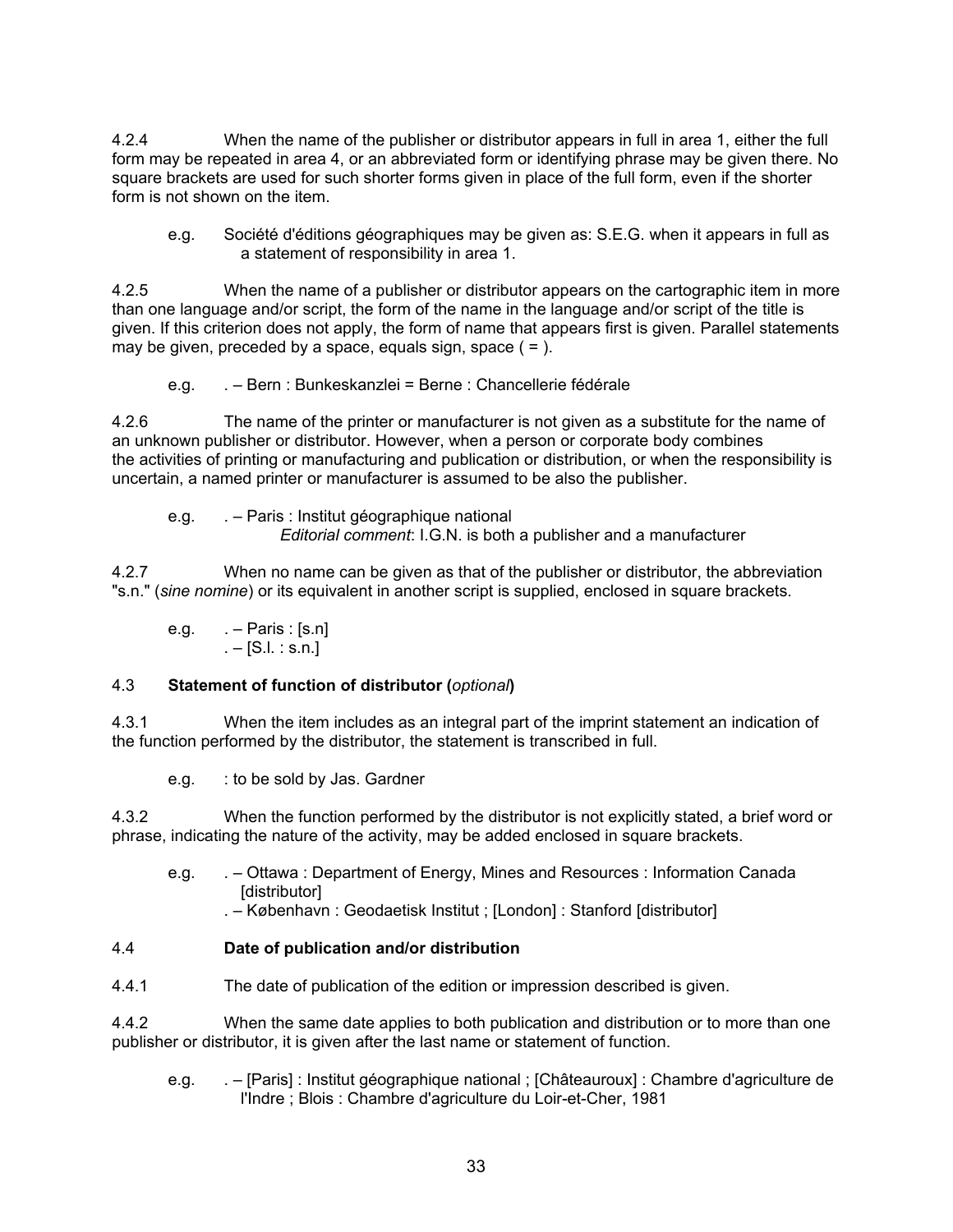4.2.4 When the name of the publisher or distributor appears in full in area 1, either the full form may be repeated in area 4, or an abbreviated form or identifying phrase may be given there. No square brackets are used for such shorter forms given in place of the full form, even if the shorter form is not shown on the item.

e.g. Société d'éditions géographiques may be given as: S.E.G. when it appears in full as a statement of responsibility in area 1.

4.2.5 When the name of a publisher or distributor appears on the cartographic item in more than one language and/or script, the form of the name in the language and/or script of the title is given. If this criterion does not apply, the form of name that appears first is given. Parallel statements may be given, preceded by a space, equals sign, space ( = ).

e.g. . – Bern : Bunkeskanzlei = Berne : Chancellerie fédérale

4.2.6 The name of the printer or manufacturer is not given as a substitute for the name of an unknown publisher or distributor. However, when a person or corporate body combines the activities of printing or manufacturing and publication or distribution, or when the responsibility is uncertain, a named printer or manufacturer is assumed to be also the publisher.

e.g. . – Paris : Institut géographique national
*Editorial comment*: I.G.N. is both a publisher and a manufacturer

4.2.7 When no name can be given as that of the publisher or distributor, the abbreviation "s.n." (*sine nomine*) or its equivalent in another script is supplied, enclosed in square brackets.

e.g. . – Paris : [s.n]
. – [S.l. : s.n.]

### 4.3 Statement of function of distributor (*optional*)

4.3.1 When the item includes as an integral part of the imprint statement an indication of the function performed by the distributor, the statement is transcribed in full.

e.g. : to be sold by Jas. Gardner

4.3.2 When the function performed by the distributor is not explicitly stated, a brief word or phrase, indicating the nature of the activity, may be added enclosed in square brackets.

e.g. . – Ottawa : Department of Energy, Mines and Resources : Information Canada [distributor]
. – København : Geodaetisk Institut ; [London] : Stanford [distributor]

### 4.4 Date of publication and/or distribution

4.4.1 The date of publication of the edition or impression described is given.

4.4.2 When the same date applies to both publication and distribution or to more than one publisher or distributor, it is given after the last name or statement of function.

e.g. . – [Paris] : Institut géographique national ; [Châteauroux] : Chambre d'agriculture de l'Indre ; Blois : Chambre d'agriculture du Loir-et-Cher, 1981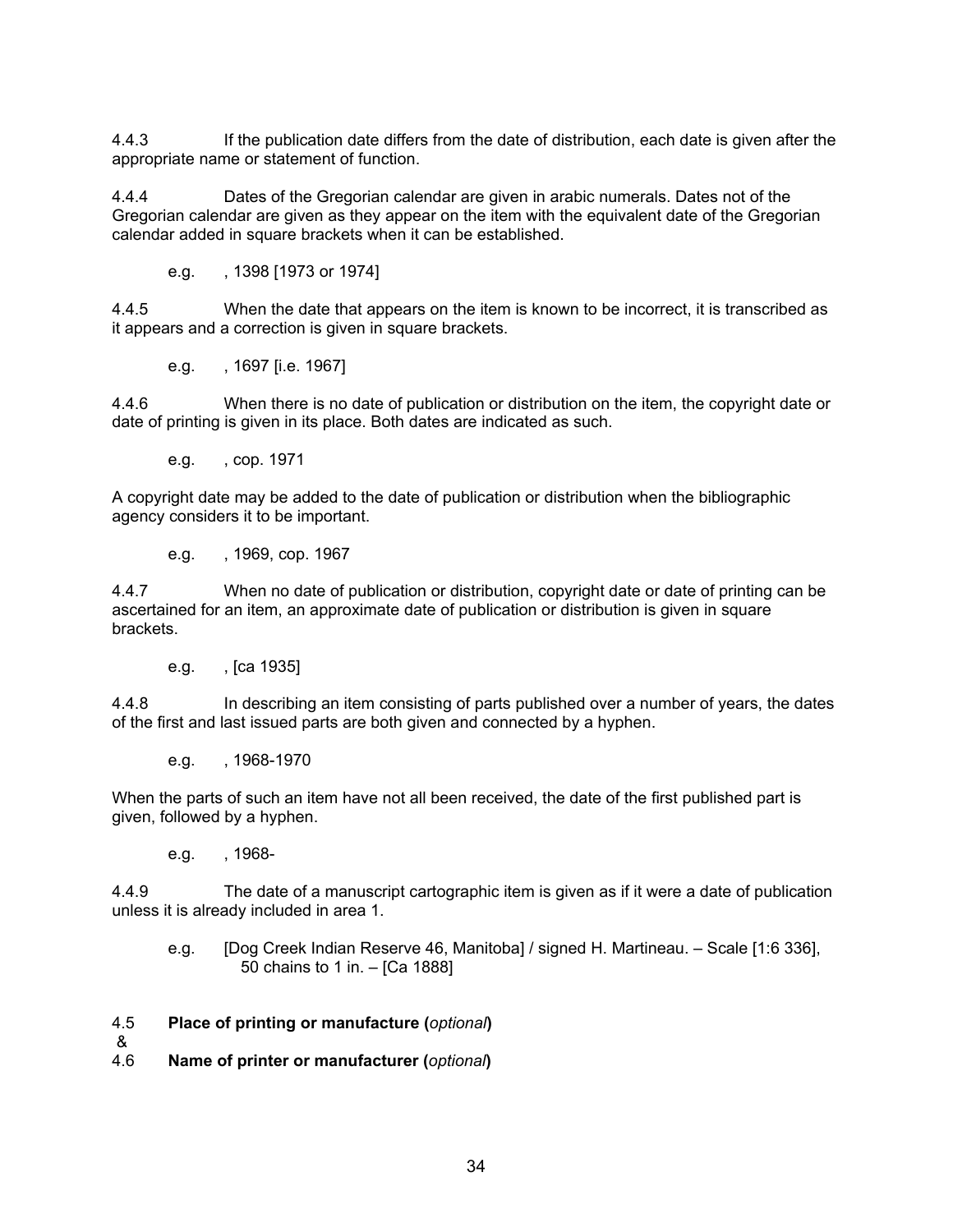4.4.3 If the publication date differs from the date of distribution, each date is given after the appropriate name or statement of function.

4.4.4 Dates of the Gregorian calendar are given in arabic numerals. Dates not of the Gregorian calendar are given as they appear on the item with the equivalent date of the Gregorian calendar added in square brackets when it can be established.

e.g. , 1398 [1973 or 1974]

4.4.5 When the date that appears on the item is known to be incorrect, it is transcribed as it appears and a correction is given in square brackets.

e.g. , 1697 [i.e. 1967]

4.4.6 When there is no date of publication or distribution on the item, the copyright date or date of printing is given in its place. Both dates are indicated as such.

e.g. , cop. 1971

A copyright date may be added to the date of publication or distribution when the bibliographic agency considers it to be important.

e.g. , 1969, cop. 1967

4.4.7 When no date of publication or distribution, copyright date or date of printing can be ascertained for an item, an approximate date of publication or distribution is given in square brackets.

e.g. , [ca 1935]

4.4.8 In describing an item consisting of parts published over a number of years, the dates of the first and last issued parts are both given and connected by a hyphen.

e.g. , 1968-1970

When the parts of such an item have not all been received, the date of the first published part is given, followed by a hyphen.

e.g. , 1968-

4.4.9 The date of a manuscript cartographic item is given as if it were a date of publication unless it is already included in area 1.

e.g. [Dog Creek Indian Reserve 46, Manitoba] / signed H. Martineau. – Scale [1:6 336], 50 chains to 1 in. – [Ca 1888]

### 4.5 **Place of printing or manufacture (*optional*)**
&
### 4.6 **Name of printer or manufacturer (*optional*)**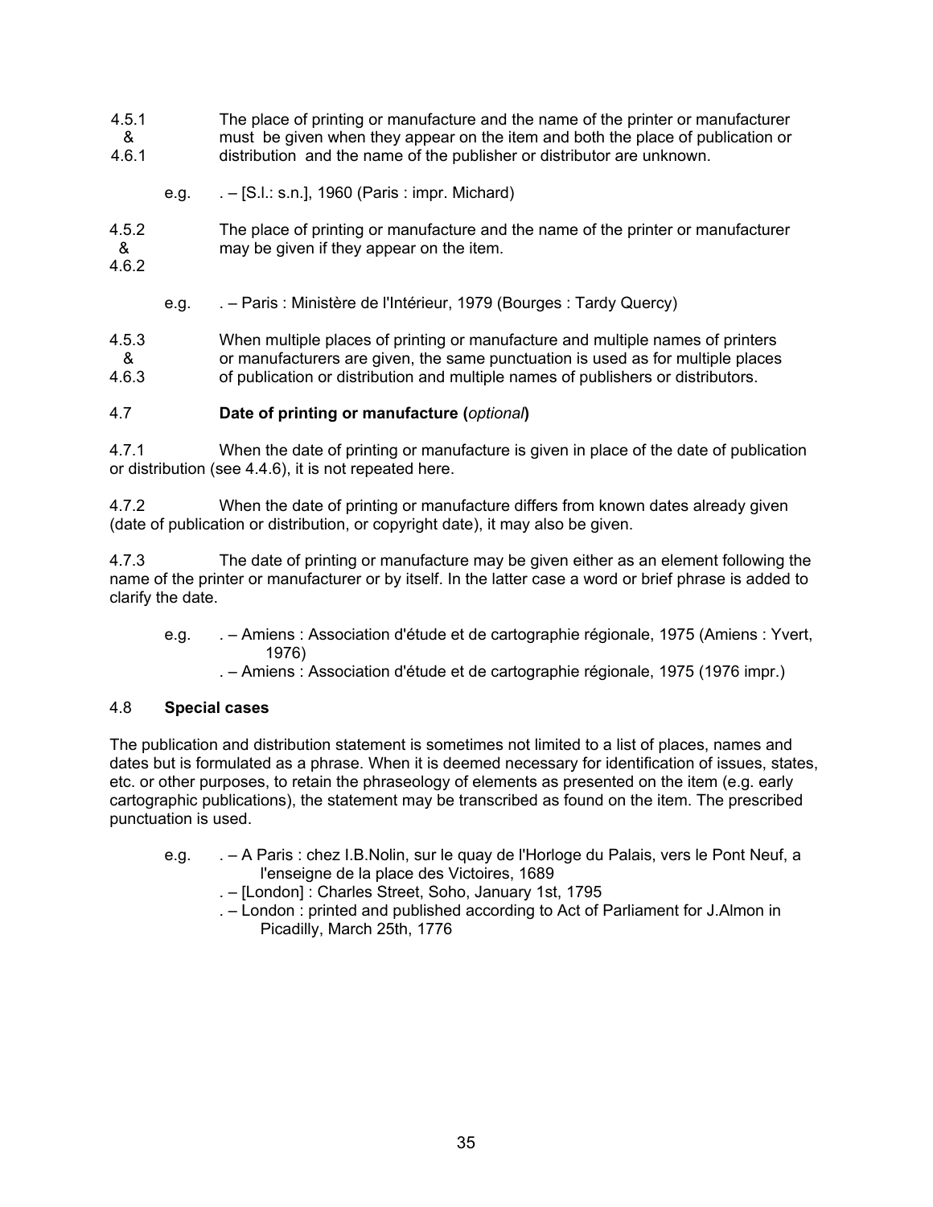4.5.1 & 4.6.1 The place of printing or manufacture and the name of the printer or manufacturer must be given when they appear on the item and both the place of publication or distribution and the name of the publisher or distributor are unknown.

e.g. . – [S.l.: s.n.], 1960 (Paris : impr. Michard)

4.5.2 & 4.6.2 The place of printing or manufacture and the name of the printer or manufacturer may be given if they appear on the item.

e.g. . – Paris : Ministère de l'Intérieur, 1979 (Bourges : Tardy Quercy)

4.5.3 & 4.6.3 When multiple places of printing or manufacture and multiple names of printers or manufacturers are given, the same punctuation is used as for multiple places of publication or distribution and multiple names of publishers or distributors.

4.7 **Date of printing or manufacture (*optional*)**

4.7.1 When the date of printing or manufacture is given in place of the date of publication or distribution (see 4.4.6), it is not repeated here.

4.7.2 When the date of printing or manufacture differs from known dates already given (date of publication or distribution, or copyright date), it may also be given.

4.7.3 The date of printing or manufacture may be given either as an element following the name of the printer or manufacturer or by itself. In the latter case a word or brief phrase is added to clarify the date.

e.g. . – Amiens : Association d'étude et de cartographie régionale, 1975 (Amiens : Yvert, 1976)
. – Amiens : Association d'étude et de cartographie régionale, 1975 (1976 impr.)

4.8 **Special cases**

The publication and distribution statement is sometimes not limited to a list of places, names and dates but is formulated as a phrase. When it is deemed necessary for identification of issues, states, etc. or other purposes, to retain the phraseology of elements as presented on the item (e.g. early cartographic publications), the statement may be transcribed as found on the item. The prescribed punctuation is used.

e.g. . – A Paris : chez I.B.Nolin, sur le quay de l'Horloge du Palais, vers le Pont Neuf, a l'enseigne de la place des Victoires, 1689
. – [London] : Charles Street, Soho, January 1st, 1795
. – London : printed and published according to Act of Parliament for J.Almon in Picadilly, March 25th, 1776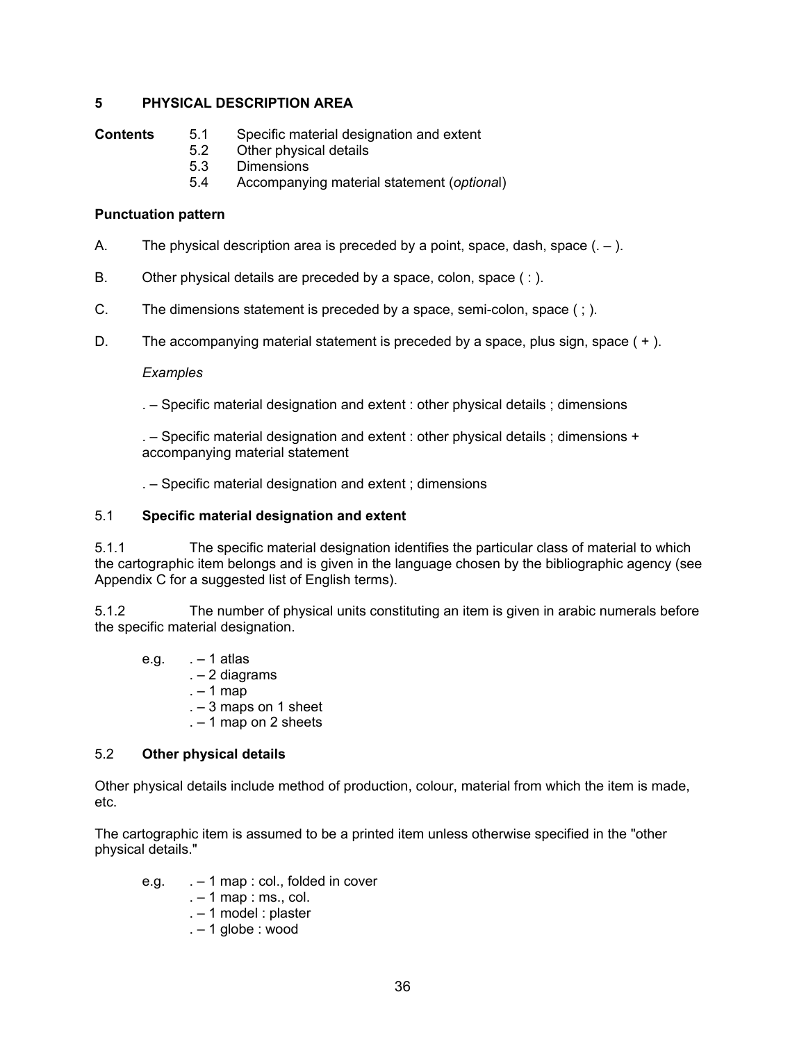## 5 PHYSICAL DESCRIPTION AREA

**Contents**

- 5.1 Specific material designation and extent
- 5.2 Other physical details
- 5.3 Dimensions
- 5.4 Accompanying material statement (*optiona*l)

**Punctuation pattern**

A. The physical description area is preceded by a point, space, dash, space (. – ).

B. Other physical details are preceded by a space, colon, space ( : ).

C. The dimensions statement is preceded by a space, semi-colon, space ( ; ).

D. The accompanying material statement is preceded by a space, plus sign, space ( + ).

*Examples*

. – Specific material designation and extent : other physical details ; dimensions

. – Specific material designation and extent : other physical details ; dimensions + accompanying material statement

. – Specific material designation and extent ; dimensions

### 5.1 Specific material designation and extent

5.1.1 The specific material designation identifies the particular class of material to which the cartographic item belongs and is given in the language chosen by the bibliographic agency (see Appendix C for a suggested list of English terms).

5.1.2 The number of physical units constituting an item is given in arabic numerals before the specific material designation.

e.g.
. – 1 atlas
. – 2 diagrams
. – 1 map
. – 3 maps on 1 sheet
. – 1 map on 2 sheets

### 5.2 Other physical details

Other physical details include method of production, colour, material from which the item is made, etc.

The cartographic item is assumed to be a printed item unless otherwise specified in the "other physical details."

e.g.
. – 1 map : col., folded in cover
. – 1 map : ms., col.
. – 1 model : plaster
. – 1 globe : wood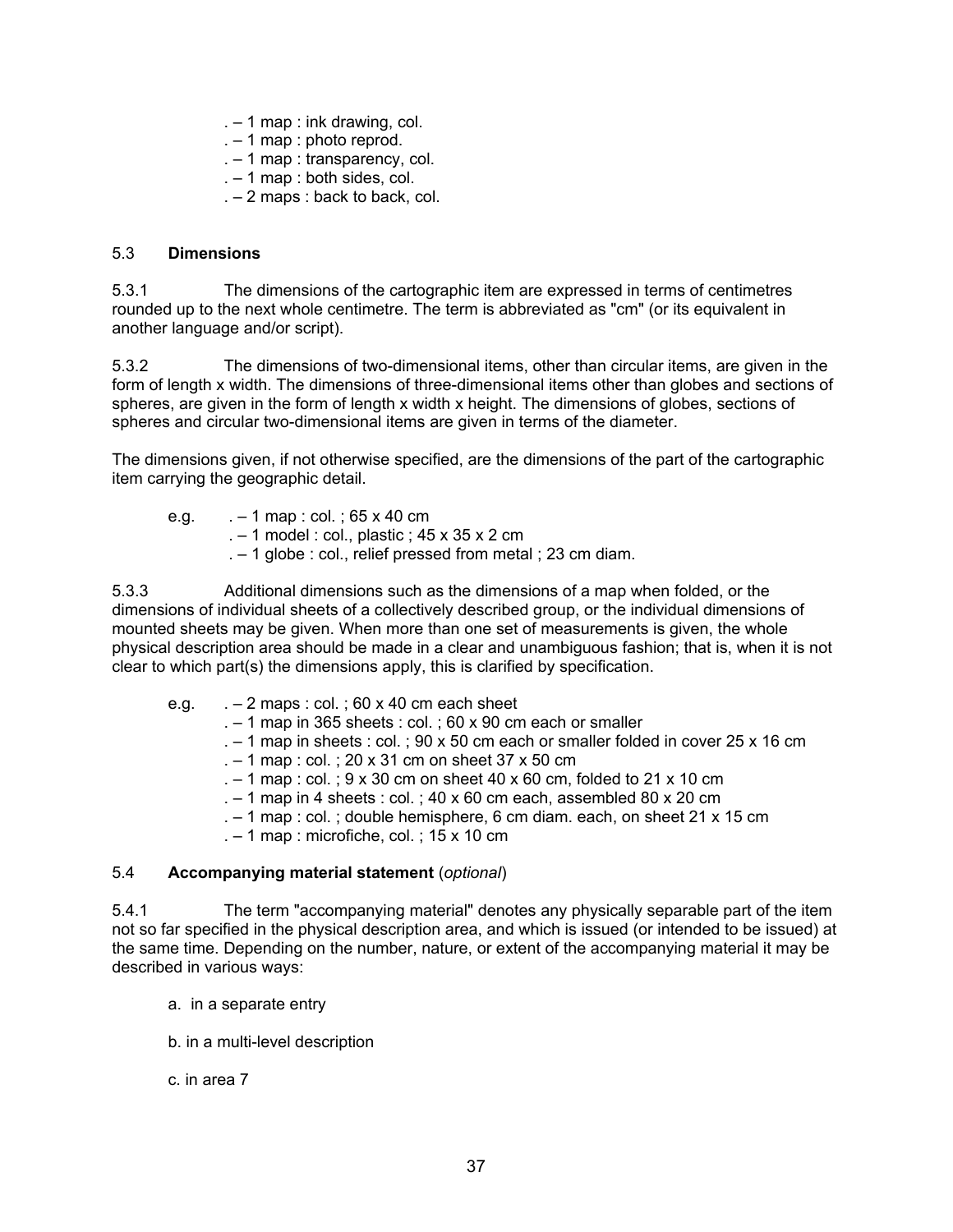. – 1 map : ink drawing, col.
. – 1 map : photo reprod.
. – 1 map : transparency, col.
. – 1 map : both sides, col.
. – 2 maps : back to back, col.

### 5.3 **Dimensions**

5.3.1 The dimensions of the cartographic item are expressed in terms of centimetres rounded up to the next whole centimetre. The term is abbreviated as "cm" (or its equivalent in another language and/or script).

5.3.2 The dimensions of two-dimensional items, other than circular items, are given in the form of length x width. The dimensions of three-dimensional items other than globes and sections of spheres, are given in the form of length x width x height. The dimensions of globes, sections of spheres and circular two-dimensional items are given in terms of the diameter.

The dimensions given, if not otherwise specified, are the dimensions of the part of the cartographic item carrying the geographic detail.

e.g. . – 1 map : col. ; 65 x 40 cm
. – 1 model : col., plastic ; 45 x 35 x 2 cm
. – 1 globe : col., relief pressed from metal ; 23 cm diam.

5.3.3 Additional dimensions such as the dimensions of a map when folded, or the dimensions of individual sheets of a collectively described group, or the individual dimensions of mounted sheets may be given. When more than one set of measurements is given, the whole physical description area should be made in a clear and unambiguous fashion; that is, when it is not clear to which part(s) the dimensions apply, this is clarified by specification.

e.g. . – 2 maps : col. ; 60 x 40 cm each sheet
. – 1 map in 365 sheets : col. ; 60 x 90 cm each or smaller
. – 1 map in sheets : col. ; 90 x 50 cm each or smaller folded in cover 25 x 16 cm
. – 1 map : col. ; 20 x 31 cm on sheet 37 x 50 cm
. – 1 map : col. ; 9 x 30 cm on sheet 40 x 60 cm, folded to 21 x 10 cm
. – 1 map in 4 sheets : col. ; 40 x 60 cm each, assembled 80 x 20 cm
. – 1 map : col. ; double hemisphere, 6 cm diam. each, on sheet 21 x 15 cm
. – 1 map : microfiche, col. ; 15 x 10 cm

### 5.4 **Accompanying material statement** (*optional*)

5.4.1 The term "accompanying material" denotes any physically separable part of the item not so far specified in the physical description area, and which is issued (or intended to be issued) at the same time. Depending on the number, nature, or extent of the accompanying material it may be described in various ways:

a. in a separate entry

b. in a multi-level description

c. in area 7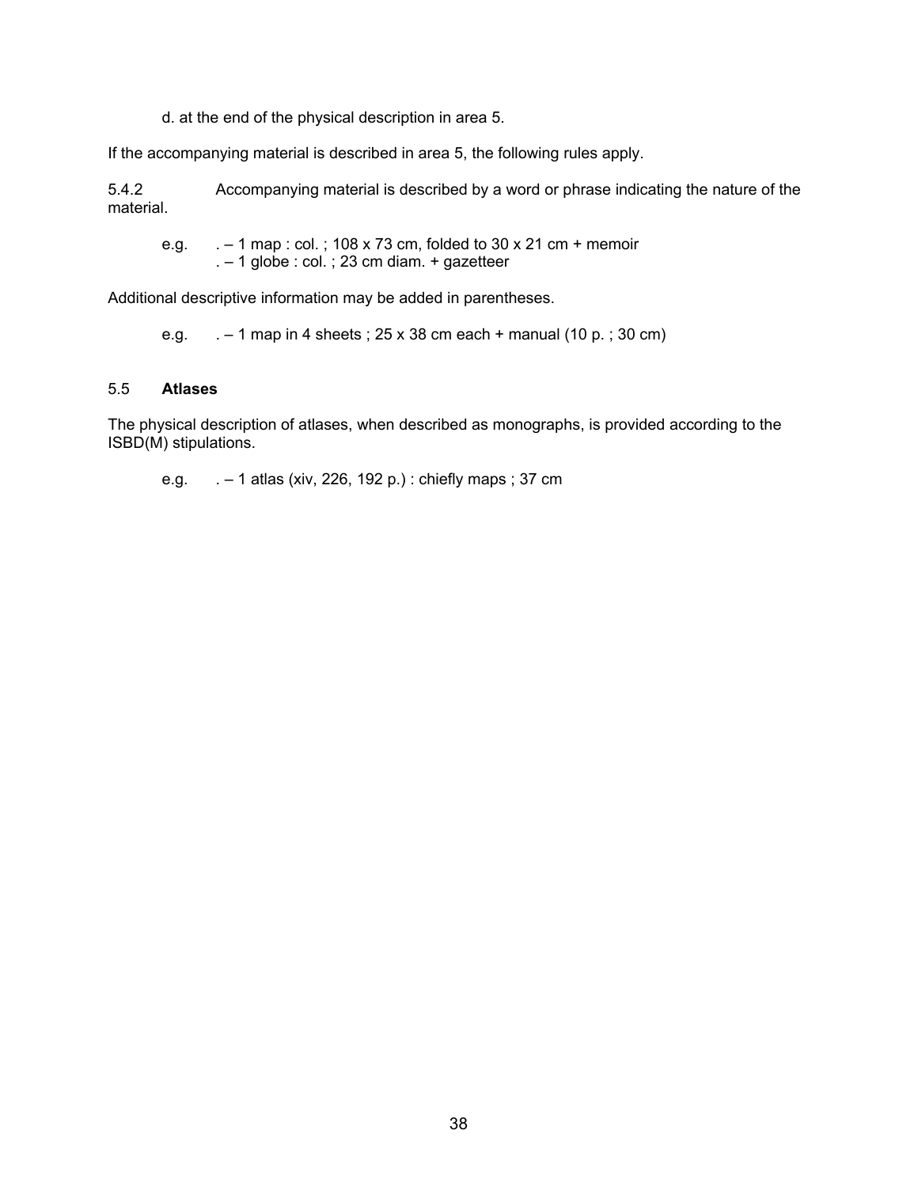d. at the end of the physical description in area 5.

If the accompanying material is described in area 5, the following rules apply.

5.4.2 Accompanying material is described by a word or phrase indicating the nature of the material.

e.g. . – 1 map : col. ; 108 x 73 cm, folded to 30 x 21 cm + memoir
. – 1 globe : col. ; 23 cm diam. + gazetteer

Additional descriptive information may be added in parentheses.

e.g. . – 1 map in 4 sheets ; 25 x 38 cm each + manual (10 p. ; 30 cm)

### 5.5 **Atlases**

The physical description of atlases, when described as monographs, is provided according to the ISBD(M) stipulations.

e.g. . – 1 atlas (xiv, 226, 192 p.) : chiefly maps ; 37 cm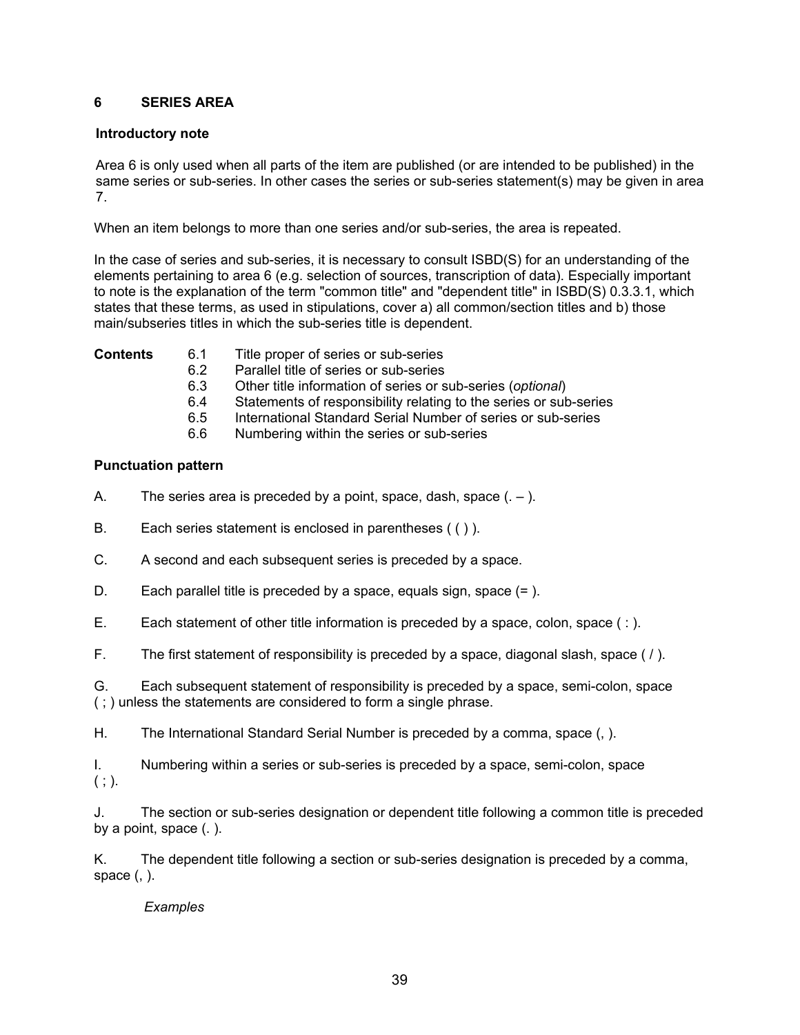## 6 SERIES AREA

### Introductory note

Area 6 is only used when all parts of the item are published (or are intended to be published) in the same series or sub-series. In other cases the series or sub-series statement(s) may be given in area 7.

When an item belongs to more than one series and/or sub-series, the area is repeated.

In the case of series and sub-series, it is necessary to consult ISBD(S) for an understanding of the elements pertaining to area 6 (e.g. selection of sources, transcription of data). Especially important to note is the explanation of the term "common title" and "dependent title" in ISBD(S) 0.3.3.1, which states that these terms, as used in stipulations, cover a) all common/section titles and b) those main/subseries titles in which the sub-series title is dependent.

**Contents**

6.1 Title proper of series or sub-series
6.2 Parallel title of series or sub-series
6.3 Other title information of series or sub-series (*optional*)
6.4 Statements of responsibility relating to the series or sub-series
6.5 International Standard Serial Number of series or sub-series
6.6 Numbering within the series or sub-series

### Punctuation pattern

A. The series area is preceded by a point, space, dash, space (. – ).

B. Each series statement is enclosed in parentheses ( ( ) ).

C. A second and each subsequent series is preceded by a space.

D. Each parallel title is preceded by a space, equals sign, space (= ).

E. Each statement of other title information is preceded by a space, colon, space ( : ).

F. The first statement of responsibility is preceded by a space, diagonal slash, space ( / ).

G. Each subsequent statement of responsibility is preceded by a space, semi-colon, space ( ; ) unless the statements are considered to form a single phrase.

H. The International Standard Serial Number is preceded by a comma, space (, ).

I. Numbering within a series or sub-series is preceded by a space, semi-colon, space ( ; ).

J. The section or sub-series designation or dependent title following a common title is preceded by a point, space (. ).

K. The dependent title following a section or sub-series designation is preceded by a comma, space (, ).

*Examples*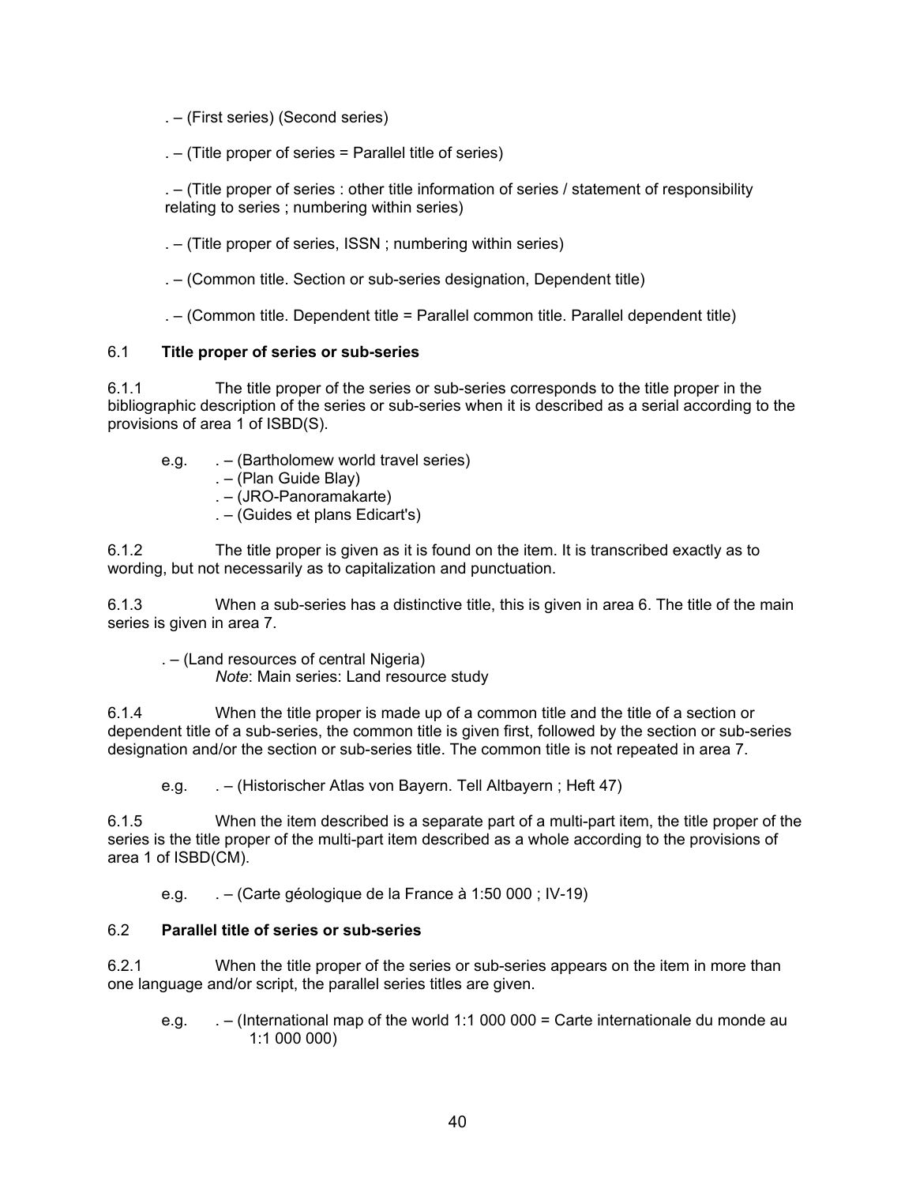. – (First series) (Second series)

. – (Title proper of series = Parallel title of series)

. – (Title proper of series : other title information of series / statement of responsibility relating to series ; numbering within series)

. – (Title proper of series, ISSN ; numbering within series)

. – (Common title. Section or sub-series designation, Dependent title)

. – (Common title. Dependent title = Parallel common title. Parallel dependent title)

### 6.1 **Title proper of series or sub-series**

6.1.1 The title proper of the series or sub-series corresponds to the title proper in the bibliographic description of the series or sub-series when it is described as a serial according to the provisions of area 1 of ISBD(S).

e.g. . – (Bartholomew world travel series)
. – (Plan Guide Blay)
. – (JRO-Panoramakarte)
. – (Guides et plans Edicart's)

6.1.2 The title proper is given as it is found on the item. It is transcribed exactly as to wording, but not necessarily as to capitalization and punctuation.

6.1.3 When a sub-series has a distinctive title, this is given in area 6. The title of the main series is given in area 7.

. – (Land resources of central Nigeria)
*Note*: Main series: Land resource study

6.1.4 When the title proper is made up of a common title and the title of a section or dependent title of a sub-series, the common title is given first, followed by the section or sub-series designation and/or the section or sub-series title. The common title is not repeated in area 7.

e.g. . – (Historischer Atlas von Bayern. Tell Altbayern ; Heft 47)

6.1.5 When the item described is a separate part of a multi-part item, the title proper of the series is the title proper of the multi-part item described as a whole according to the provisions of area 1 of ISBD(CM).

e.g. . – (Carte géologique de la France à 1:50 000 ; IV-19)

### 6.2 **Parallel title of series or sub-series**

6.2.1 When the title proper of the series or sub-series appears on the item in more than one language and/or script, the parallel series titles are given.

e.g. . – (International map of the world 1:1 000 000 = Carte internationale du monde au 1:1 000 000)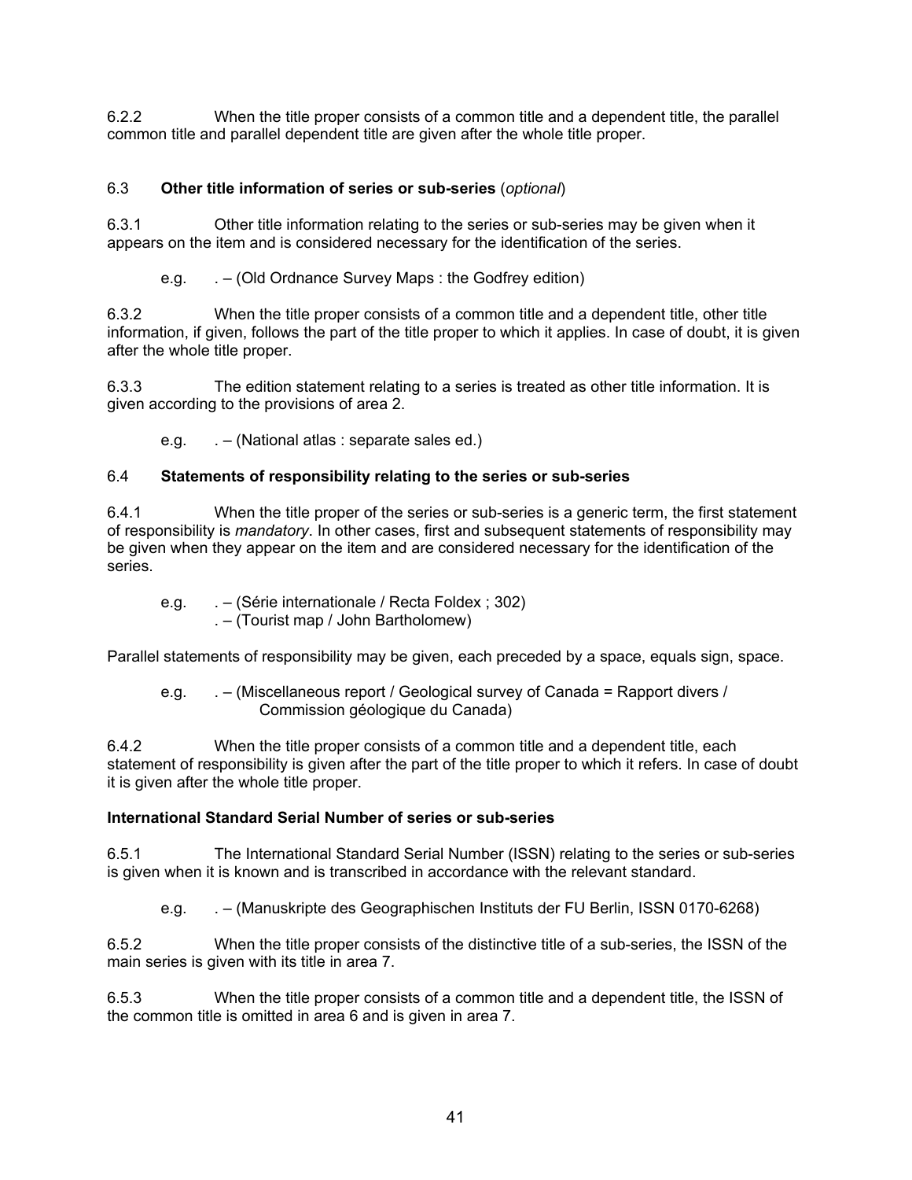6.2.2 When the title proper consists of a common title and a dependent title, the parallel common title and parallel dependent title are given after the whole title proper.

6.3 **Other title information of series or sub-series** (*optional*)

6.3.1 Other title information relating to the series or sub-series may be given when it appears on the item and is considered necessary for the identification of the series.

e.g. . – (Old Ordnance Survey Maps : the Godfrey edition)

6.3.2 When the title proper consists of a common title and a dependent title, other title information, if given, follows the part of the title proper to which it applies. In case of doubt, it is given after the whole title proper.

6.3.3 The edition statement relating to a series is treated as other title information. It is given according to the provisions of area 2.

e.g. . – (National atlas : separate sales ed.)

6.4 **Statements of responsibility relating to the series or sub-series**

6.4.1 When the title proper of the series or sub-series is a generic term, the first statement of responsibility is *mandatory*. In other cases, first and subsequent statements of responsibility may be given when they appear on the item and are considered necessary for the identification of the series.

e.g. . – (Série internationale / Recta Foldex ; 302)
. – (Tourist map / John Bartholomew)

Parallel statements of responsibility may be given, each preceded by a space, equals sign, space.

e.g. . – (Miscellaneous report / Geological survey of Canada = Rapport divers / Commission géologique du Canada)

6.4.2 When the title proper consists of a common title and a dependent title, each statement of responsibility is given after the part of the title proper to which it refers. In case of doubt it is given after the whole title proper.

**International Standard Serial Number of series or sub-series**

6.5.1 The International Standard Serial Number (ISSN) relating to the series or sub-series is given when it is known and is transcribed in accordance with the relevant standard.

e.g. . – (Manuskripte des Geographischen Instituts der FU Berlin, ISSN 0170-6268)

6.5.2 When the title proper consists of the distinctive title of a sub-series, the ISSN of the main series is given with its title in area 7.

6.5.3 When the title proper consists of a common title and a dependent title, the ISSN of the common title is omitted in area 6 and is given in area 7.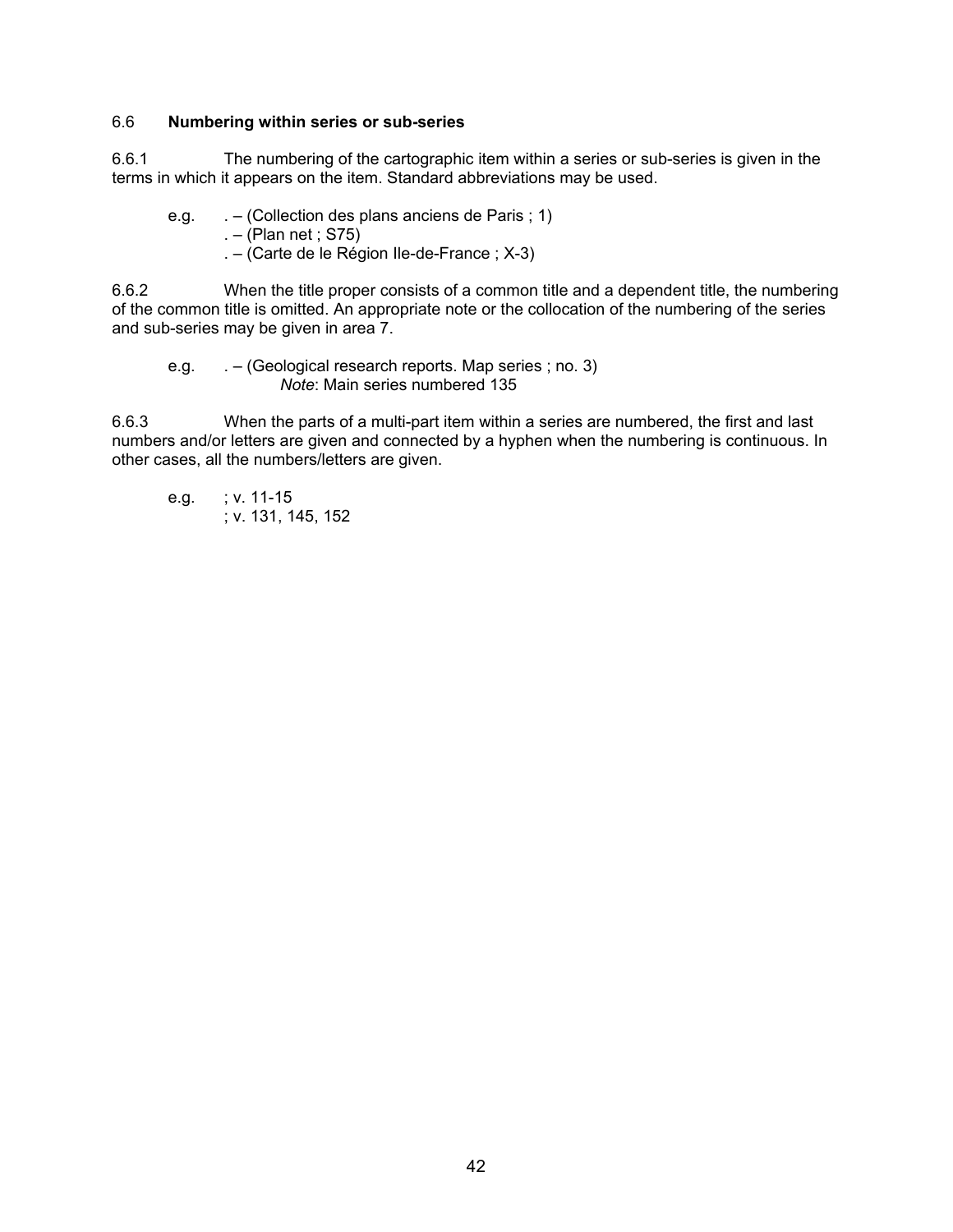### 6.6 **Numbering within series or sub-series**

6.6.1 The numbering of the cartographic item within a series or sub-series is given in the terms in which it appears on the item. Standard abbreviations may be used.

e.g. . – (Collection des plans anciens de Paris ; 1)
. – (Plan net ; S75)
. – (Carte de le Région Ile-de-France ; X-3)

6.6.2 When the title proper consists of a common title and a dependent title, the numbering of the common title is omitted. An appropriate note or the collocation of the numbering of the series and sub-series may be given in area 7.

e.g. . – (Geological research reports. Map series ; no. 3)
*Note*: Main series numbered 135

6.6.3 When the parts of a multi-part item within a series are numbered, the first and last numbers and/or letters are given and connected by a hyphen when the numbering is continuous. In other cases, all the numbers/letters are given.

e.g. ; v. 11-15
; v. 131, 145, 152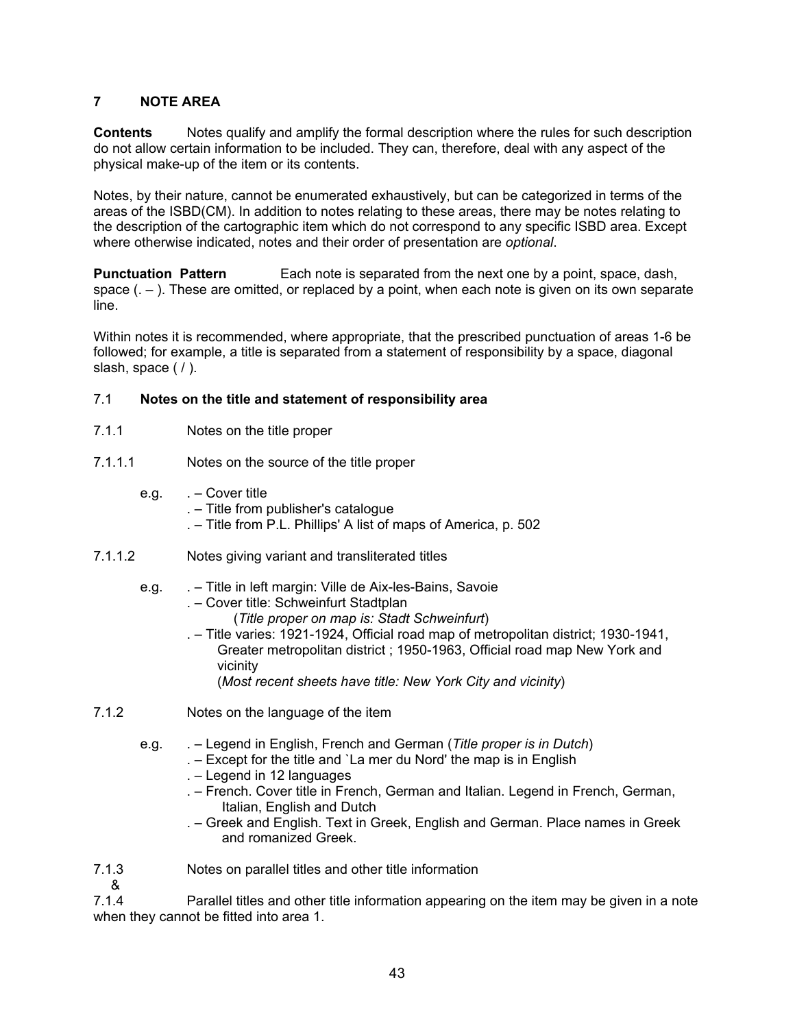## 7 NOTE AREA

**Contents** Notes qualify and amplify the formal description where the rules for such description do not allow certain information to be included. They can, therefore, deal with any aspect of the physical make-up of the item or its contents.

Notes, by their nature, cannot be enumerated exhaustively, but can be categorized in terms of the areas of the ISBD(CM). In addition to notes relating to these areas, there may be notes relating to the description of the cartographic item which do not correspond to any specific ISBD area. Except where otherwise indicated, notes and their order of presentation are *optional*.

**Punctuation Pattern** Each note is separated from the next one by a point, space, dash, space (. – ). These are omitted, or replaced by a point, when each note is given on its own separate line.

Within notes it is recommended, where appropriate, that the prescribed punctuation of areas 1-6 be followed; for example, a title is separated from a statement of responsibility by a space, diagonal slash, space ( / ).

### 7.1 Notes on the title and statement of responsibility area

7.1.1 Notes on the title proper

7.1.1.1 Notes on the source of the title proper

e.g.
. – Cover title
. – Title from publisher's catalogue
. – Title from P.L. Phillips' A list of maps of America, p. 502

7.1.1.2 Notes giving variant and transliterated titles

e.g.
. – Title in left margin: Ville de Aix-les-Bains, Savoie
. – Cover title: Schweinfurt Stadtplan
(*Title proper on map is: Stadt Schweinfurt*)
. – Title varies: 1921-1924, Official road map of metropolitan district; 1930-1941, Greater metropolitan district ; 1950-1963, Official road map New York and vicinity
(*Most recent sheets have title: New York City and vicinity*)

7.1.2 Notes on the language of the item

e.g.
. – Legend in English, French and German (*Title proper is in Dutch*)
. – Except for the title and `La mer du Nord' the map is in English
. – Legend in 12 languages
. – French. Cover title in French, German and Italian. Legend in French, German, Italian, English and Dutch
. – Greek and English. Text in Greek, English and German. Place names in Greek and romanized Greek.

7.1.3 & 7.1.4 Notes on parallel titles and other title information

Parallel titles and other title information appearing on the item may be given in a note when they cannot be fitted into area 1.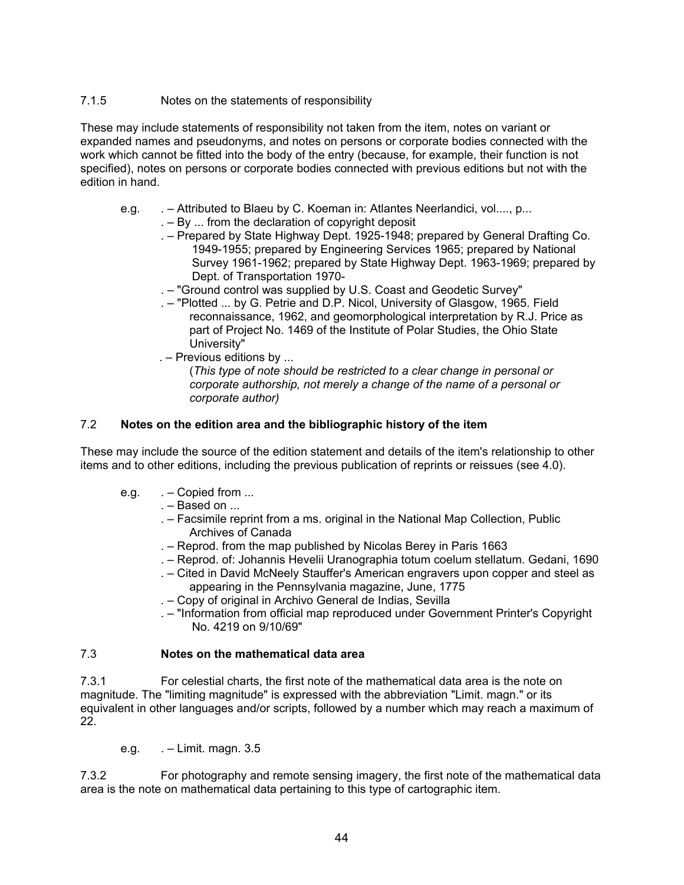### 7.1.5 Notes on the statements of responsibility

These may include statements of responsibility not taken from the item, notes on variant or expanded names and pseudonyms, and notes on persons or corporate bodies connected with the work which cannot be fitted into the body of the entry (because, for example, their function is not specified), notes on persons or corporate bodies connected with previous editions but not with the edition in hand.

e.g.
. – Attributed to Blaeu by C. Koeman in: Atlantes Neerlandici, vol...., p...
. – By ... from the declaration of copyright deposit
. – Prepared by State Highway Dept. 1925-1948; prepared by General Drafting Co. 1949-1955; prepared by Engineering Services 1965; prepared by National Survey 1961-1962; prepared by State Highway Dept. 1963-1969; prepared by Dept. of Transportation 1970-
. – "Ground control was supplied by U.S. Coast and Geodetic Survey"
. – "Plotted ... by G. Petrie and D.P. Nicol, University of Glasgow, 1965. Field reconnaissance, 1962, and geomorphological interpretation by R.J. Price as part of Project No. 1469 of the Institute of Polar Studies, the Ohio State University"
. – Previous editions by ...
(*This type of note should be restricted to a clear change in personal or corporate authorship, not merely a change of the name of a personal or corporate author)*

## 7.2 Notes on the edition area and the bibliographic history of the item

These may include the source of the edition statement and details of the item's relationship to other items and to other editions, including the previous publication of reprints or reissues (see 4.0).

e.g.
. – Copied from ...
. – Based on ...
. – Facsimile reprint from a ms. original in the National Map Collection, Public Archives of Canada
. – Reprod. from the map published by Nicolas Berey in Paris 1663
. – Reprod. of: Johannis Hevelii Uranographia totum coelum stellatum. Gedani, 1690
. – Cited in David McNeely Stauffer's American engravers upon copper and steel as appearing in the Pennsylvania magazine, June, 1775
. – Copy of original in Archivo General de Indias, Sevilla
. – "Information from official map reproduced under Government Printer's Copyright No. 4219 on 9/10/69"

## 7.3 Notes on the mathematical data area

7.3.1 For celestial charts, the first note of the mathematical data area is the note on magnitude. The "limiting magnitude" is expressed with the abbreviation "Limit. magn." or its equivalent in other languages and/or scripts, followed by a number which may reach a maximum of 22.

e.g. . – Limit. magn. 3.5

7.3.2 For photography and remote sensing imagery, the first note of the mathematical data area is the note on mathematical data pertaining to this type of cartographic item.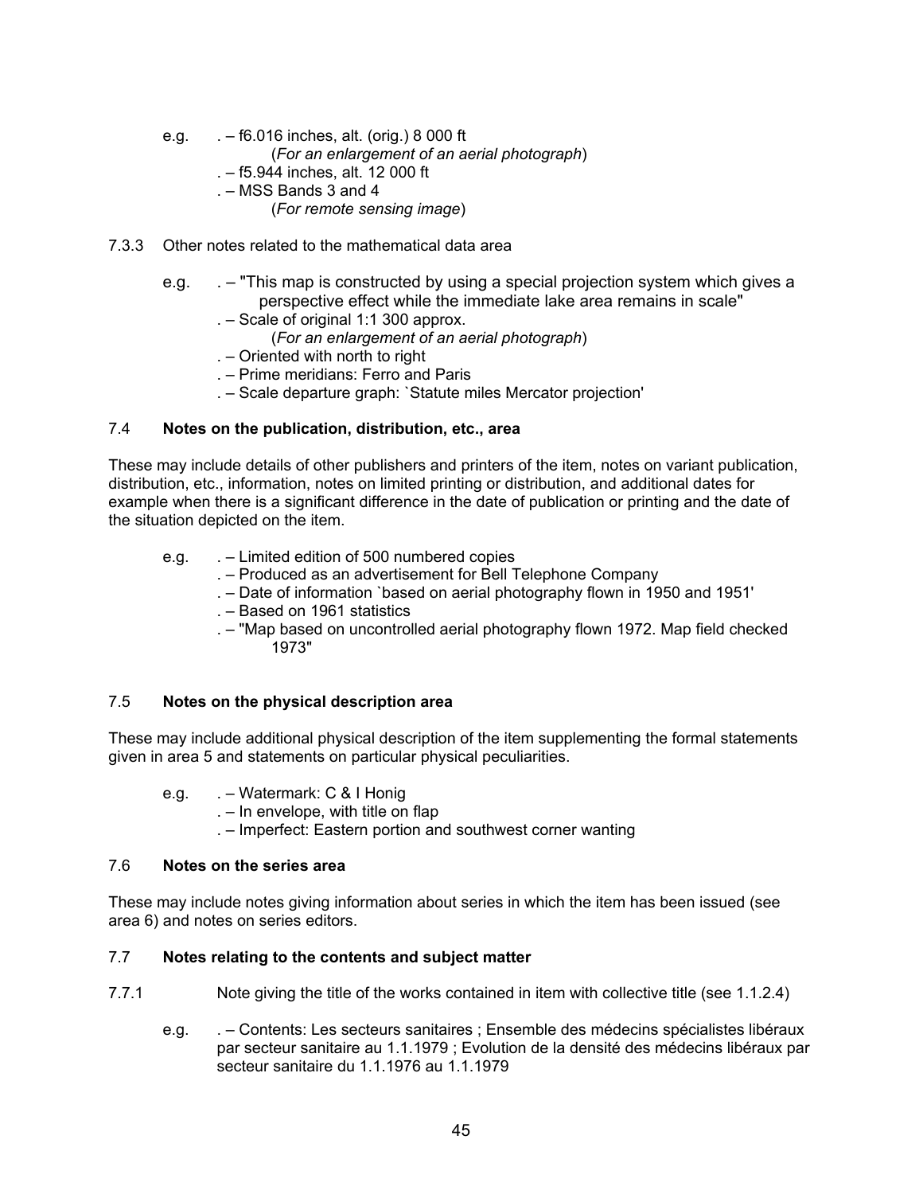e.g. . – f6.016 inches, alt. (orig.) 8 000 ft
(*For an enlargement of an aerial photograph*)
. – f5.944 inches, alt. 12 000 ft
. – MSS Bands 3 and 4
(*For remote sensing image*)

7.3.3 Other notes related to the mathematical data area

e.g. . – "This map is constructed by using a special projection system which gives a perspective effect while the immediate lake area remains in scale"
. – Scale of original 1:1 300 approx.
(*For an enlargement of an aerial photograph*)
. – Oriented with north to right
. – Prime meridians: Ferro and Paris
. – Scale departure graph: `Statute miles Mercator projection'

### 7.4 **Notes on the publication, distribution, etc., area**

These may include details of other publishers and printers of the item, notes on variant publication, distribution, etc., information, notes on limited printing or distribution, and additional dates for example when there is a significant difference in the date of publication or printing and the date of the situation depicted on the item.

e.g. . – Limited edition of 500 numbered copies
. – Produced as an advertisement for Bell Telephone Company
. – Date of information `based on aerial photography flown in 1950 and 1951'
. – Based on 1961 statistics
. – "Map based on uncontrolled aerial photography flown 1972. Map field checked 1973"

### 7.5 **Notes on the physical description area**

These may include additional physical description of the item supplementing the formal statements given in area 5 and statements on particular physical peculiarities.

e.g. . – Watermark: C & I Honig
. – In envelope, with title on flap
. – Imperfect: Eastern portion and southwest corner wanting

### 7.6 **Notes on the series area**

These may include notes giving information about series in which the item has been issued (see area 6) and notes on series editors.

### 7.7 **Notes relating to the contents and subject matter**

7.7.1 Note giving the title of the works contained in item with collective title (see 1.1.2.4)

e.g. . – Contents: Les secteurs sanitaires ; Ensemble des médecins spécialistes libéraux par secteur sanitaire au 1.1.1979 ; Evolution de la densité des médecins libéraux par secteur sanitaire du 1.1.1976 au 1.1.1979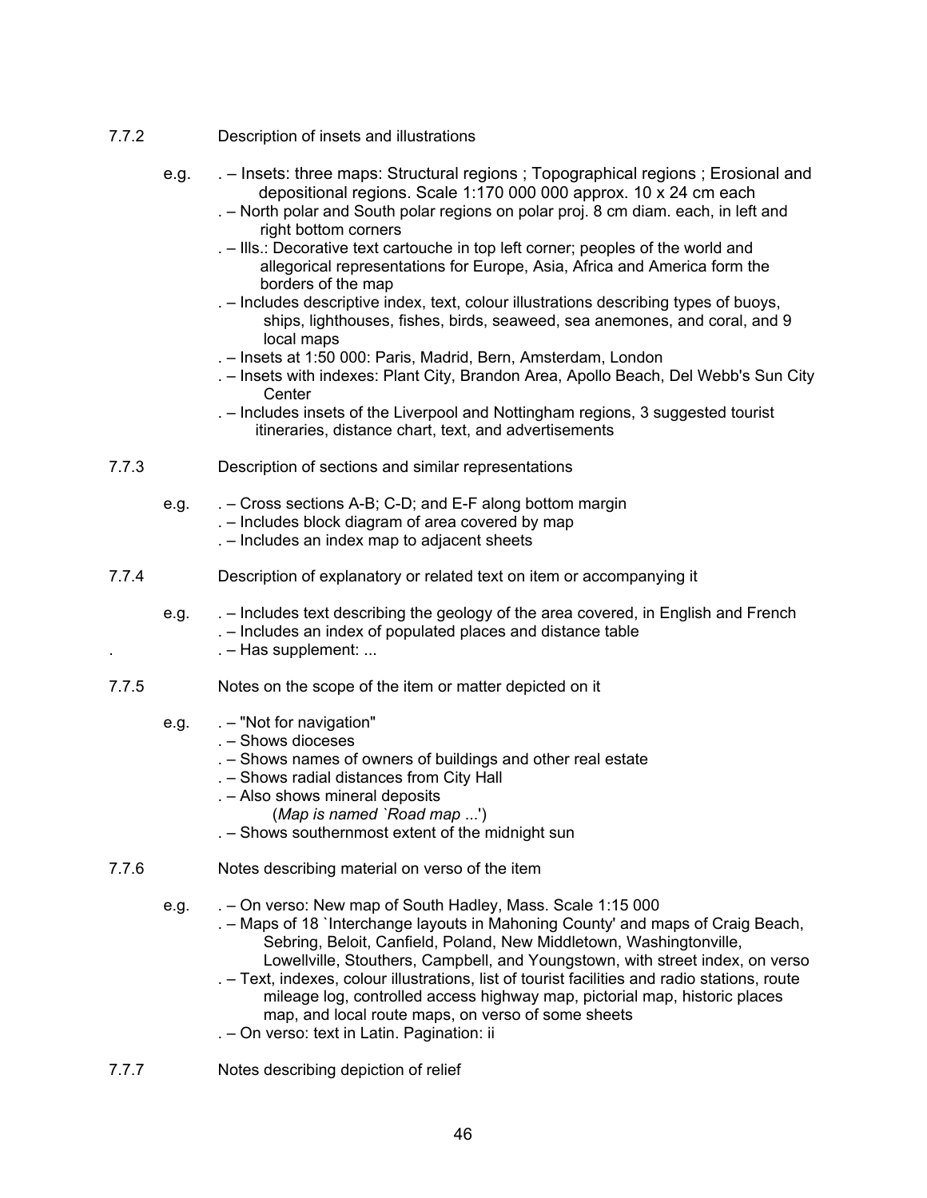7.7.2 Description of insets and illustrations

e.g.

. – Insets: three maps: Structural regions ; Topographical regions ; Erosional and depositional regions. Scale 1:170 000 000 approx. 10 x 24 cm each

. – North polar and South polar regions on polar proj. 8 cm diam. each, in left and right bottom corners

. – Ills.: Decorative text cartouche in top left corner; peoples of the world and allegorical representations for Europe, Asia, Africa and America form the borders of the map

. – Includes descriptive index, text, colour illustrations describing types of buoys, ships, lighthouses, fishes, birds, seaweed, sea anemones, and coral, and 9 local maps

. – Insets at 1:50 000: Paris, Madrid, Bern, Amsterdam, London

. – Insets with indexes: Plant City, Brandon Area, Apollo Beach, Del Webb's Sun City Center

. – Includes insets of the Liverpool and Nottingham regions, 3 suggested tourist itineraries, distance chart, text, and advertisements

7.7.3 Description of sections and similar representations

e.g.

. – Cross sections A-B; C-D; and E-F along bottom margin

. – Includes block diagram of area covered by map

. – Includes an index map to adjacent sheets

7.7.4 Description of explanatory or related text on item or accompanying it

e.g.

. – Includes text describing the geology of the area covered, in English and French

. – Includes an index of populated places and distance table

. – Has supplement: ...

7.7.5 Notes on the scope of the item or matter depicted on it

e.g.

. – "Not for navigation"

. – Shows dioceses

. – Shows names of owners of buildings and other real estate

. – Shows radial distances from City Hall

. – Also shows mineral deposits

(*Map is named `Road map* ...')

. – Shows southernmost extent of the midnight sun

7.7.6 Notes describing material on verso of the item

e.g.

. – On verso: New map of South Hadley, Mass. Scale 1:15 000

. – Maps of 18 `Interchange layouts in Mahoning County' and maps of Craig Beach, Sebring, Beloit, Canfield, Poland, New Middletown, Washingtonville, Lowellville, Stouthers, Campbell, and Youngstown, with street index, on verso

. – Text, indexes, colour illustrations, list of tourist facilities and radio stations, route mileage log, controlled access highway map, pictorial map, historic places map, and local route maps, on verso of some sheets

. – On verso: text in Latin. Pagination: ii

7.7.7 Notes describing depiction of relief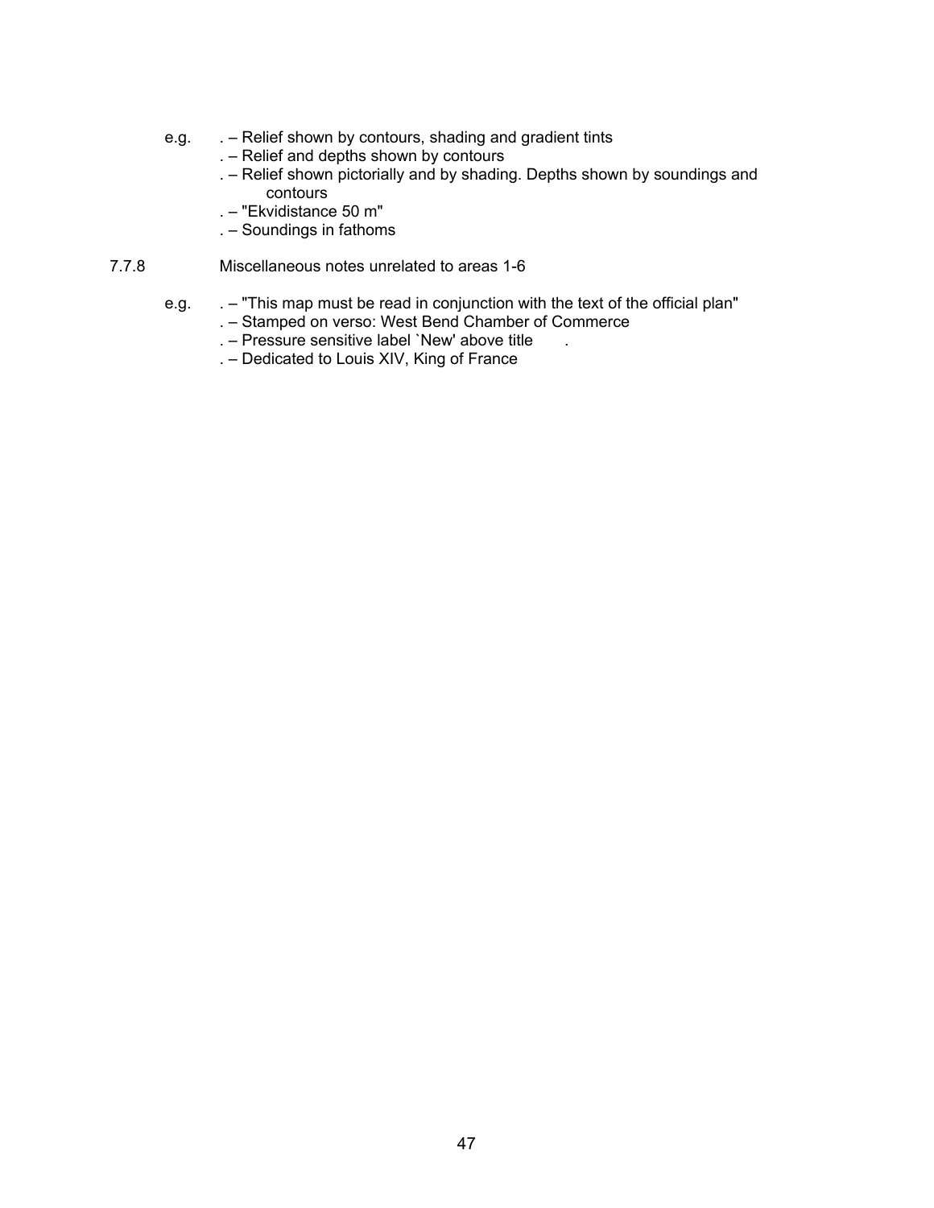e.g. . – Relief shown by contours, shading and gradient tints
. – Relief and depths shown by contours
. – Relief shown pictorially and by shading. Depths shown by soundings and contours
. – "Ekvidistance 50 m"
. – Soundings in fathoms

7.7.8 Miscellaneous notes unrelated to areas 1-6

e.g. . – "This map must be read in conjunction with the text of the official plan"
. – Stamped on verso: West Bend Chamber of Commerce
. – Pressure sensitive label `New' above title .
. – Dedicated to Louis XIV, King of France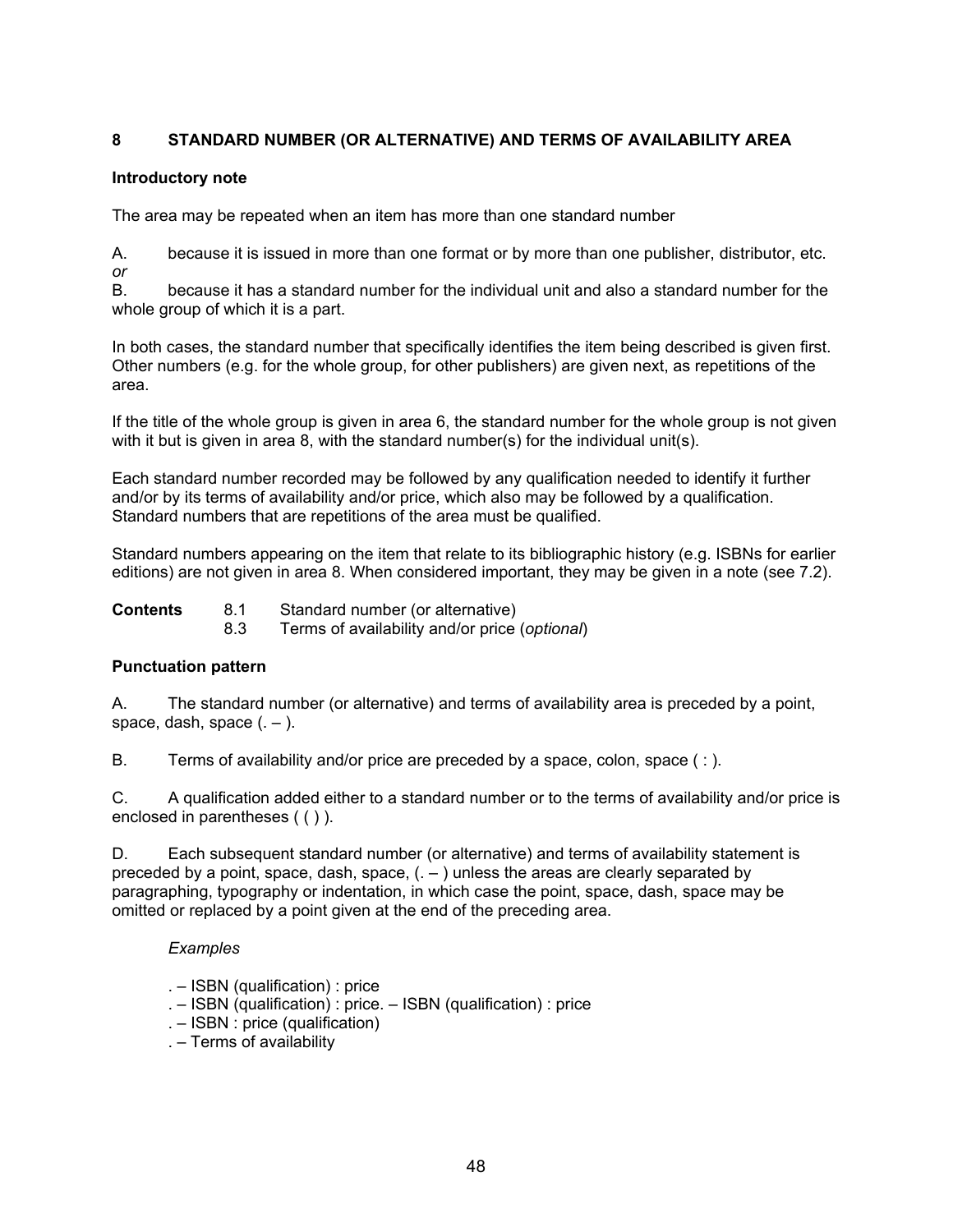## 8 STANDARD NUMBER (OR ALTERNATIVE) AND TERMS OF AVAILABILITY AREA

### Introductory note

The area may be repeated when an item has more than one standard number

A. because it is issued in more than one format or by more than one publisher, distributor, etc.
*or*
B. because it has a standard number for the individual unit and also a standard number for the whole group of which it is a part.

In both cases, the standard number that specifically identifies the item being described is given first. Other numbers (e.g. for the whole group, for other publishers) are given next, as repetitions of the area.

If the title of the whole group is given in area 6, the standard number for the whole group is not given with it but is given in area 8, with the standard number(s) for the individual unit(s).

Each standard number recorded may be followed by any qualification needed to identify it further and/or by its terms of availability and/or price, which also may be followed by a qualification. Standard numbers that are repetitions of the area must be qualified.

Standard numbers appearing on the item that relate to its bibliographic history (e.g. ISBNs for earlier editions) are not given in area 8. When considered important, they may be given in a note (see 7.2).

**Contents** 8.1 Standard number (or alternative)
8.3 Terms of availability and/or price (*optional*)

### Punctuation pattern

A. The standard number (or alternative) and terms of availability area is preceded by a point, space, dash, space (. – ).

B. Terms of availability and/or price are preceded by a space, colon, space ( : ).

C. A qualification added either to a standard number or to the terms of availability and/or price is enclosed in parentheses ( ( ) ).

D. Each subsequent standard number (or alternative) and terms of availability statement is preceded by a point, space, dash, space, (. – ) unless the areas are clearly separated by paragraphing, typography or indentation, in which case the point, space, dash, space may be omitted or replaced by a point given at the end of the preceding area.

*Examples*

. – ISBN (qualification) : price
. – ISBN (qualification) : price. – ISBN (qualification) : price
. – ISBN : price (qualification)
. – Terms of availability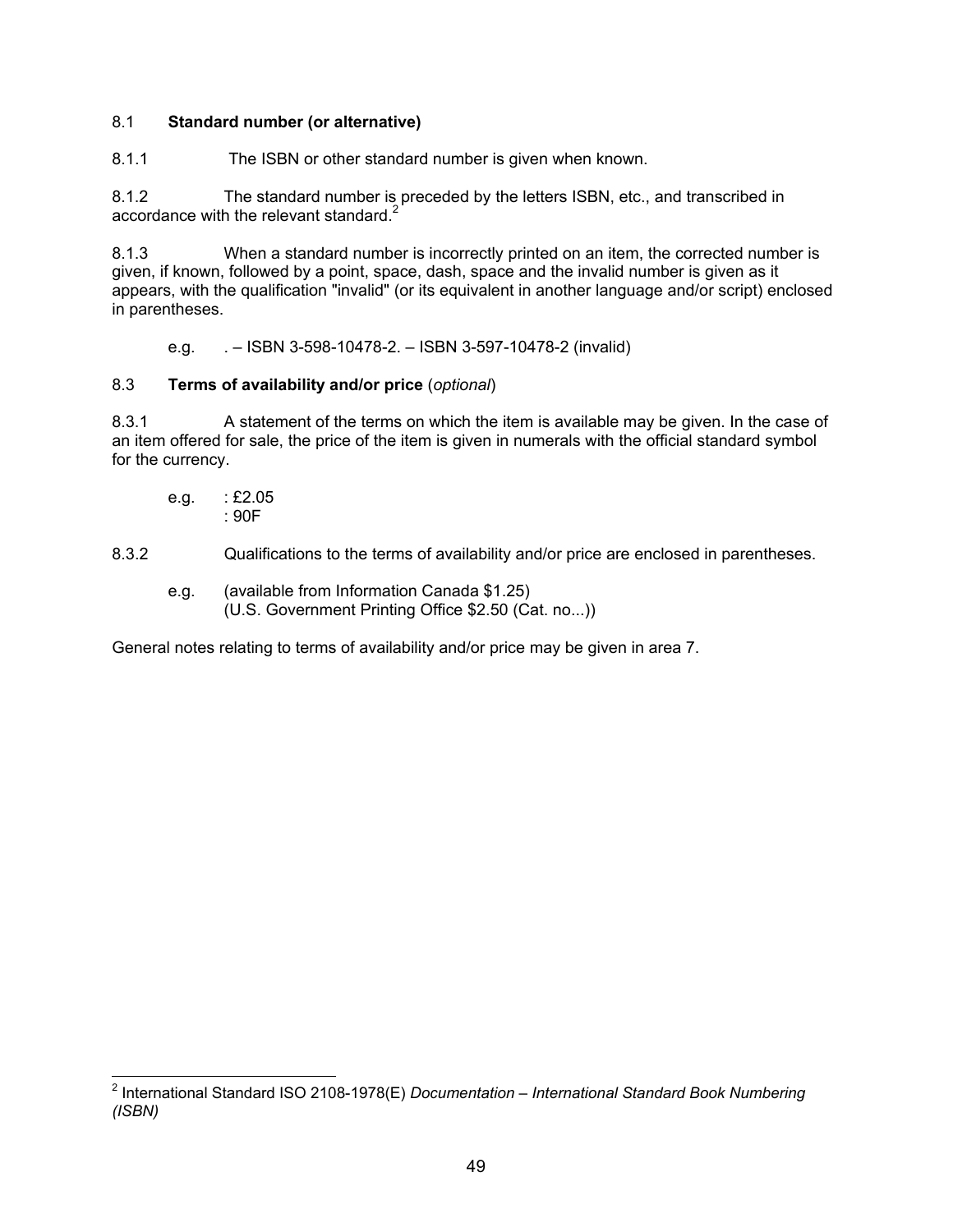### 8.1 **Standard number (or alternative)**

8.1.1 The ISBN or other standard number is given when known.

8.1.2 The standard number is preceded by the letters ISBN, etc., and transcribed in accordance with the relevant standard.[2]

8.1.3 When a standard number is incorrectly printed on an item, the corrected number is given, if known, followed by a point, space, dash, space and the invalid number is given as it appears, with the qualification "invalid" (or its equivalent in another language and/or script) enclosed in parentheses.

e.g. . – ISBN 3-598-10478-2. – ISBN 3-597-10478-2 (invalid)

### 8.3 **Terms of availability and/or price** (*optional*)

8.3.1 A statement of the terms on which the item is available may be given. In the case of an item offered for sale, the price of the item is given in numerals with the official standard symbol for the currency.

e.g. : £2.05
: 90F

8.3.2 Qualifications to the terms of availability and/or price are enclosed in parentheses.

e.g. (available from Information Canada $1.25)
(U.S. Government Printing Office $2.50 (Cat. no...))

General notes relating to terms of availability and/or price may be given in area 7.

---

[2] International Standard ISO 2108-1978(E) *Documentation – International Standard Book Numbering (ISBN)*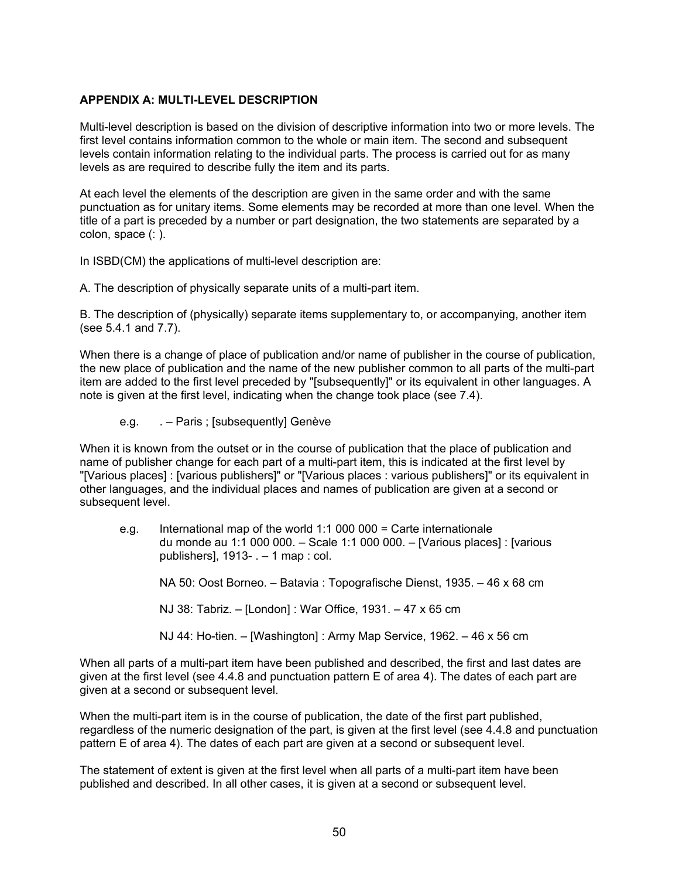**APPENDIX A: MULTI-LEVEL DESCRIPTION**

Multi-level description is based on the division of descriptive information into two or more levels. The first level contains information common to the whole or main item. The second and subsequent levels contain information relating to the individual parts. The process is carried out for as many levels as are required to describe fully the item and its parts.

At each level the elements of the description are given in the same order and with the same punctuation as for unitary items. Some elements may be recorded at more than one level. When the title of a part is preceded by a number or part designation, the two statements are separated by a colon, space (: ).

In ISBD(CM) the applications of multi-level description are:

A. The description of physically separate units of a multi-part item.

B. The description of (physically) separate items supplementary to, or accompanying, another item (see 5.4.1 and 7.7).

When there is a change of place of publication and/or name of publisher in the course of publication, the new place of publication and the name of the new publisher common to all parts of the multi-part item are added to the first level preceded by "[subsequently]" or its equivalent in other languages. A note is given at the first level, indicating when the change took place (see 7.4).

e.g. . – Paris ; [subsequently] Genève

When it is known from the outset or in the course of publication that the place of publication and name of publisher change for each part of a multi-part item, this is indicated at the first level by "[Various places] : [various publishers]" or "[Various places : various publishers]" or its equivalent in other languages, and the individual places and names of publication are given at a second or subsequent level.

e.g. International map of the world 1:1 000 000 = Carte internationale du monde au 1:1 000 000. – Scale 1:1 000 000. – [Various places] : [various publishers], 1913- . – 1 map : col.

NA 50: Oost Borneo. – Batavia : Topografische Dienst, 1935. – 46 x 68 cm

NJ 38: Tabriz. – [London] : War Office, 1931. – 47 x 65 cm

NJ 44: Ho-tien. – [Washington] : Army Map Service, 1962. – 46 x 56 cm

When all parts of a multi-part item have been published and described, the first and last dates are given at the first level (see 4.4.8 and punctuation pattern E of area 4). The dates of each part are given at a second or subsequent level.

When the multi-part item is in the course of publication, the date of the first part published, regardless of the numeric designation of the part, is given at the first level (see 4.4.8 and punctuation pattern E of area 4). The dates of each part are given at a second or subsequent level.

The statement of extent is given at the first level when all parts of a multi-part item have been published and described. In all other cases, it is given at a second or subsequent level.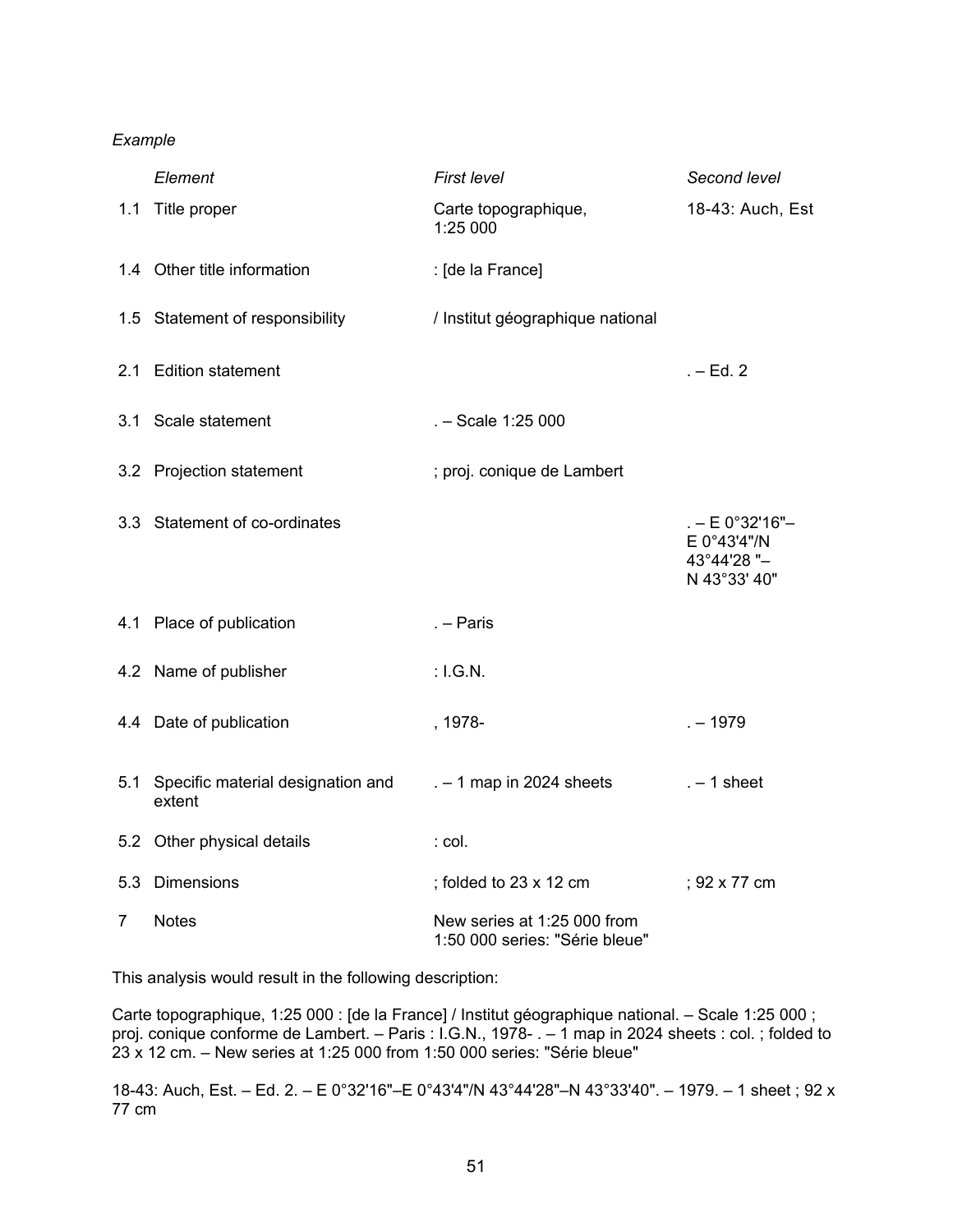*Example*

| | *Element* | *First level* | *Second level* |
|---|---|---|---|
| 1.1 | Title proper | Carte topographique, 1:25 000 | 18-43: Auch, Est |
| 1.4 | Other title information | : [de la France] | |
| 1.5 | Statement of responsibility | / Institut géographique national | |
| 2.1 | Edition statement | | . – Ed. 2 |
| 3.1 | Scale statement | . – Scale 1:25 000 | |
| 3.2 | Projection statement | ; proj. conique de Lambert | |
| 3.3 | Statement of co-ordinates | | . – E 0°32'16"– E 0°43'4"/N 43°44'28 "– N 43°33' 40" |
| 4.1 | Place of publication | . – Paris | |
| 4.2 | Name of publisher | : I.G.N. | |
| 4.4 | Date of publication | , 1978- | . – 1979 |
| 5.1 | Specific material designation and extent | . – 1 map in 2024 sheets | . – 1 sheet |
| 5.2 | Other physical details | : col. | |
| 5.3 | Dimensions | ; folded to 23 x 12 cm | ; 92 x 77 cm |
| 7 | Notes | New series at 1:25 000 from 1:50 000 series: "Série bleue" | |

This analysis would result in the following description:

Carte topographique, 1:25 000 : [de la France] / Institut géographique national. – Scale 1:25 000 ; proj. conique conforme de Lambert. – Paris : I.G.N., 1978- . – 1 map in 2024 sheets : col. ; folded to 23 x 12 cm. – New series at 1:25 000 from 1:50 000 series: "Série bleue"

18-43: Auch, Est. – Ed. 2. – E 0°32'16"–E 0°43'4"/N 43°44'28"–N 43°33'40". – 1979. – 1 sheet ; 92 x 77 cm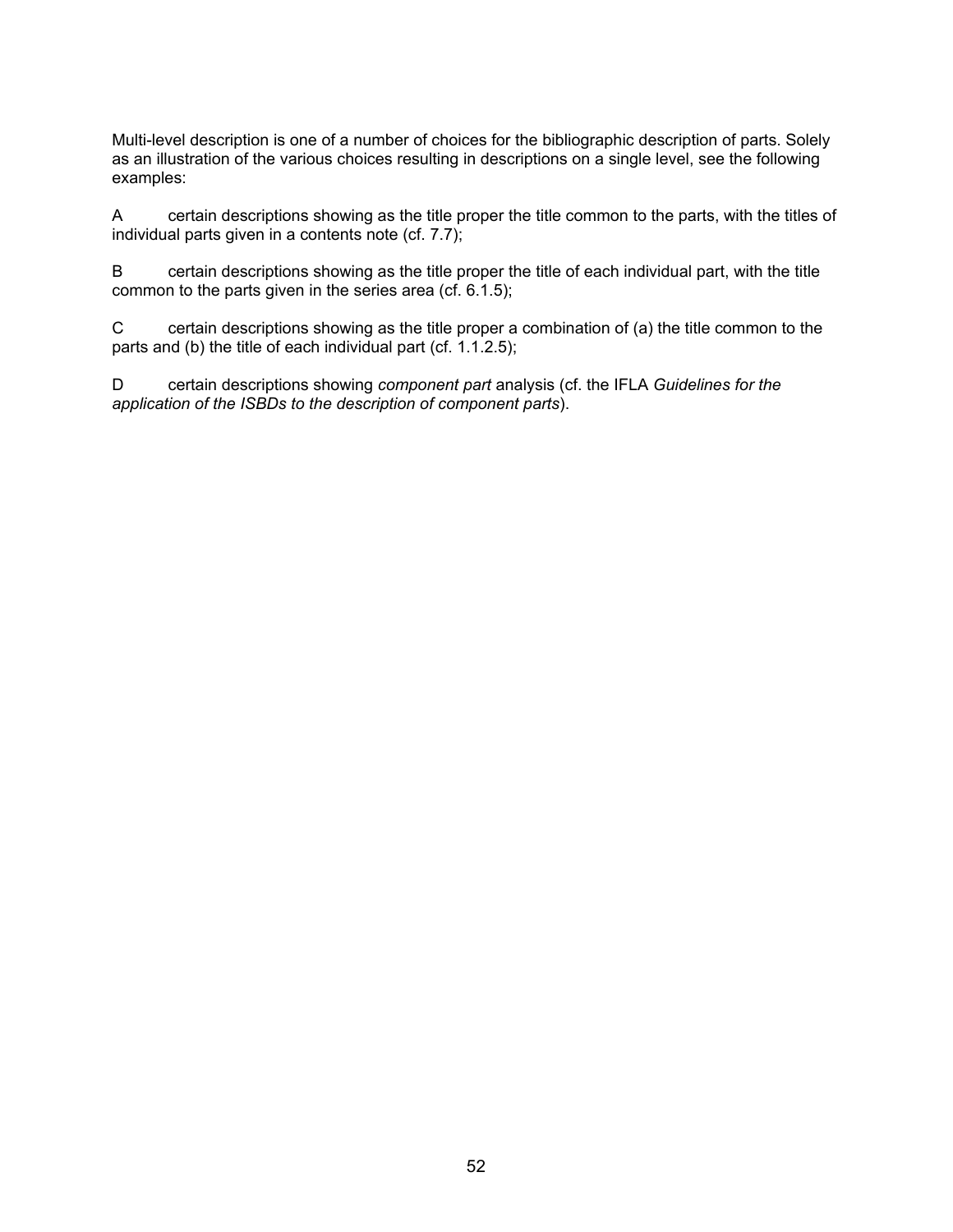Multi-level description is one of a number of choices for the bibliographic description of parts. Solely as an illustration of the various choices resulting in descriptions on a single level, see the following examples:

A certain descriptions showing as the title proper the title common to the parts, with the titles of individual parts given in a contents note (cf. 7.7);

B certain descriptions showing as the title proper the title of each individual part, with the title common to the parts given in the series area (cf. 6.1.5);

C certain descriptions showing as the title proper a combination of (a) the title common to the parts and (b) the title of each individual part (cf. 1.1.2.5);

D certain descriptions showing *component part* analysis (cf. the IFLA *Guidelines for the application of the ISBDs to the description of component parts*).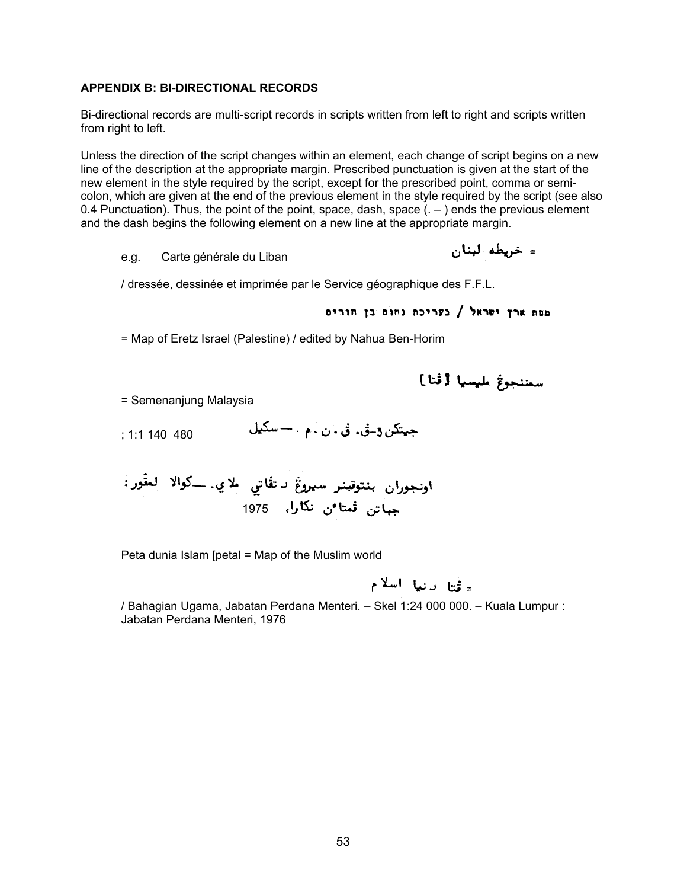## APPENDIX B: BI-DIRECTIONAL RECORDS

Bi-directional records are multi-script records in scripts written from left to right and scripts written from right to left.

Unless the direction of the script changes within an element, each change of script begins on a new line of the description at the appropriate margin. Prescribed punctuation is given at the start of the new element in the style required by the script, except for the prescribed point, comma or semi-colon, which are given at the end of the previous element in the style required by the script (see also 0.4 Punctuation). Thus, the point of the point, space, dash, space (. – ) ends the previous element and the dash begins the following element on a new line at the appropriate margin.

e.g. Carte générale du Liban

= خريطه لبنان

/ dressée, dessinée et imprimée par le Service géographique des F.F.L.

מפת ארץ ישראל / בעריכת נחום בן חורים

= Map of Eretz Israel (Palestine) / edited by Nahua Ben-Horim

سمننجوڠ مليسيا [ڤتا]

= Semenanjung Malaysia

; 1:1 140 480

جيتكن 3-ڤ. ڤ . ن . م . — سكيل

اونجوران بنتوقبنر سيروڠ د تڤاتي ملا ي. —كوالا لمڤور :

جباتن ڤمتاٴن نكارا، 1975

Peta dunia Islam [petal = Map of the Muslim world

= ڤتا دنيا اسلام

/ Bahagian Ugama, Jabatan Perdana Menteri. – Skel 1:24 000 000. – Kuala Lumpur : Jabatan Perdana Menteri, 1976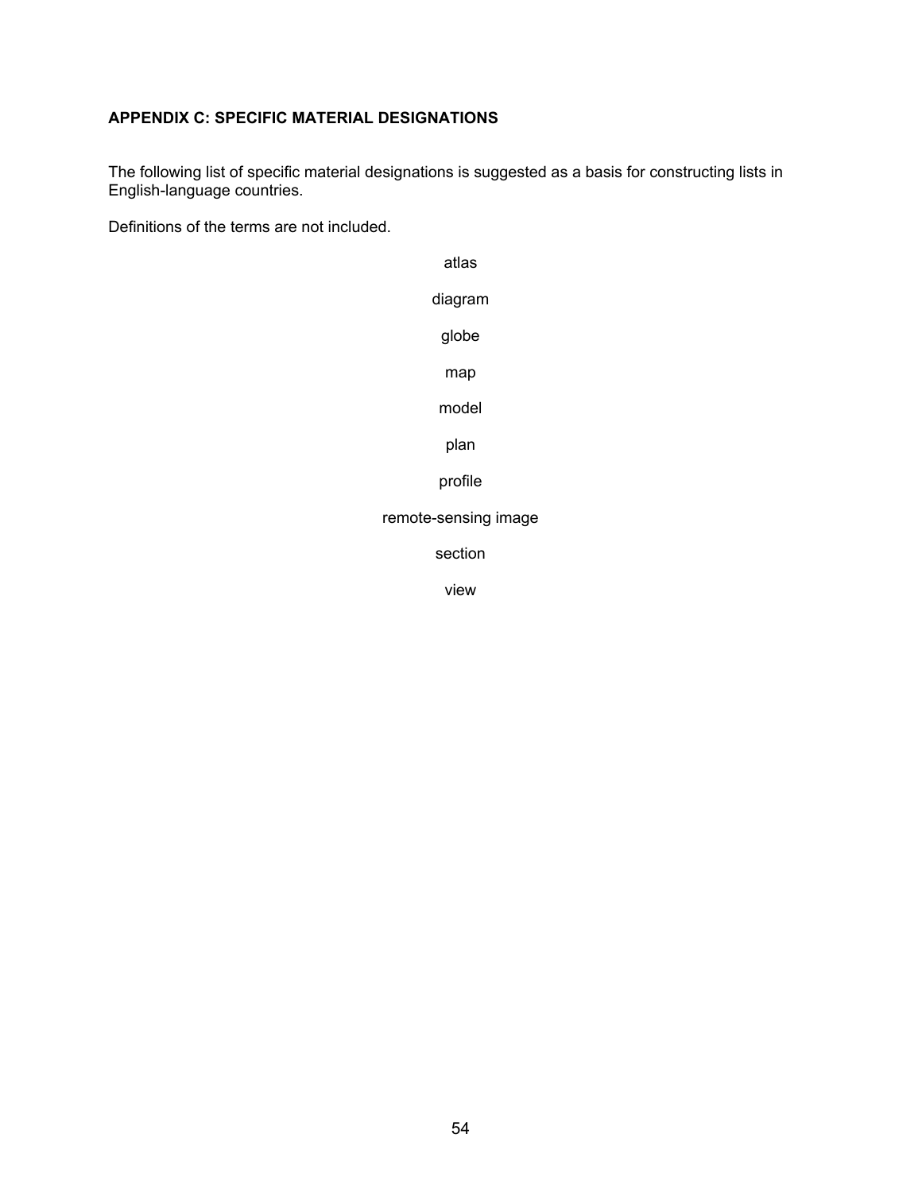## APPENDIX C: SPECIFIC MATERIAL DESIGNATIONS

The following list of specific material designations is suggested as a basis for constructing lists in English-language countries.

Definitions of the terms are not included.

atlas

diagram

globe

map

model

plan

profile

remote-sensing image

section

view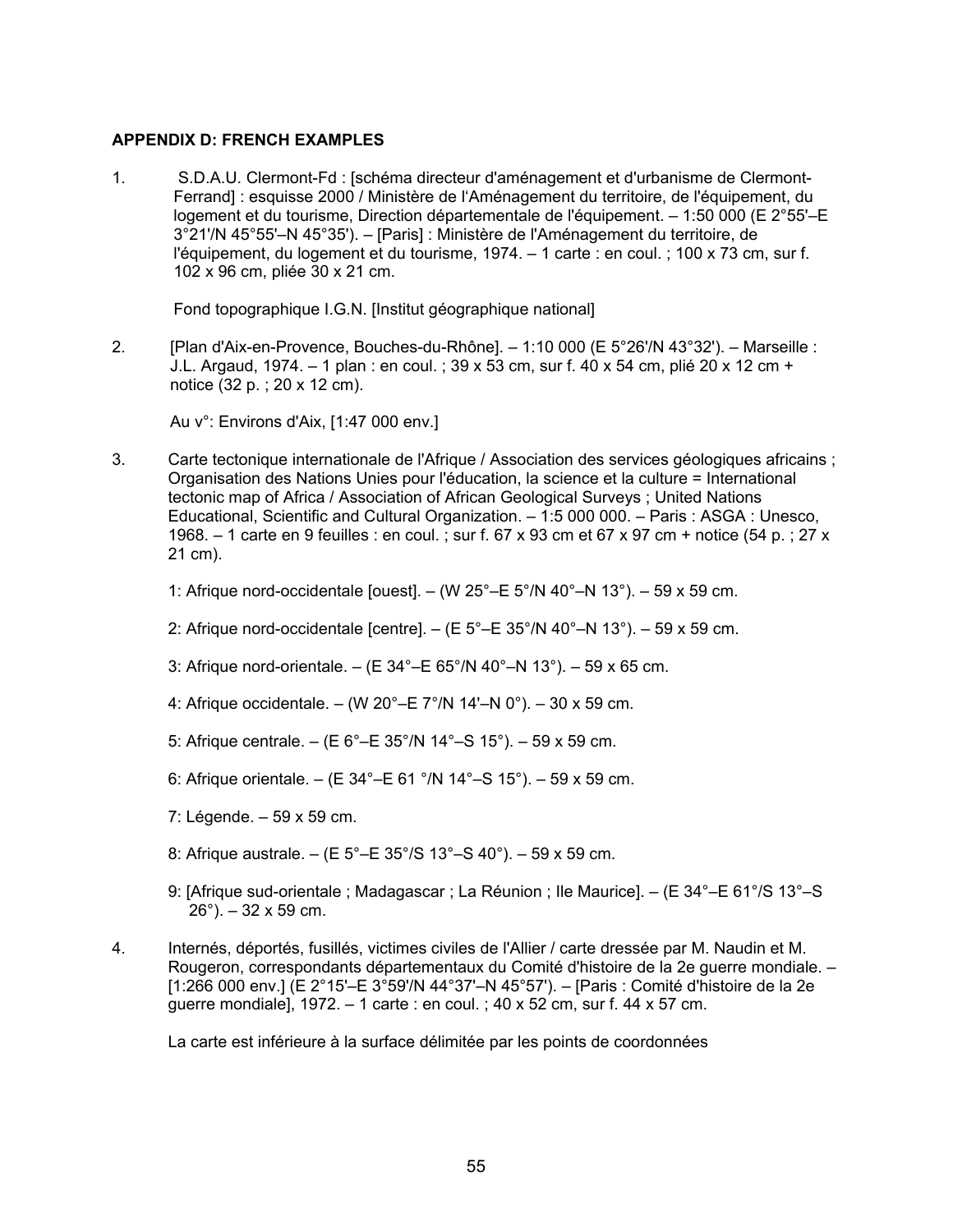**APPENDIX D: FRENCH EXAMPLES**

1. S.D.A.U. Clermont-Fd : [schéma directeur d'aménagement et d'urbanisme de Clermont-Ferrand] : esquisse 2000 / Ministère de l'Aménagement du territoire, de l'équipement, du logement et du tourisme, Direction départementale de l'équipement. – 1:50 000 (E 2°55'–E 3°21'/N 45°55'–N 45°35'). – [Paris] : Ministère de l'Aménagement du territoire, de l'équipement, du logement et du tourisme, 1974. – 1 carte : en coul. ; 100 x 73 cm, sur f. 102 x 96 cm, pliée 30 x 21 cm.

   Fond topographique I.G.N. [Institut géographique national]

2. [Plan d'Aix-en-Provence, Bouches-du-Rhône]. – 1:10 000 (E 5°26'/N 43°32'). – Marseille : J.L. Argaud, 1974. – 1 plan : en coul. ; 39 x 53 cm, sur f. 40 x 54 cm, plié 20 x 12 cm + notice (32 p. ; 20 x 12 cm).

   Au v°: Environs d'Aix, [1:47 000 env.]

3. Carte tectonique internationale de l'Afrique / Association des services géologiques africains ; Organisation des Nations Unies pour l'éducation, la science et la culture = International tectonic map of Africa / Association of African Geological Surveys ; United Nations Educational, Scientific and Cultural Organization. – 1:5 000 000. – Paris : ASGA : Unesco, 1968. – 1 carte en 9 feuilles : en coul. ; sur f. 67 x 93 cm et 67 x 97 cm + notice (54 p. ; 27 x 21 cm).

   1: Afrique nord-occidentale [ouest]. – (W 25°–E 5°/N 40°–N 13°). – 59 x 59 cm.

   2: Afrique nord-occidentale [centre]. – (E 5°–E 35°/N 40°–N 13°). – 59 x 59 cm.

   3: Afrique nord-orientale. – (E 34°–E 65°/N 40°–N 13°). – 59 x 65 cm.

   4: Afrique occidentale. – (W 20°–E 7°/N 14'–N 0°). – 30 x 59 cm.

   5: Afrique centrale. – (E 6°–E 35°/N 14°–S 15°). – 59 x 59 cm.

   6: Afrique orientale. – (E 34°–E 61 °/N 14°–S 15°). – 59 x 59 cm.

   7: Légende. – 59 x 59 cm.

   8: Afrique australe. – (E 5°–E 35°/S 13°–S 40°). – 59 x 59 cm.

   9: [Afrique sud-orientale ; Madagascar ; La Réunion ; Ile Maurice]. – (E 34°–E 61°/S 13°–S 26°). – 32 x 59 cm.

4. Internés, déportés, fusillés, victimes civiles de l'Allier / carte dressée par M. Naudin et M. Rougeron, correspondants départementaux du Comité d'histoire de la 2e guerre mondiale. – [1:266 000 env.] (E 2°15'–E 3°59'/N 44°37'–N 45°57'). – [Paris : Comité d'histoire de la 2e guerre mondiale], 1972. – 1 carte : en coul. ; 40 x 52 cm, sur f. 44 x 57 cm.

   La carte est inférieure à la surface délimitée par les points de coordonnées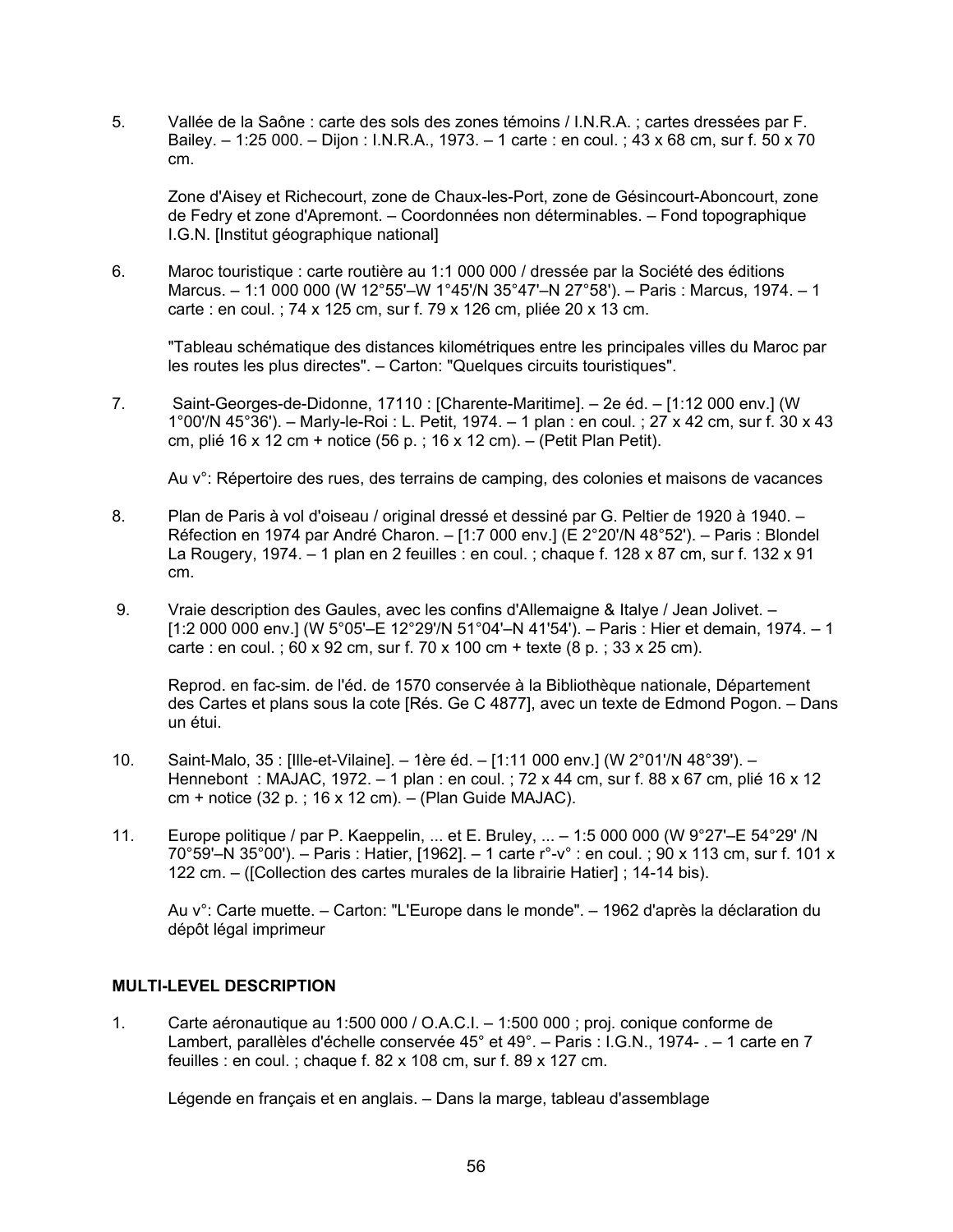5. Vallée de la Saône : carte des sols des zones témoins / I.N.R.A. ; cartes dressées par F. Bailey. – 1:25 000. – Dijon : I.N.R.A., 1973. – 1 carte : en coul. ; 43 x 68 cm, sur f. 50 x 70 cm.

   Zone d'Aisey et Richecourt, zone de Chaux-les-Port, zone de Gésincourt-Aboncourt, zone de Fedry et zone d'Apremont. – Coordonnées non déterminables. – Fond topographique I.G.N. [Institut géographique national]

6. Maroc touristique : carte routière au 1:1 000 000 / dressée par la Société des éditions Marcus. – 1:1 000 000 (W 12°55'–W 1°45'/N 35°47'–N 27°58'). – Paris : Marcus, 1974. – 1 carte : en coul. ; 74 x 125 cm, sur f. 79 x 126 cm, pliée 20 x 13 cm.

   "Tableau schématique des distances kilométriques entre les principales villes du Maroc par les routes les plus directes". – Carton: "Quelques circuits touristiques".

7. Saint-Georges-de-Didonne, 17110 : [Charente-Maritime]. – 2e éd. – [1:12 000 env.] (W 1°00'/N 45°36'). – Marly-le-Roi : L. Petit, 1974. – 1 plan : en coul. ; 27 x 42 cm, sur f. 30 x 43 cm, plié 16 x 12 cm + notice (56 p. ; 16 x 12 cm). – (Petit Plan Petit).

   Au v°: Répertoire des rues, des terrains de camping, des colonies et maisons de vacances

8. Plan de Paris à vol d'oiseau / original dressé et dessiné par G. Peltier de 1920 à 1940. – Réfection en 1974 par André Charon. – [1:7 000 env.] (E 2°20'/N 48°52'). – Paris : Blondel La Rougery, 1974. – 1 plan en 2 feuilles : en coul. ; chaque f. 128 x 87 cm, sur f. 132 x 91 cm.

9. Vraie description des Gaules, avec les confins d'Allemaigne & Italye / Jean Jolivet. – [1:2 000 000 env.] (W 5°05'–E 12°29'/N 51°04'–N 41'54'). – Paris : Hier et demain, 1974. – 1 carte : en coul. ; 60 x 92 cm, sur f. 70 x 100 cm + texte (8 p. ; 33 x 25 cm).

   Reprod. en fac-sim. de l'éd. de 1570 conservée à la Bibliothèque nationale, Département des Cartes et plans sous la cote [Rés. Ge C 4877], avec un texte de Edmond Pogon. – Dans un étui.

10. Saint-Malo, 35 : [Ille-et-Vilaine]. – 1ère éd. – [1:11 000 env.] (W 2°01'/N 48°39'). – Hennebont : MAJAC, 1972. – 1 plan : en coul. ; 72 x 44 cm, sur f. 88 x 67 cm, plié 16 x 12 cm + notice (32 p. ; 16 x 12 cm). – (Plan Guide MAJAC).

11. Europe politique / par P. Kaeppelin, ... et E. Bruley, ... – 1:5 000 000 (W 9°27'–E 54°29' /N 70°59'–N 35°00'). – Paris : Hatier, [1962]. – 1 carte r°-v° : en coul. ; 90 x 113 cm, sur f. 101 x 122 cm. – ([Collection des cartes murales de la librairie Hatier] ; 14-14 bis).

    Au v°: Carte muette. – Carton: "L'Europe dans le monde". – 1962 d'après la déclaration du dépôt légal imprimeur

**MULTI-LEVEL DESCRIPTION**

1. Carte aéronautique au 1:500 000 / O.A.C.I. – 1:500 000 ; proj. conique conforme de Lambert, parallèles d'échelle conservée 45° et 49°. – Paris : I.G.N., 1974- . – 1 carte en 7 feuilles : en coul. ; chaque f. 82 x 108 cm, sur f. 89 x 127 cm.

   Légende en français et en anglais. – Dans la marge, tableau d'assemblage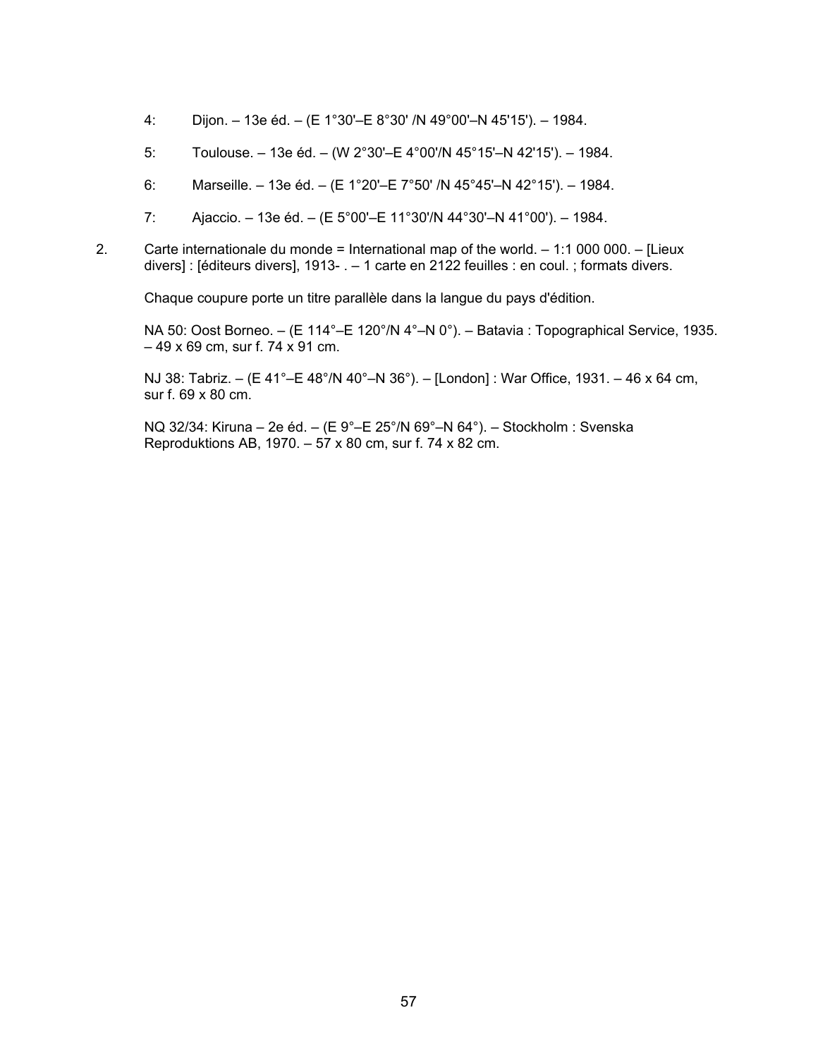4: Dijon. – 13e éd. – (E 1°30'–E 8°30' /N 49°00'–N 45'15'). – 1984.

5: Toulouse. – 13e éd. – (W 2°30'–E 4°00'/N 45°15'–N 42'15'). – 1984.

6: Marseille. – 13e éd. – (E 1°20'–E 7°50' /N 45°45'–N 42°15'). – 1984.

7: Ajaccio. – 13e éd. – (E 5°00'–E 11°30'/N 44°30'–N 41°00'). – 1984.

2. Carte internationale du monde = International map of the world. – 1:1 000 000. – [Lieux divers] : [éditeurs divers], 1913- . – 1 carte en 2122 feuilles : en coul. ; formats divers.

   Chaque coupure porte un titre parallèle dans la langue du pays d'édition.

   NA 50: Oost Borneo. – (E 114°–E 120°/N 4°–N 0°). – Batavia : Topographical Service, 1935. – 49 x 69 cm, sur f. 74 x 91 cm.

   NJ 38: Tabriz. – (E 41°–E 48°/N 40°–N 36°). – [London] : War Office, 1931. – 46 x 64 cm, sur f. 69 x 80 cm.

   NQ 32/34: Kiruna – 2e éd. – (E 9°–E 25°/N 69°–N 64°). – Stockholm : Svenska Reproduktions AB, 1970. – 57 x 80 cm, sur f. 74 x 82 cm.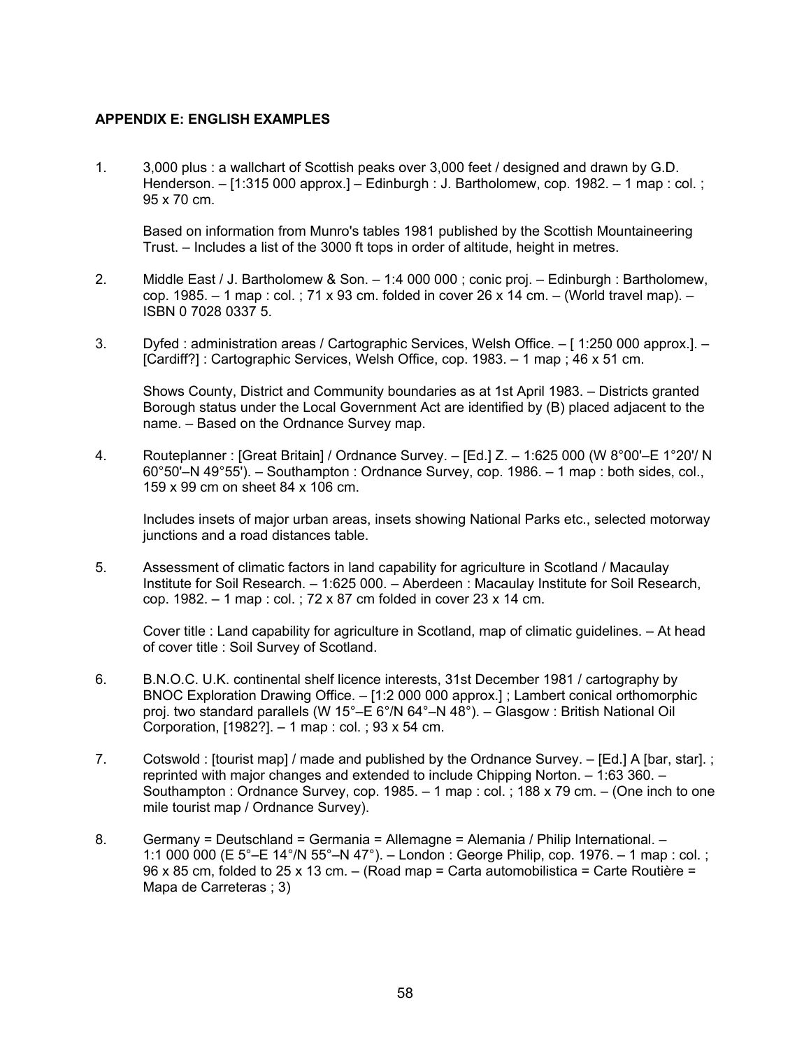## APPENDIX E: ENGLISH EXAMPLES

1. 3,000 plus : a wallchart of Scottish peaks over 3,000 feet / designed and drawn by G.D. Henderson. – [1:315 000 approx.] – Edinburgh : J. Bartholomew, cop. 1982. – 1 map : col. ; 95 x 70 cm.

   Based on information from Munro's tables 1981 published by the Scottish Mountaineering Trust. – Includes a list of the 3000 ft tops in order of altitude, height in metres.

2. Middle East / J. Bartholomew & Son. – 1:4 000 000 ; conic proj. – Edinburgh : Bartholomew, cop. 1985. – 1 map : col. ; 71 x 93 cm. folded in cover 26 x 14 cm. – (World travel map). – ISBN 0 7028 0337 5.

3. Dyfed : administration areas / Cartographic Services, Welsh Office. – [ 1:250 000 approx.]. – [Cardiff?] : Cartographic Services, Welsh Office, cop. 1983. – 1 map ; 46 x 51 cm.

   Shows County, District and Community boundaries as at 1st April 1983. – Districts granted Borough status under the Local Government Act are identified by (B) placed adjacent to the name. – Based on the Ordnance Survey map.

4. Routeplanner : [Great Britain] / Ordnance Survey. – [Ed.] Z. – 1:625 000 (W 8°00'–E 1°20'/ N 60°50'–N 49°55'). – Southampton : Ordnance Survey, cop. 1986. – 1 map : both sides, col., 159 x 99 cm on sheet 84 x 106 cm.

   Includes insets of major urban areas, insets showing National Parks etc., selected motorway junctions and a road distances table.

5. Assessment of climatic factors in land capability for agriculture in Scotland / Macaulay Institute for Soil Research. – 1:625 000. – Aberdeen : Macaulay Institute for Soil Research, cop. 1982. – 1 map : col. ; 72 x 87 cm folded in cover 23 x 14 cm.

   Cover title : Land capability for agriculture in Scotland, map of climatic guidelines. – At head of cover title : Soil Survey of Scotland.

6. B.N.O.C. U.K. continental shelf licence interests, 31st December 1981 / cartography by BNOC Exploration Drawing Office. – [1:2 000 000 approx.] ; Lambert conical orthomorphic proj. two standard parallels (W 15°–E 6°/N 64°–N 48°). – Glasgow : British National Oil Corporation, [1982?]. – 1 map : col. ; 93 x 54 cm.

7. Cotswold : [tourist map] / made and published by the Ordnance Survey. – [Ed.] A [bar, star]. ; reprinted with major changes and extended to include Chipping Norton. – 1:63 360. – Southampton : Ordnance Survey, cop. 1985. – 1 map : col. ; 188 x 79 cm. – (One inch to one mile tourist map / Ordnance Survey).

8. Germany = Deutschland = Germania = Allemagne = Alemania / Philip International. – 1:1 000 000 (E 5°–E 14°/N 55°–N 47°). – London : George Philip, cop. 1976. – 1 map : col. ; 96 x 85 cm, folded to 25 x 13 cm. – (Road map = Carta automobilistica = Carte Routière = Mapa de Carreteras ; 3)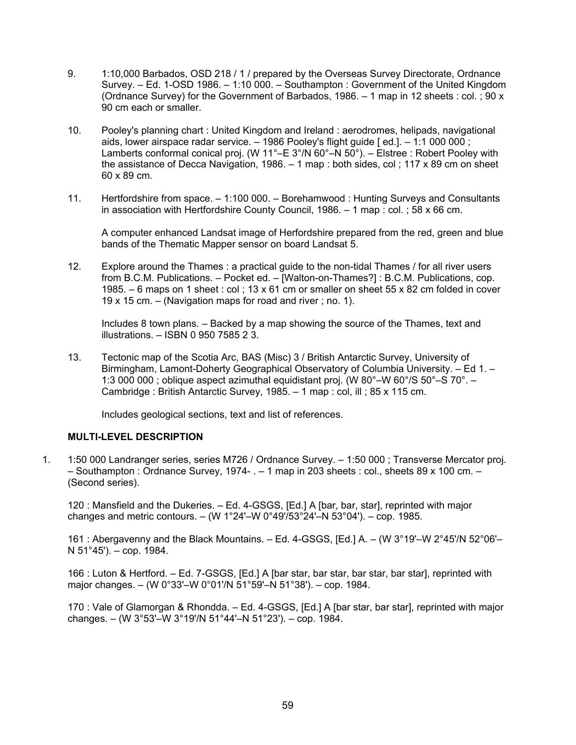9. 1:10,000 Barbados, OSD 218 / 1 / prepared by the Overseas Survey Directorate, Ordnance Survey. – Ed. 1-OSD 1986. – 1:10 000. – Southampton : Government of the United Kingdom (Ordnance Survey) for the Government of Barbados, 1986. – 1 map in 12 sheets : col. ; 90 x 90 cm each or smaller.

10. Pooley's planning chart : United Kingdom and Ireland : aerodromes, helipads, navigational aids, lower airspace radar service. – 1986 Pooley's flight guide [ ed.]. – 1:1 000 000 ; Lamberts conformal conical proj. (W 11°–E 3°/N 60°–N 50°). – Elstree : Robert Pooley with the assistance of Decca Navigation, 1986. – 1 map : both sides, col ; 117 x 89 cm on sheet 60 x 89 cm.

11. Hertfordshire from space. – 1:100 000. – Borehamwood : Hunting Surveys and Consultants in association with Hertfordshire County Council, 1986. – 1 map : col. ; 58 x 66 cm.

    A computer enhanced Landsat image of Herfordshire prepared from the red, green and blue bands of the Thematic Mapper sensor on board Landsat 5.

12. Explore around the Thames : a practical guide to the non-tidal Thames / for all river users from B.C.M. Publications. – Pocket ed. – [Walton-on-Thames?] : B.C.M. Publications, cop. 1985. – 6 maps on 1 sheet : col ; 13 x 61 cm or smaller on sheet 55 x 82 cm folded in cover 19 x 15 cm. – (Navigation maps for road and river ; no. 1).

    Includes 8 town plans. – Backed by a map showing the source of the Thames, text and illustrations. – ISBN 0 950 7585 2 3.

13. Tectonic map of the Scotia Arc, BAS (Misc) 3 / British Antarctic Survey, University of Birmingham, Lamont-Doherty Geographical Observatory of Columbia University. – Ed 1. – 1:3 000 000 ; oblique aspect azimuthal equidistant proj. (W 80°–W 60°/S 50°–S 70°. – Cambridge : British Antarctic Survey, 1985. – 1 map : col, ill ; 85 x 115 cm.

    Includes geological sections, text and list of references.

**MULTI-LEVEL DESCRIPTION**

1. 1:50 000 Landranger series, series M726 / Ordnance Survey. – 1:50 000 ; Transverse Mercator proj. – Southampton : Ordnance Survey, 1974- . – 1 map in 203 sheets : col., sheets 89 x 100 cm. – (Second series).

    120 : Mansfield and the Dukeries. – Ed. 4-GSGS, [Ed.] A [bar, bar, star], reprinted with major changes and metric contours. – (W 1°24'–W 0°49'/53°24'–N 53°04'). – cop. 1985.

    161 : Abergavenny and the Black Mountains. – Ed. 4-GSGS, [Ed.] A. – (W 3°19'–W 2°45'/N 52°06'–N 51°45'). – cop. 1984.

    166 : Luton & Hertford. – Ed. 7-GSGS, [Ed.] A [bar star, bar star, bar star, bar star], reprinted with major changes. – (W 0°33'–W 0°01'/N 51°59'–N 51°38'). – cop. 1984.

    170 : Vale of Glamorgan & Rhondda. – Ed. 4-GSGS, [Ed.] A [bar star, bar star], reprinted with major changes. – (W 3°53'–W 3°19'/N 51°44'–N 51°23'). – cop. 1984.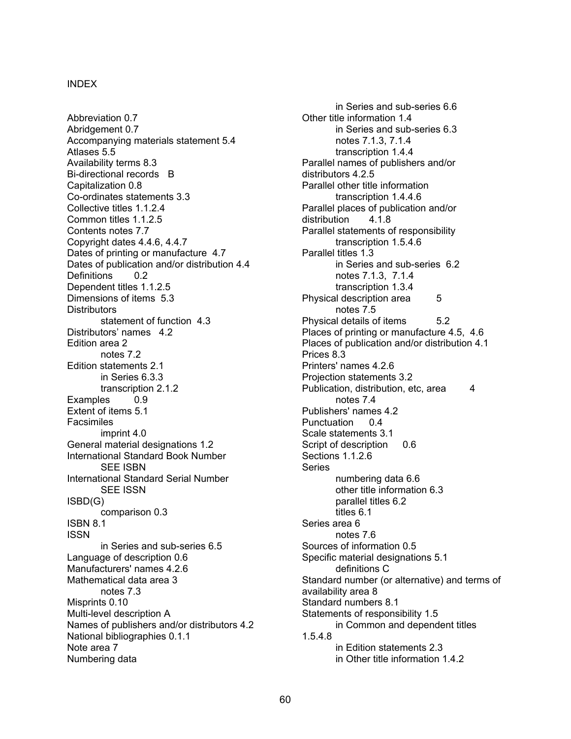# INDEX

Abbreviation 0.7
Abridgement 0.7
Accompanying materials statement 5.4
Atlases 5.5
Availability terms 8.3
Bi-directional records B
Capitalization 0.8
Co-ordinates statements 3.3
Collective titles 1.1.2.4
Common titles 1.1.2.5
Contents notes 7.7
Copyright dates 4.4.6, 4.4.7
Dates of printing or manufacture 4.7
Dates of publication and/or distribution 4.4
Definitions 0.2
Dependent titles 1.1.2.5
Dimensions of items 5.3
Distributors
- statement of function 4.3

Distributors' names 4.2
Edition area 2
- notes 7.2

Edition statements 2.1
- in Series 6.3.3
- transcription 2.1.2

Examples 0.9
Extent of items 5.1
Facsimiles
- imprint 4.0

General material designations 1.2
International Standard Book Number
- SEE ISBN

International Standard Serial Number
- SEE ISSN

ISBD(G)
- comparison 0.3

ISBN 8.1
ISSN
- in Series and sub-series 6.5

Language of description 0.6
Manufacturers' names 4.2.6
Mathematical data area 3
- notes 7.3

Misprints 0.10
Multi-level description A
Names of publishers and/or distributors 4.2
National bibliographies 0.1.1
Note area 7
Numbering data
- in Series and sub-series 6.6

Other title information 1.4
- in Series and sub-series 6.3
- notes 7.1.3, 7.1.4
- transcription 1.4.4

Parallel names of publishers and/or distributors 4.2.5
Parallel other title information
- transcription 1.4.4.6

Parallel places of publication and/or distribution 4.1.8
Parallel statements of responsibility
- transcription 1.5.4.6

Parallel titles 1.3
- in Series and sub-series 6.2
- notes 7.1.3, 7.1.4
- transcription 1.3.4

Physical description area 5
- notes 7.5

Physical details of items 5.2
Places of printing or manufacture 4.5, 4.6
Places of publication and/or distribution 4.1
Prices 8.3
Printers' names 4.2.6
Projection statements 3.2
Publication, distribution, etc, area 4
- notes 7.4

Publishers' names 4.2
Punctuation 0.4
Scale statements 3.1
Script of description 0.6
Sections 1.1.2.6
Series
- numbering data 6.6
- other title information 6.3
- parallel titles 6.2
- titles 6.1

Series area 6
- notes 7.6

Sources of information 0.5
Specific material designations 5.1
- definitions C

Standard number (or alternative) and terms of availability area 8
Standard numbers 8.1
Statements of responsibility 1.5
- in Common and dependent titles 1.5.4.8
- in Edition statements 2.3
- in Other title information 1.4.2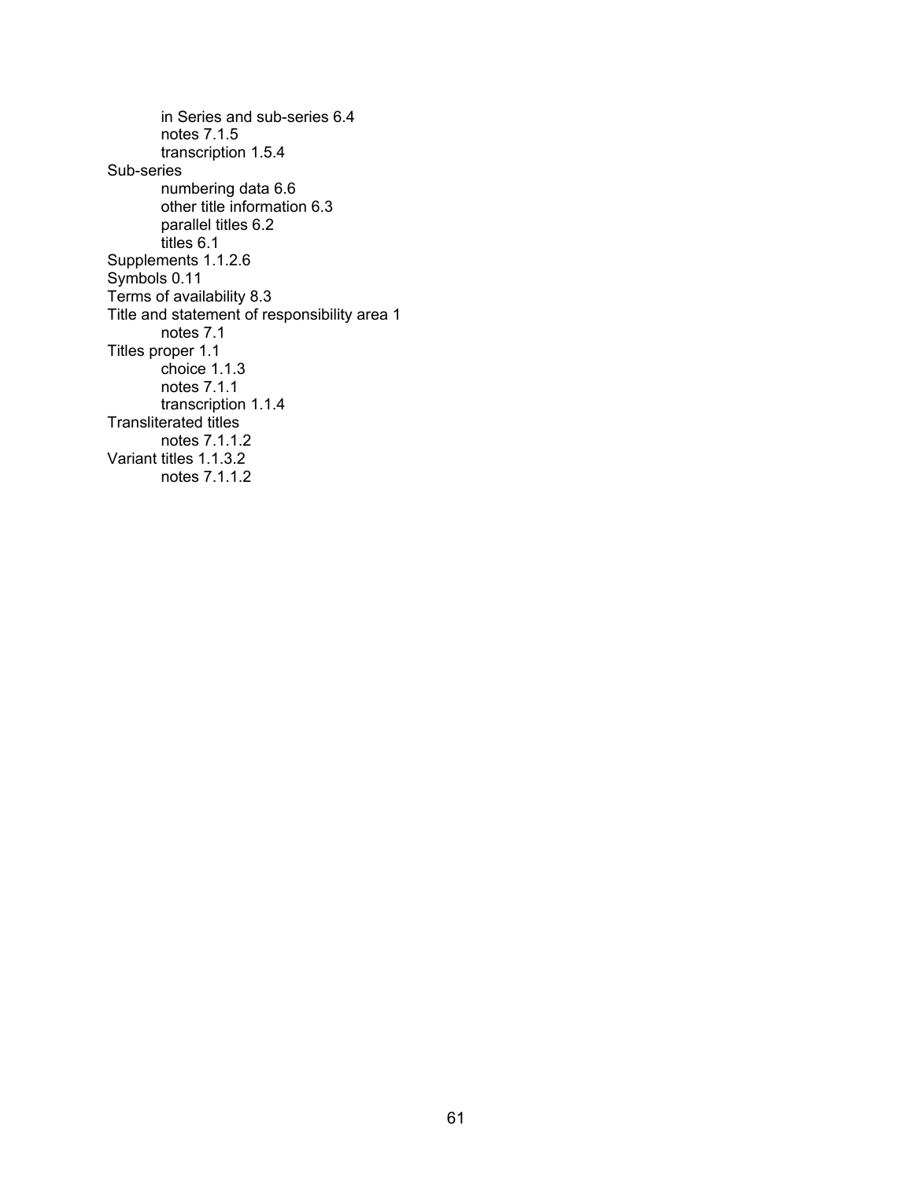- in Series and sub-series 6.4
- notes 7.1.5
- transcription 1.5.4

Sub-series

- numbering data 6.6
- other title information 6.3
- parallel titles 6.2
- titles 6.1

Supplements 1.1.2.6

Symbols 0.11

Terms of availability 8.3

Title and statement of responsibility area 1

- notes 7.1

Titles proper 1.1

- choice 1.1.3
- notes 7.1.1
- transcription 1.1.4

Transliterated titles

- notes 7.1.1.2

Variant titles 1.1.3.2

- notes 7.1.1.2